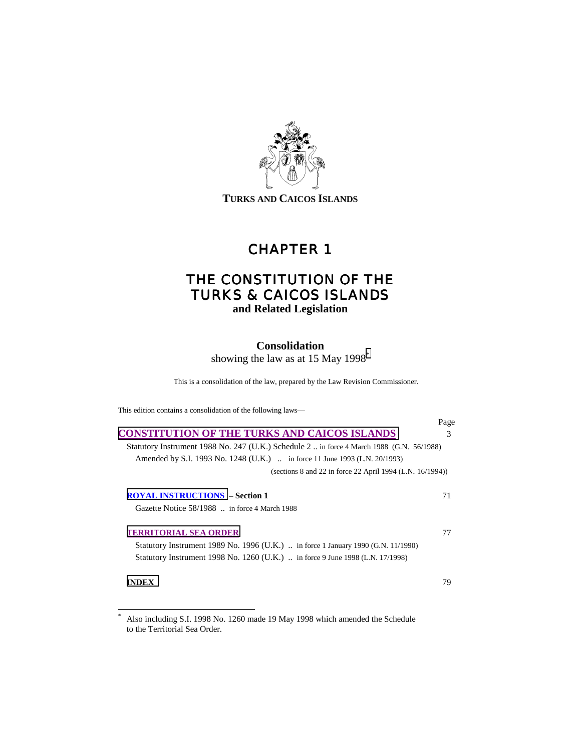**TURKS AND CAICOS ISLANDS**

# CHAPTER 1

# THE CONSTITUTION OF THE TURKS & CAICOS ISLANDS

**and Related Legislation**

**Consolidation**

showing the law as at 15 May 1998*

This is a consolidation of the law, prepared by the Law Revision Commissioner.

This edition contains a consolidation of the following laws—

| | Page |
|---|---|
| **CONSTITUTION OF THE TURKS AND CAICOS ISLANDS** | 3 |
| Statutory Instrument 1988 No. 247 (U.K.) Schedule 2 .. in force 4 March 1988 (G.N. 56/1988) | |
| Amended by S.I. 1993 No. 1248 (U.K.) .. in force 11 June 1993 (L.N. 20/1993) | |
| (sections 8 and 22 in force 22 April 1994 (L.N. 16/1994)) | |
| **ROYAL INSTRUCTIONS – Section 1** | 71 |
| Gazette Notice 58/1988 .. in force 4 March 1988 | |
| **TERRITORIAL SEA ORDER** | 77 |
| Statutory Instrument 1989 No. 1996 (U.K.) .. in force 1 January 1990 (G.N. 11/1990) | |
| Statutory Instrument 1998 No. 1260 (U.K.) .. in force 9 June 1998 (L.N. 17/1998) | |
| **INDEX** | 79 |

---

* Also including S.I. 1998 No. 1260 made 19 May 1998 which amended the Schedule to the Territorial Sea Order.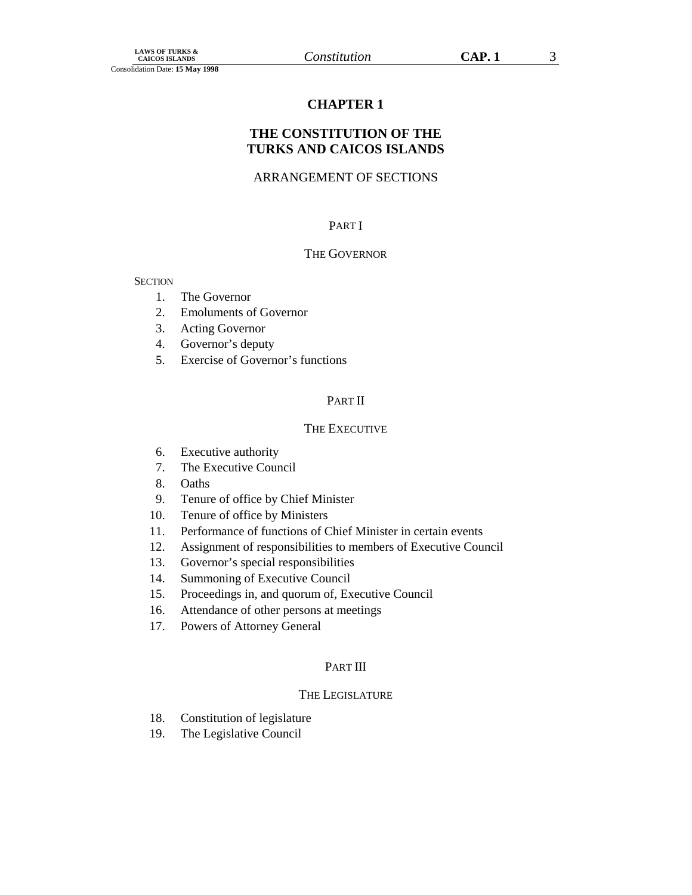# CHAPTER 1

# THE CONSTITUTION OF THE TURKS AND CAICOS ISLANDS

ARRANGEMENT OF SECTIONS

## PART I

### THE GOVERNOR

SECTION

1. The Governor
2. Emoluments of Governor
3. Acting Governor
4. Governor's deputy
5. Exercise of Governor's functions

## PART II

### THE EXECUTIVE

6. Executive authority
7. The Executive Council
8. Oaths
9. Tenure of office by Chief Minister
10. Tenure of office by Ministers
11. Performance of functions of Chief Minister in certain events
12. Assignment of responsibilities to members of Executive Council
13. Governor's special responsibilities
14. Summoning of Executive Council
15. Proceedings in, and quorum of, Executive Council
16. Attendance of other persons at meetings
17. Powers of Attorney General

## PART III

### THE LEGISLATURE

18. Constitution of legislature
19. The Legislative Council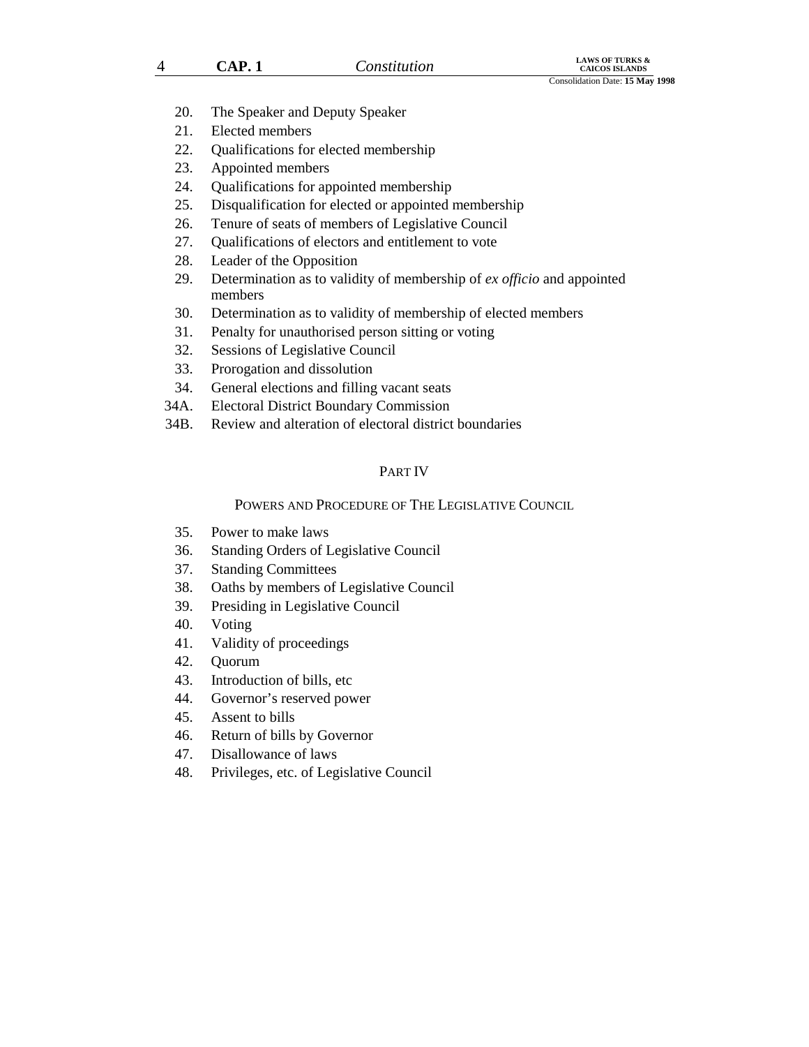20. The Speaker and Deputy Speaker
21. Elected members
22. Qualifications for elected membership
23. Appointed members
24. Qualifications for appointed membership
25. Disqualification for elected or appointed membership
26. Tenure of seats of members of Legislative Council
27. Qualifications of electors and entitlement to vote
28. Leader of the Opposition
29. Determination as to validity of membership of *ex officio* and appointed members
30. Determination as to validity of membership of elected members
31. Penalty for unauthorised person sitting or voting
32. Sessions of Legislative Council
33. Prorogation and dissolution
34. General elections and filling vacant seats

34A. Electoral District Boundary Commission

34B. Review and alteration of electoral district boundaries

## PART IV

### POWERS AND PROCEDURE OF THE LEGISLATIVE COUNCIL

35. Power to make laws
36. Standing Orders of Legislative Council
37. Standing Committees
38. Oaths by members of Legislative Council
39. Presiding in Legislative Council
40. Voting
41. Validity of proceedings
42. Quorum
43. Introduction of bills, etc
44. Governor's reserved power
45. Assent to bills
46. Return of bills by Governor
47. Disallowance of laws
48. Privileges, etc. of Legislative Council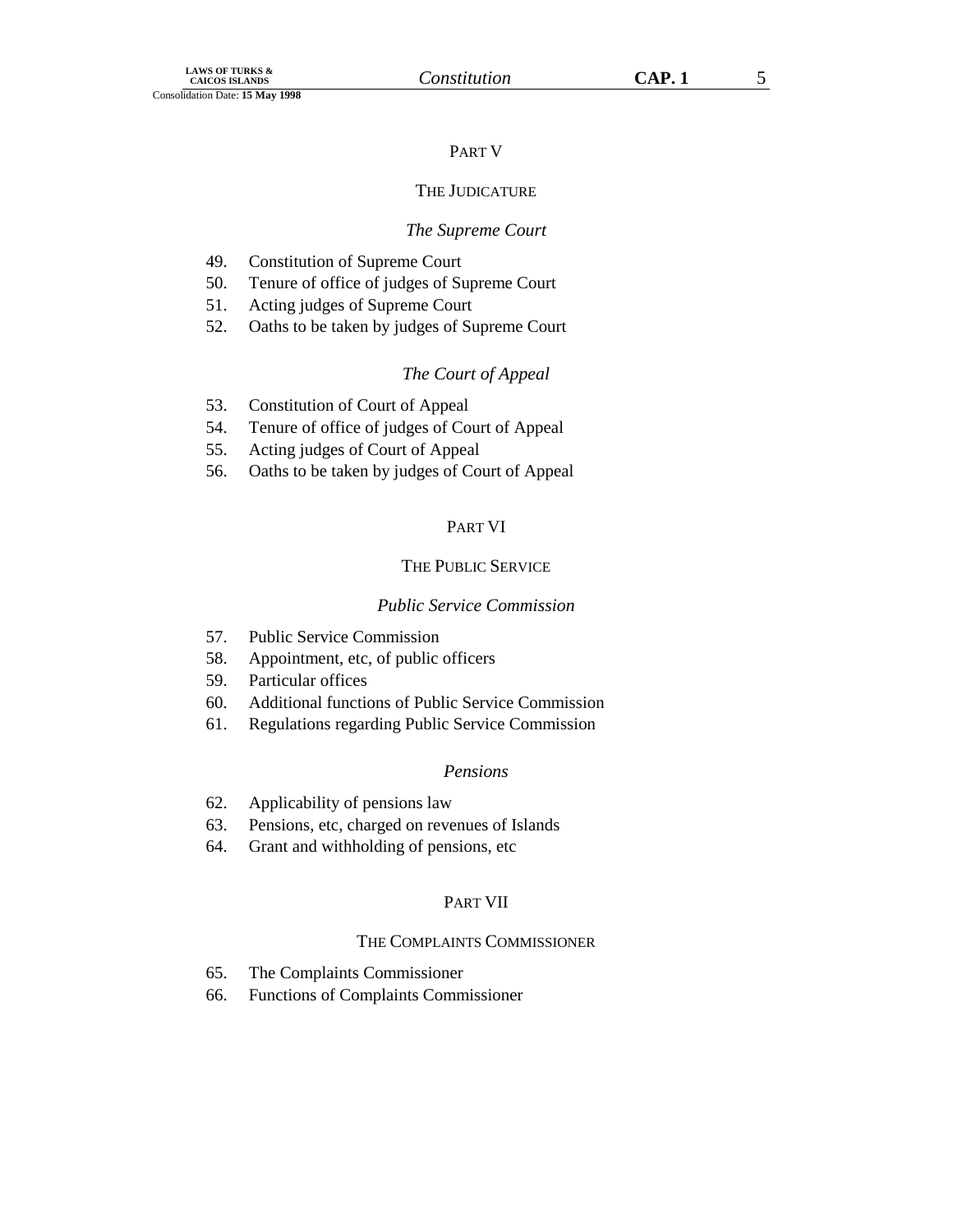## PART V

## THE JUDICATURE

### *The Supreme Court*

49. Constitution of Supreme Court
50. Tenure of office of judges of Supreme Court
51. Acting judges of Supreme Court
52. Oaths to be taken by judges of Supreme Court

### *The Court of Appeal*

53. Constitution of Court of Appeal
54. Tenure of office of judges of Court of Appeal
55. Acting judges of Court of Appeal
56. Oaths to be taken by judges of Court of Appeal

## PART VI

## THE PUBLIC SERVICE

### *Public Service Commission*

57. Public Service Commission
58. Appointment, etc, of public officers
59. Particular offices
60. Additional functions of Public Service Commission
61. Regulations regarding Public Service Commission

### *Pensions*

62. Applicability of pensions law
63. Pensions, etc, charged on revenues of Islands
64. Grant and withholding of pensions, etc

## PART VII

## THE COMPLAINTS COMMISSIONER

65. The Complaints Commissioner
66. Functions of Complaints Commissioner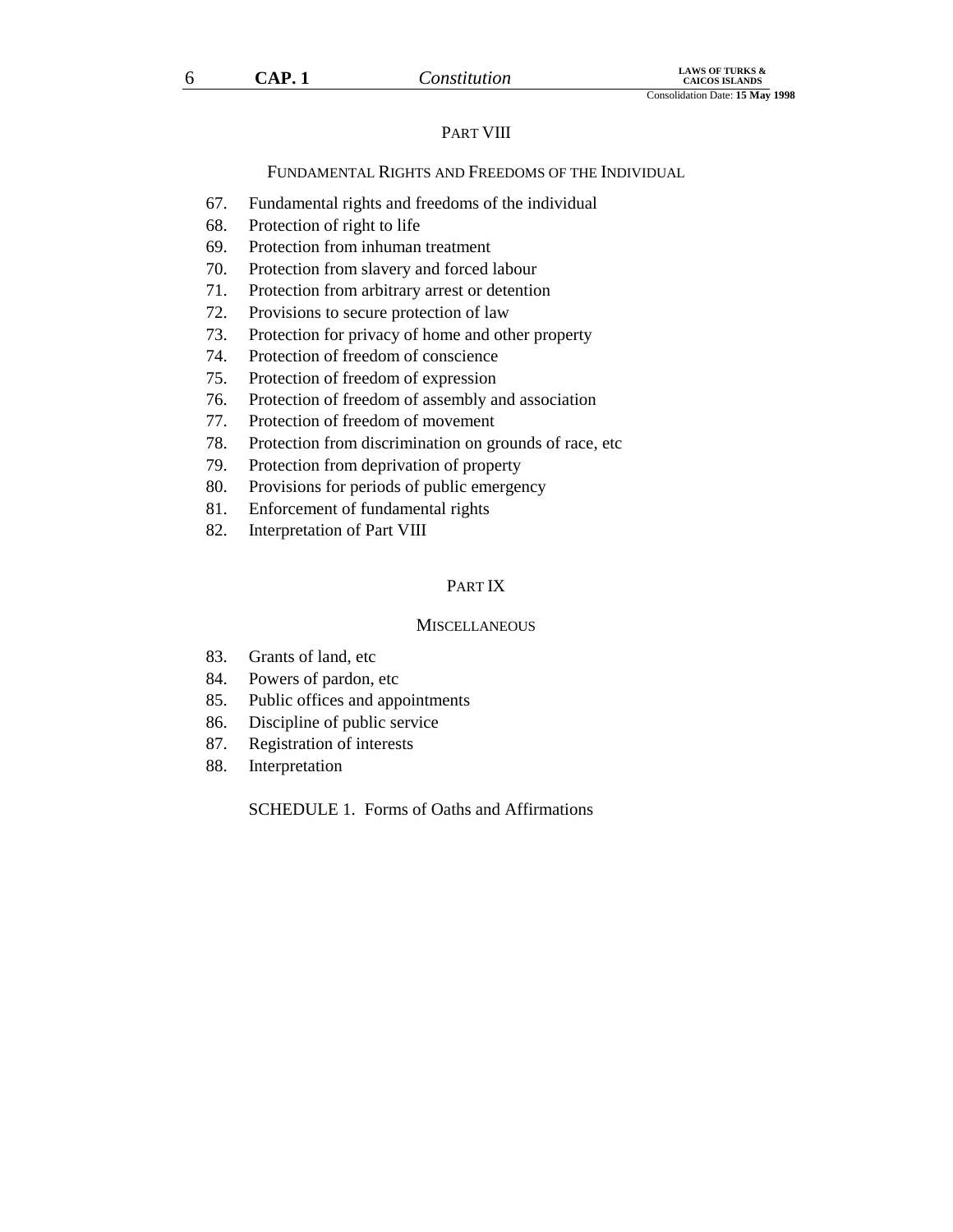## PART VIII

### FUNDAMENTAL RIGHTS AND FREEDOMS OF THE INDIVIDUAL

67. Fundamental rights and freedoms of the individual
68. Protection of right to life
69. Protection from inhuman treatment
70. Protection from slavery and forced labour
71. Protection from arbitrary arrest or detention
72. Provisions to secure protection of law
73. Protection for privacy of home and other property
74. Protection of freedom of conscience
75. Protection of freedom of expression
76. Protection of freedom of assembly and association
77. Protection of freedom of movement
78. Protection from discrimination on grounds of race, etc
79. Protection from deprivation of property
80. Provisions for periods of public emergency
81. Enforcement of fundamental rights
82. Interpretation of Part VIII

## PART IX

### MISCELLANEOUS

83. Grants of land, etc
84. Powers of pardon, etc
85. Public offices and appointments
86. Discipline of public service
87. Registration of interests
88. Interpretation

SCHEDULE 1. Forms of Oaths and Affirmations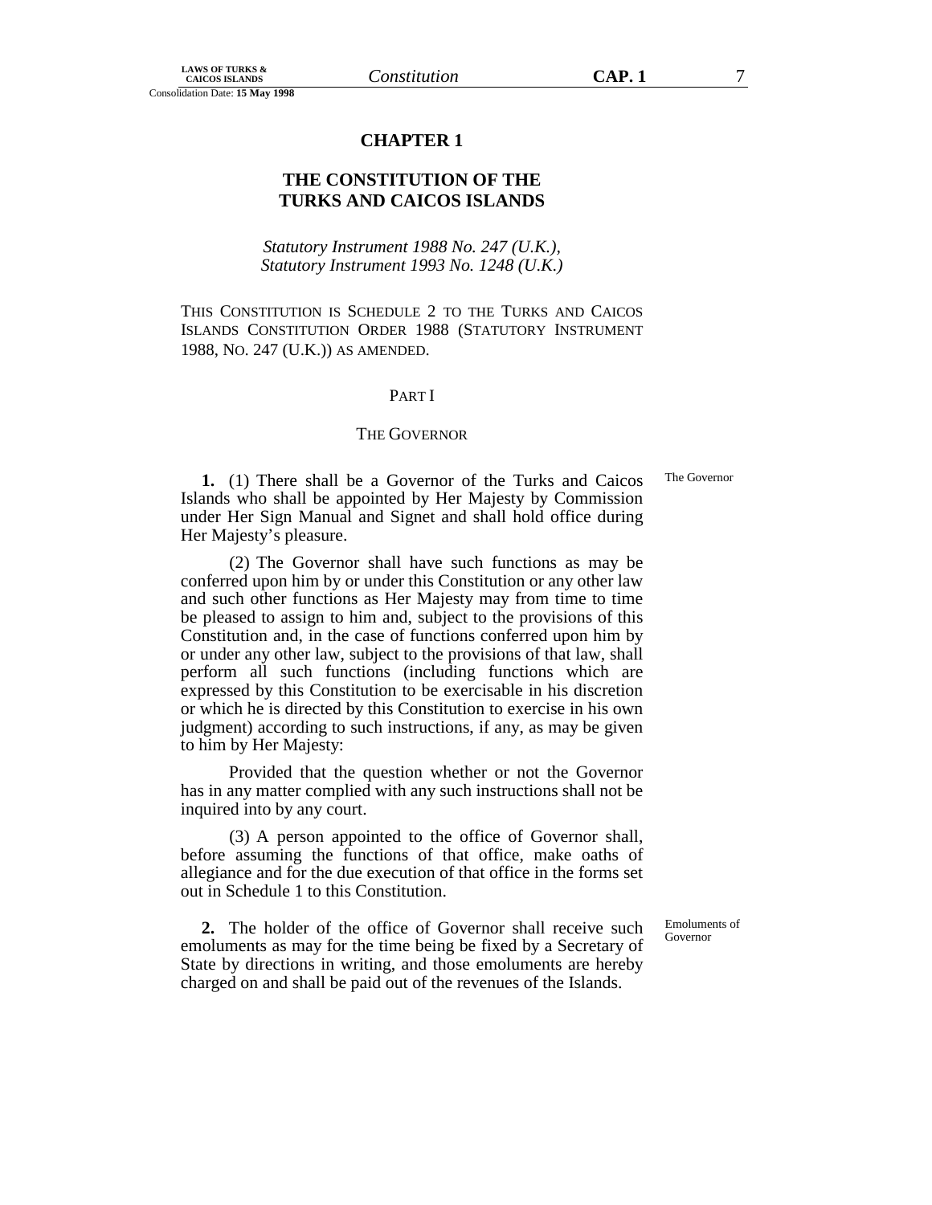# CHAPTER 1

## THE CONSTITUTION OF THE TURKS AND CAICOS ISLANDS

*Statutory Instrument 1988 No. 247 (U.K.), Statutory Instrument 1993 No. 1248 (U.K.)*

THIS CONSTITUTION IS SCHEDULE 2 TO THE TURKS AND CAICOS ISLANDS CONSTITUTION ORDER 1988 (STATUTORY INSTRUMENT 1988, NO. 247 (U.K.)) AS AMENDED.

### PART I

### THE GOVERNOR

*The Governor*

**1.** (1) There shall be a Governor of the Turks and Caicos Islands who shall be appointed by Her Majesty by Commission under Her Sign Manual and Signet and shall hold office during Her Majesty's pleasure.

(2) The Governor shall have such functions as may be conferred upon him by or under this Constitution or any other law and such other functions as Her Majesty may from time to time be pleased to assign to him and, subject to the provisions of this Constitution and, in the case of functions conferred upon him by or under any other law, subject to the provisions of that law, shall perform all such functions (including functions which are expressed by this Constitution to be exercisable in his discretion or which he is directed by this Constitution to exercise in his own judgment) according to such instructions, if any, as may be given to him by Her Majesty:

Provided that the question whether or not the Governor has in any matter complied with any such instructions shall not be inquired into by any court.

(3) A person appointed to the office of Governor shall, before assuming the functions of that office, make oaths of allegiance and for the due execution of that office in the forms set out in Schedule 1 to this Constitution.

*Emoluments of Governor*

**2.** The holder of the office of Governor shall receive such emoluments as may for the time being be fixed by a Secretary of State by directions in writing, and those emoluments are hereby charged on and shall be paid out of the revenues of the Islands.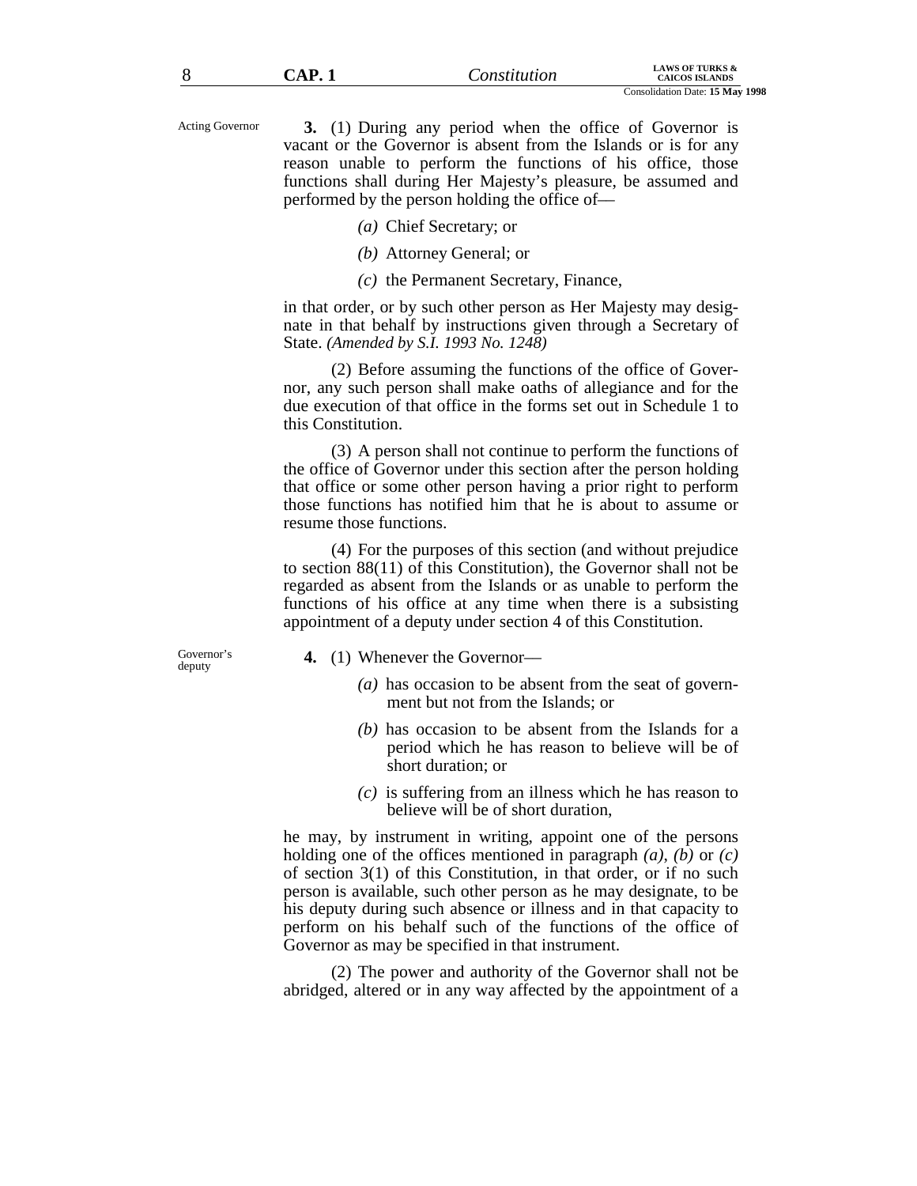Acting Governor

**3.** (1) During any period when the office of Governor is vacant or the Governor is absent from the Islands or is for any reason unable to perform the functions of his office, those functions shall during Her Majesty's pleasure, be assumed and performed by the person holding the office of—

*(a)* Chief Secretary; or

*(b)* Attorney General; or

*(c)* the Permanent Secretary, Finance,

in that order, or by such other person as Her Majesty may designate in that behalf by instructions given through a Secretary of State. *(Amended by S.I. 1993 No. 1248)*

(2) Before assuming the functions of the office of Governor, any such person shall make oaths of allegiance and for the due execution of that office in the forms set out in Schedule 1 to this Constitution.

(3) A person shall not continue to perform the functions of the office of Governor under this section after the person holding that office or some other person having a prior right to perform those functions has notified him that he is about to assume or resume those functions.

(4) For the purposes of this section (and without prejudice to section 88(11) of this Constitution), the Governor shall not be regarded as absent from the Islands or as unable to perform the functions of his office at any time when there is a subsisting appointment of a deputy under section 4 of this Constitution.

Governor's deputy

**4.** (1) Whenever the Governor—

*(a)* has occasion to be absent from the seat of government but not from the Islands; or

*(b)* has occasion to be absent from the Islands for a period which he has reason to believe will be of short duration; or

*(c)* is suffering from an illness which he has reason to believe will be of short duration,

he may, by instrument in writing, appoint one of the persons holding one of the offices mentioned in paragraph *(a)*, *(b)* or *(c)* of section 3(1) of this Constitution, in that order, or if no such person is available, such other person as he may designate, to be his deputy during such absence or illness and in that capacity to perform on his behalf such of the functions of the office of Governor as may be specified in that instrument.

(2) The power and authority of the Governor shall not be abridged, altered or in any way affected by the appointment of a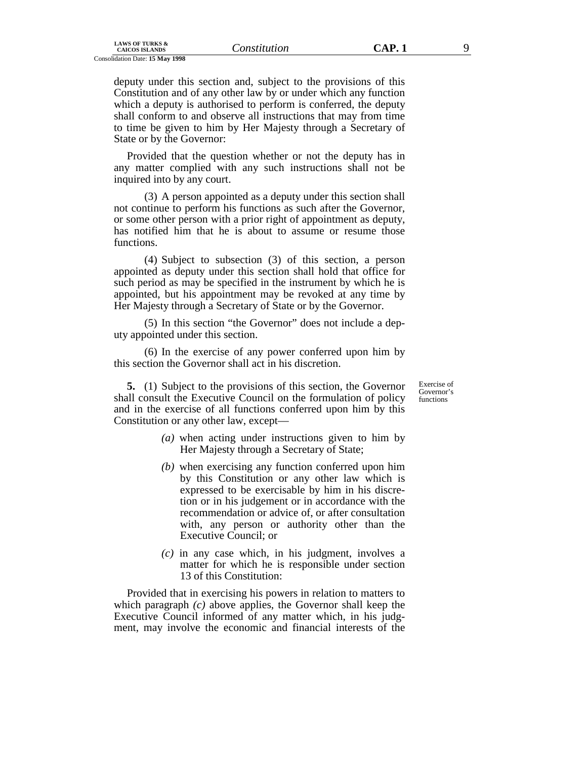deputy under this section and, subject to the provisions of this Constitution and of any other law by or under which any function which a deputy is authorised to perform is conferred, the deputy shall conform to and observe all instructions that may from time to time be given to him by Her Majesty through a Secretary of State or by the Governor:

Provided that the question whether or not the deputy has in any matter complied with any such instructions shall not be inquired into by any court.

(3) A person appointed as a deputy under this section shall not continue to perform his functions as such after the Governor, or some other person with a prior right of appointment as deputy, has notified him that he is about to assume or resume those functions.

(4) Subject to subsection (3) of this section, a person appointed as deputy under this section shall hold that office for such period as may be specified in the instrument by which he is appointed, but his appointment may be revoked at any time by Her Majesty through a Secretary of State or by the Governor.

(5) In this section "the Governor" does not include a deputy appointed under this section.

(6) In the exercise of any power conferred upon him by this section the Governor shall act in his discretion.

Exercise of Governor's functions

**5.** (1) Subject to the provisions of this section, the Governor shall consult the Executive Council on the formulation of policy and in the exercise of all functions conferred upon him by this Constitution or any other law, except—

*(a)* when acting under instructions given to him by Her Majesty through a Secretary of State;

*(b)* when exercising any function conferred upon him by this Constitution or any other law which is expressed to be exercisable by him in his discretion or in his judgement or in accordance with the recommendation or advice of, or after consultation with, any person or authority other than the Executive Council; or

*(c)* in any case which, in his judgment, involves a matter for which he is responsible under section 13 of this Constitution:

Provided that in exercising his powers in relation to matters to which paragraph *(c)* above applies, the Governor shall keep the Executive Council informed of any matter which, in his judgment, may involve the economic and financial interests of the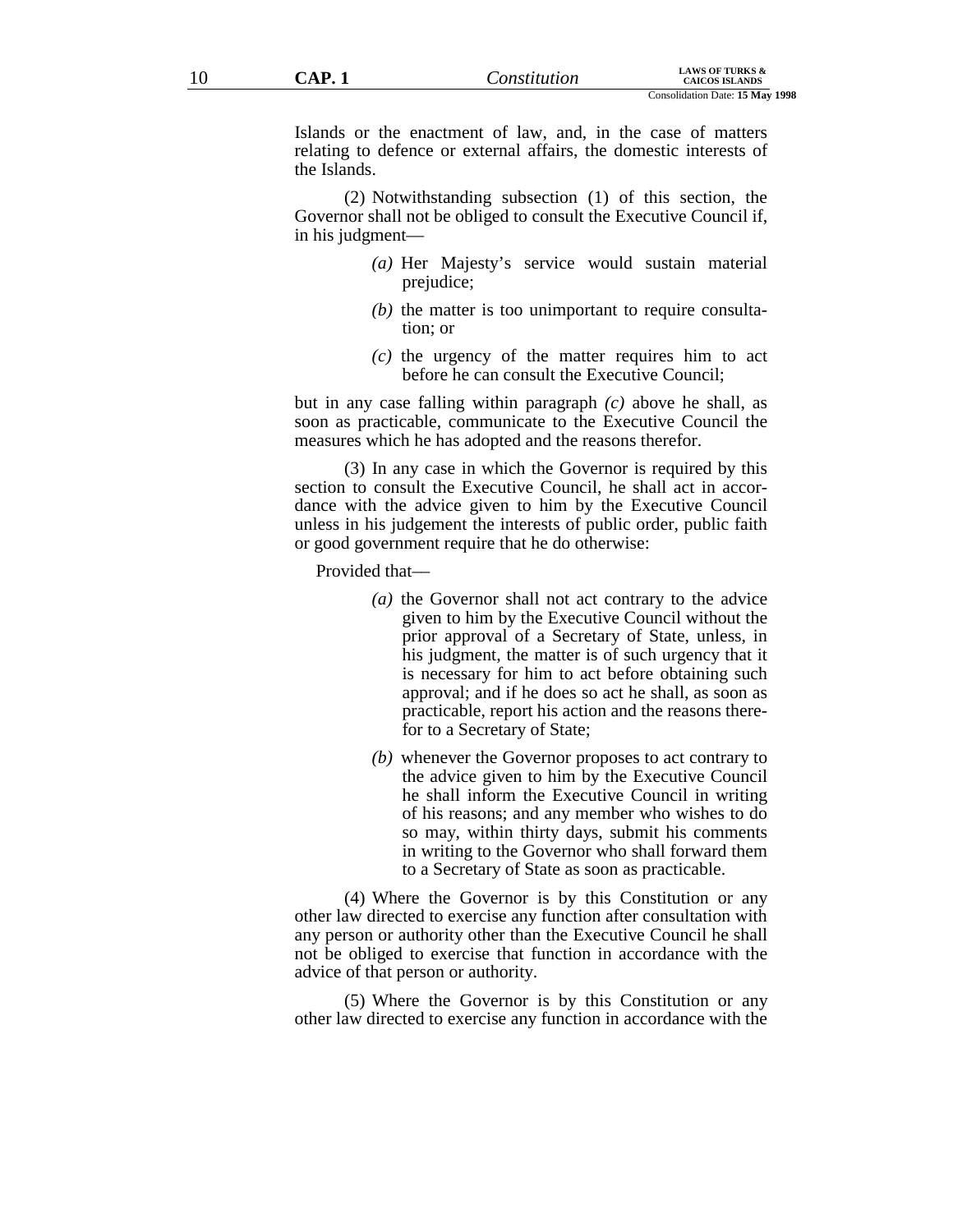Islands or the enactment of law, and, in the case of matters relating to defence or external affairs, the domestic interests of the Islands.

(2) Notwithstanding subsection (1) of this section, the Governor shall not be obliged to consult the Executive Council if, in his judgment—

*(a)* Her Majesty's service would sustain material prejudice;

*(b)* the matter is too unimportant to require consultation; or

*(c)* the urgency of the matter requires him to act before he can consult the Executive Council;

but in any case falling within paragraph *(c)* above he shall, as soon as practicable, communicate to the Executive Council the measures which he has adopted and the reasons therefor.

(3) In any case in which the Governor is required by this section to consult the Executive Council, he shall act in accordance with the advice given to him by the Executive Council unless in his judgement the interests of public order, public faith or good government require that he do otherwise:

Provided that—

*(a)* the Governor shall not act contrary to the advice given to him by the Executive Council without the prior approval of a Secretary of State, unless, in his judgment, the matter is of such urgency that it is necessary for him to act before obtaining such approval; and if he does so act he shall, as soon as practicable, report his action and the reasons therefor to a Secretary of State;

*(b)* whenever the Governor proposes to act contrary to the advice given to him by the Executive Council he shall inform the Executive Council in writing of his reasons; and any member who wishes to do so may, within thirty days, submit his comments in writing to the Governor who shall forward them to a Secretary of State as soon as practicable.

(4) Where the Governor is by this Constitution or any other law directed to exercise any function after consultation with any person or authority other than the Executive Council he shall not be obliged to exercise that function in accordance with the advice of that person or authority.

(5) Where the Governor is by this Constitution or any other law directed to exercise any function in accordance with the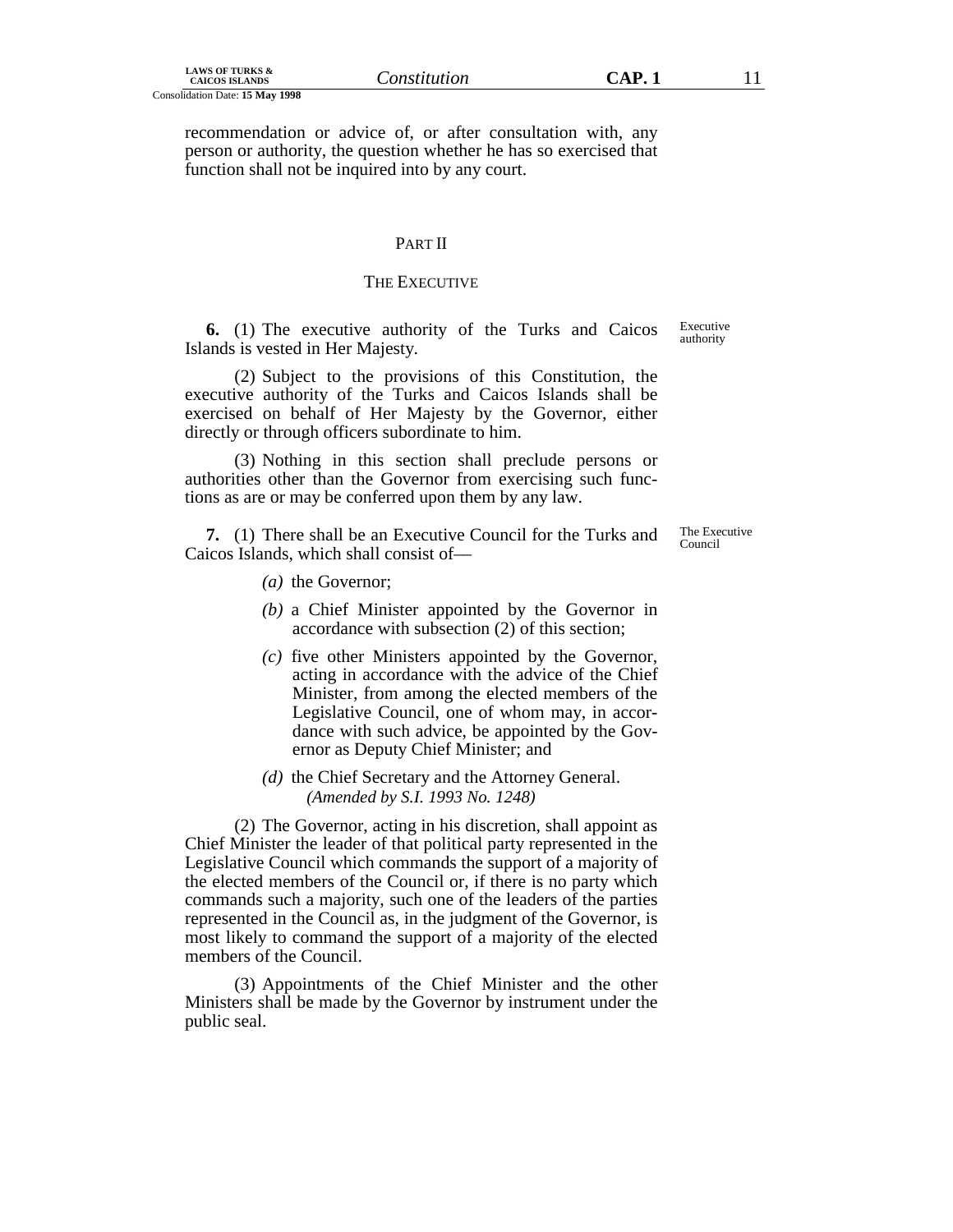recommendation or advice of, or after consultation with, any person or authority, the question whether he has so exercised that function shall not be inquired into by any court.

## PART II

## THE EXECUTIVE

**6.** (1) The executive authority of the Turks and Caicos Islands is vested in Her Majesty. *Executive authority*

(2) Subject to the provisions of this Constitution, the executive authority of the Turks and Caicos Islands shall be exercised on behalf of Her Majesty by the Governor, either directly or through officers subordinate to him.

(3) Nothing in this section shall preclude persons or authorities other than the Governor from exercising such functions as are or may be conferred upon them by any law.

**7.** (1) There shall be an Executive Council for the Turks and Caicos Islands, which shall consist of— *The Executive Council*

*(a)* the Governor;

*(b)* a Chief Minister appointed by the Governor in accordance with subsection (2) of this section;

*(c)* five other Ministers appointed by the Governor, acting in accordance with the advice of the Chief Minister, from among the elected members of the Legislative Council, one of whom may, in accordance with such advice, be appointed by the Governor as Deputy Chief Minister; and

*(d)* the Chief Secretary and the Attorney General.
*(Amended by S.I. 1993 No. 1248)*

(2) The Governor, acting in his discretion, shall appoint as Chief Minister the leader of that political party represented in the Legislative Council which commands the support of a majority of the elected members of the Council or, if there is no party which commands such a majority, such one of the leaders of the parties represented in the Council as, in the judgment of the Governor, is most likely to command the support of a majority of the elected members of the Council.

(3) Appointments of the Chief Minister and the other Ministers shall be made by the Governor by instrument under the public seal.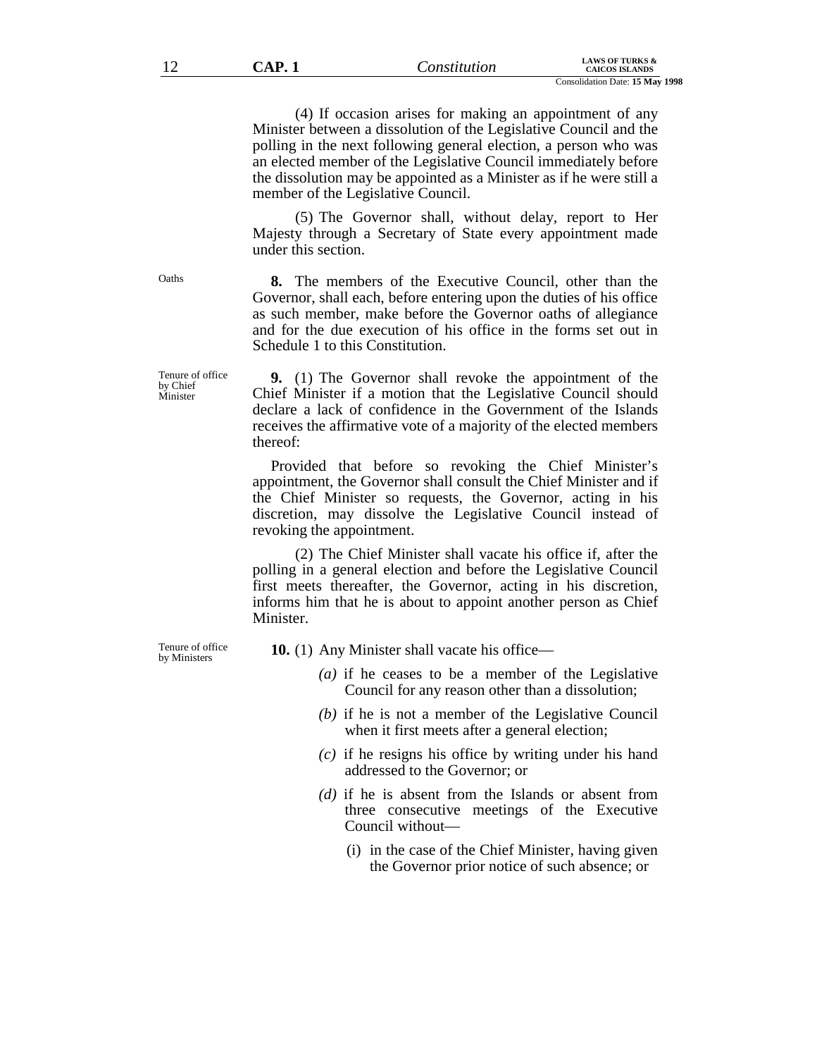(4) If occasion arises for making an appointment of any Minister between a dissolution of the Legislative Council and the polling in the next following general election, a person who was an elected member of the Legislative Council immediately before the dissolution may be appointed as a Minister as if he were still a member of the Legislative Council.

(5) The Governor shall, without delay, report to Her Majesty through a Secretary of State every appointment made under this section.

Oaths

**8.** The members of the Executive Council, other than the Governor, shall each, before entering upon the duties of his office as such member, make before the Governor oaths of allegiance and for the due execution of his office in the forms set out in Schedule 1 to this Constitution.

Tenure of office by Chief Minister

**9.** (1) The Governor shall revoke the appointment of the Chief Minister if a motion that the Legislative Council should declare a lack of confidence in the Government of the Islands receives the affirmative vote of a majority of the elected members thereof:

Provided that before so revoking the Chief Minister's appointment, the Governor shall consult the Chief Minister and if the Chief Minister so requests, the Governor, acting in his discretion, may dissolve the Legislative Council instead of revoking the appointment.

(2) The Chief Minister shall vacate his office if, after the polling in a general election and before the Legislative Council first meets thereafter, the Governor, acting in his discretion, informs him that he is about to appoint another person as Chief Minister.

Tenure of office by Ministers

**10.** (1) Any Minister shall vacate his office—

*(a)* if he ceases to be a member of the Legislative Council for any reason other than a dissolution;

*(b)* if he is not a member of the Legislative Council when it first meets after a general election;

*(c)* if he resigns his office by writing under his hand addressed to the Governor; or

*(d)* if he is absent from the Islands or absent from three consecutive meetings of the Executive Council without—

(i) in the case of the Chief Minister, having given the Governor prior notice of such absence; or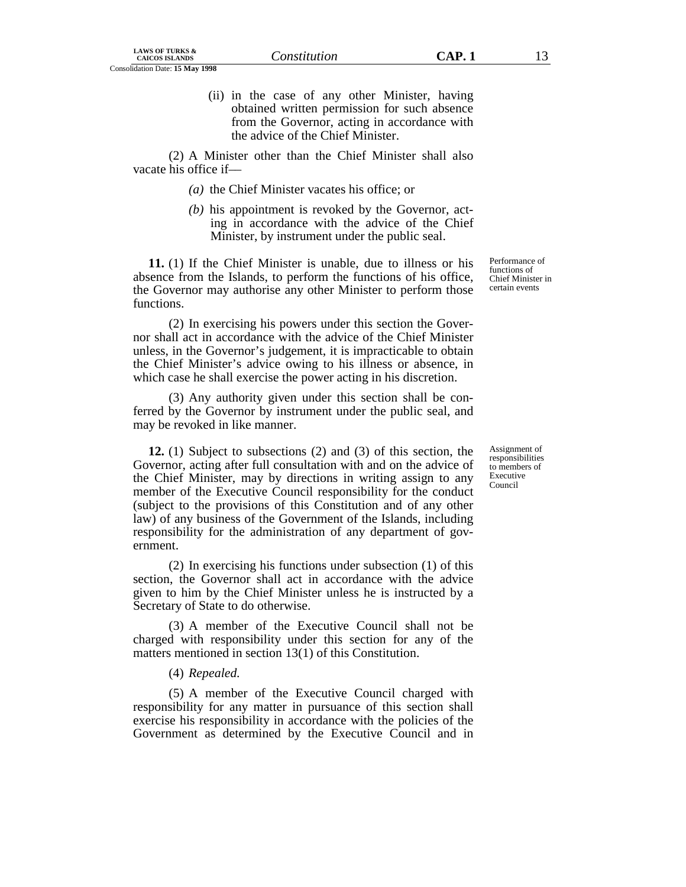(ii) in the case of any other Minister, having obtained written permission for such absence from the Governor, acting in accordance with the advice of the Chief Minister.

(2) A Minister other than the Chief Minister shall also vacate his office if—

*(a)* the Chief Minister vacates his office; or

*(b)* his appointment is revoked by the Governor, acting in accordance with the advice of the Chief Minister, by instrument under the public seal.

*Performance of functions of Chief Minister in certain events*

**11.** (1) If the Chief Minister is unable, due to illness or his absence from the Islands, to perform the functions of his office, the Governor may authorise any other Minister to perform those functions.

(2) In exercising his powers under this section the Governor shall act in accordance with the advice of the Chief Minister unless, in the Governor's judgement, it is impracticable to obtain the Chief Minister's advice owing to his illness or absence, in which case he shall exercise the power acting in his discretion.

(3) Any authority given under this section shall be conferred by the Governor by instrument under the public seal, and may be revoked in like manner.

*Assignment of responsibilities to members of Executive Council*

**12.** (1) Subject to subsections (2) and (3) of this section, the Governor, acting after full consultation with and on the advice of the Chief Minister, may by directions in writing assign to any member of the Executive Council responsibility for the conduct (subject to the provisions of this Constitution and of any other law) of any business of the Government of the Islands, including responsibility for the administration of any department of government.

(2) In exercising his functions under subsection (1) of this section, the Governor shall act in accordance with the advice given to him by the Chief Minister unless he is instructed by a Secretary of State to do otherwise.

(3) A member of the Executive Council shall not be charged with responsibility under this section for any of the matters mentioned in section 13(1) of this Constitution.

(4) *Repealed.*

(5) A member of the Executive Council charged with responsibility for any matter in pursuance of this section shall exercise his responsibility in accordance with the policies of the Government as determined by the Executive Council and in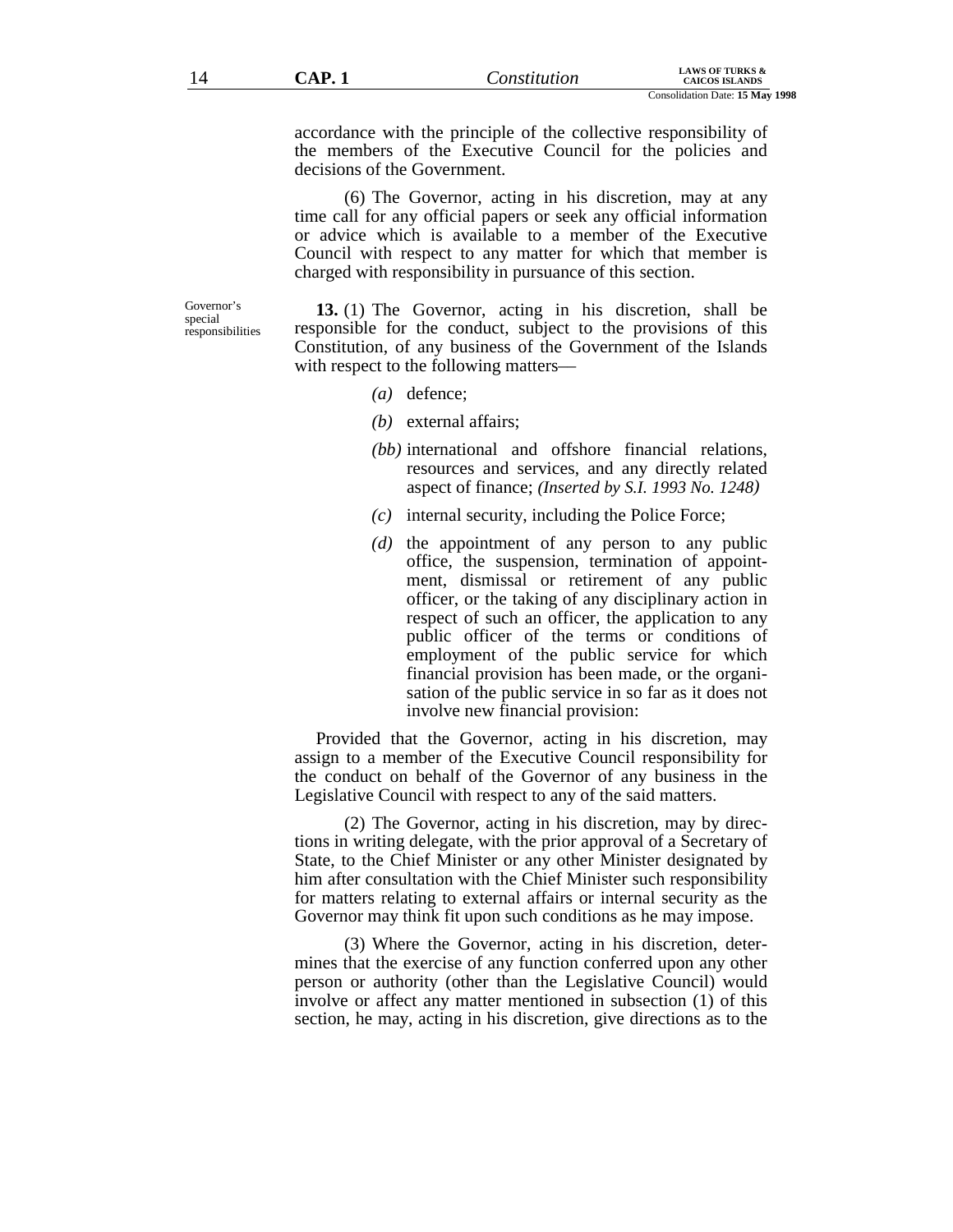accordance with the principle of the collective responsibility of the members of the Executive Council for the policies and decisions of the Government.

(6) The Governor, acting in his discretion, may at any time call for any official papers or seek any official information or advice which is available to a member of the Executive Council with respect to any matter for which that member is charged with responsibility in pursuance of this section.

Governor's special responsibilities

**13.** (1) The Governor, acting in his discretion, shall be responsible for the conduct, subject to the provisions of this Constitution, of any business of the Government of the Islands with respect to the following matters—

*(a)* defence;

*(b)* external affairs;

*(bb)* international and offshore financial relations, resources and services, and any directly related aspect of finance; *(Inserted by S.I. 1993 No. 1248)*

*(c)* internal security, including the Police Force;

*(d)* the appointment of any person to any public office, the suspension, termination of appointment, dismissal or retirement of any public officer, or the taking of any disciplinary action in respect of such an officer, the application to any public officer of the terms or conditions of employment of the public service for which financial provision has been made, or the organisation of the public service in so far as it does not involve new financial provision:

Provided that the Governor, acting in his discretion, may assign to a member of the Executive Council responsibility for the conduct on behalf of the Governor of any business in the Legislative Council with respect to any of the said matters.

(2) The Governor, acting in his discretion, may by directions in writing delegate, with the prior approval of a Secretary of State, to the Chief Minister or any other Minister designated by him after consultation with the Chief Minister such responsibility for matters relating to external affairs or internal security as the Governor may think fit upon such conditions as he may impose.

(3) Where the Governor, acting in his discretion, determines that the exercise of any function conferred upon any other person or authority (other than the Legislative Council) would involve or affect any matter mentioned in subsection (1) of this section, he may, acting in his discretion, give directions as to the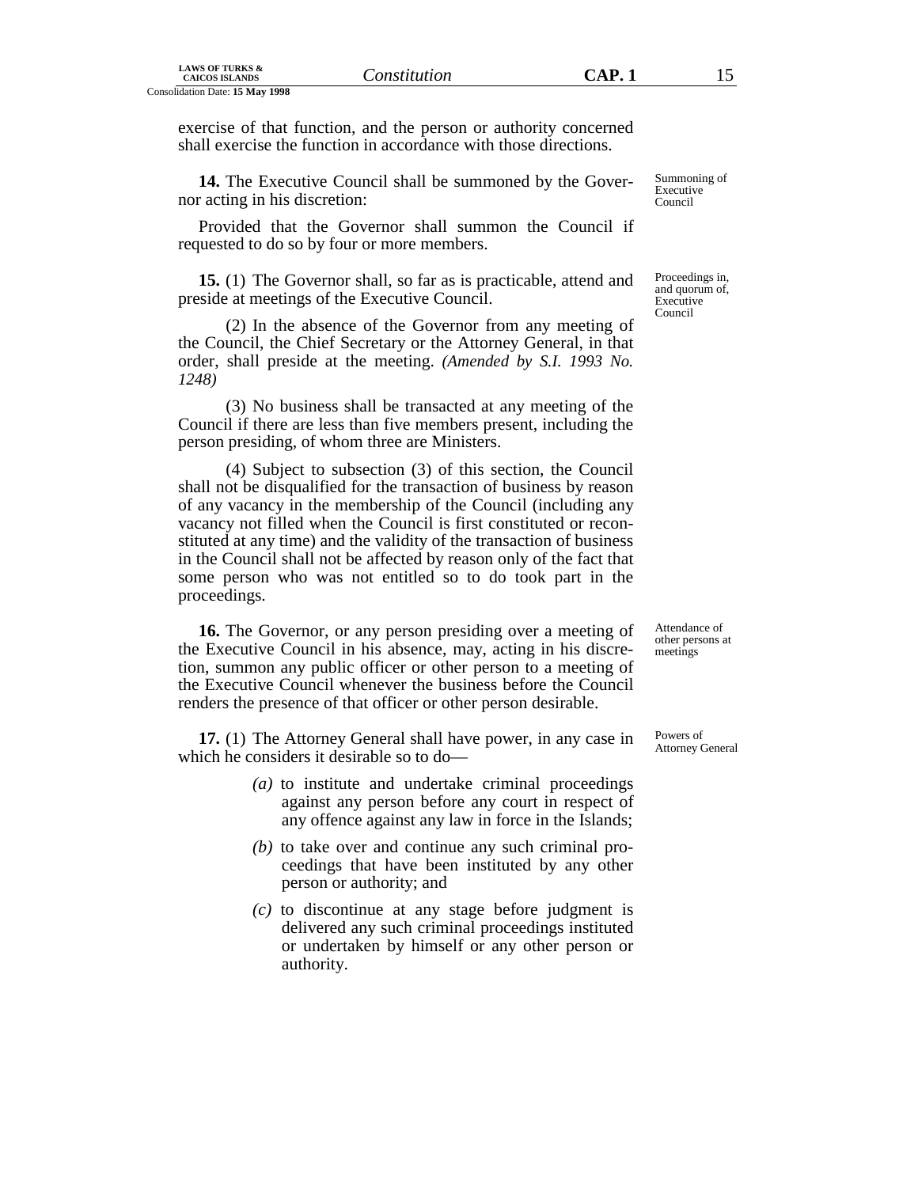exercise of that function, and the person or authority concerned shall exercise the function in accordance with those directions.

Summoning of Executive Council

**14.** The Executive Council shall be summoned by the Governor acting in his discretion:

Provided that the Governor shall summon the Council if requested to do so by four or more members.

Proceedings in, and quorum of, Executive Council

**15.** (1) The Governor shall, so far as is practicable, attend and preside at meetings of the Executive Council.

(2) In the absence of the Governor from any meeting of the Council, the Chief Secretary or the Attorney General, in that order, shall preside at the meeting. *(Amended by S.I. 1993 No. 1248)*

(3) No business shall be transacted at any meeting of the Council if there are less than five members present, including the person presiding, of whom three are Ministers.

(4) Subject to subsection (3) of this section, the Council shall not be disqualified for the transaction of business by reason of any vacancy in the membership of the Council (including any vacancy not filled when the Council is first constituted or reconstituted at any time) and the validity of the transaction of business in the Council shall not be affected by reason only of the fact that some person who was not entitled so to do took part in the proceedings.

Attendance of other persons at meetings

**16.** The Governor, or any person presiding over a meeting of the Executive Council in his absence, may, acting in his discretion, summon any public officer or other person to a meeting of the Executive Council whenever the business before the Council renders the presence of that officer or other person desirable.

Powers of Attorney General

**17.** (1) The Attorney General shall have power, in any case in which he considers it desirable so to do—

*(a)* to institute and undertake criminal proceedings against any person before any court in respect of any offence against any law in force in the Islands;

*(b)* to take over and continue any such criminal proceedings that have been instituted by any other person or authority; and

*(c)* to discontinue at any stage before judgment is delivered any such criminal proceedings instituted or undertaken by himself or any other person or authority.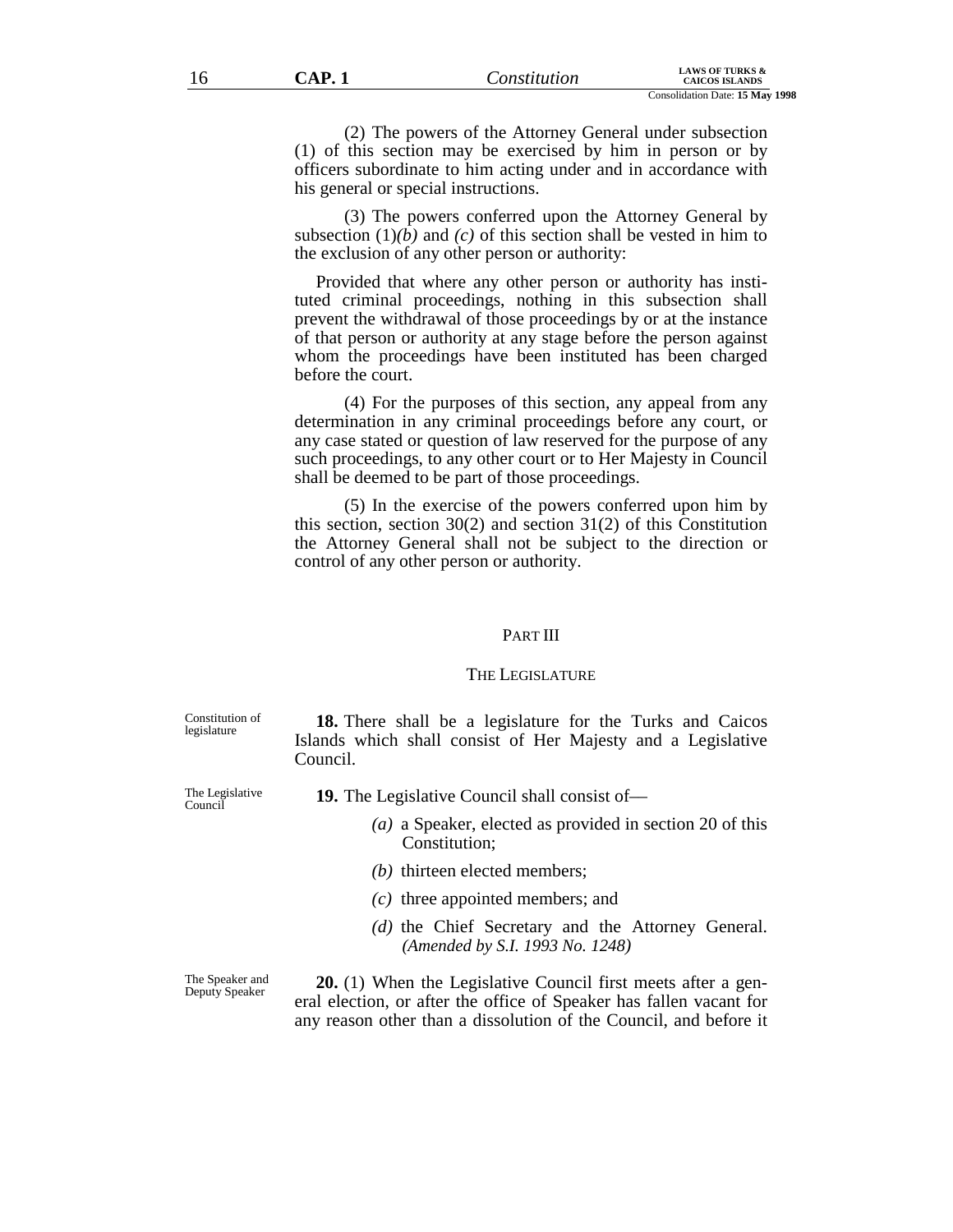(2) The powers of the Attorney General under subsection (1) of this section may be exercised by him in person or by officers subordinate to him acting under and in accordance with his general or special instructions.

(3) The powers conferred upon the Attorney General by subsection (1)*(b)* and *(c)* of this section shall be vested in him to the exclusion of any other person or authority:

Provided that where any other person or authority has instituted criminal proceedings, nothing in this subsection shall prevent the withdrawal of those proceedings by or at the instance of that person or authority at any stage before the person against whom the proceedings have been instituted has been charged before the court.

(4) For the purposes of this section, any appeal from any determination in any criminal proceedings before any court, or any case stated or question of law reserved for the purpose of any such proceedings, to any other court or to Her Majesty in Council shall be deemed to be part of those proceedings.

(5) In the exercise of the powers conferred upon him by this section, section 30(2) and section 31(2) of this Constitution the Attorney General shall not be subject to the direction or control of any other person or authority.

## PART III

## THE LEGISLATURE

Constitution of legislature

**18.** There shall be a legislature for the Turks and Caicos Islands which shall consist of Her Majesty and a Legislative Council.

The Legislative Council

**19.** The Legislative Council shall consist of—

*(a)* a Speaker, elected as provided in section 20 of this Constitution;

*(b)* thirteen elected members;

*(c)* three appointed members; and

*(d)* the Chief Secretary and the Attorney General. *(Amended by S.I. 1993 No. 1248)*

The Speaker and Deputy Speaker

**20.** (1) When the Legislative Council first meets after a general election, or after the office of Speaker has fallen vacant for any reason other than a dissolution of the Council, and before it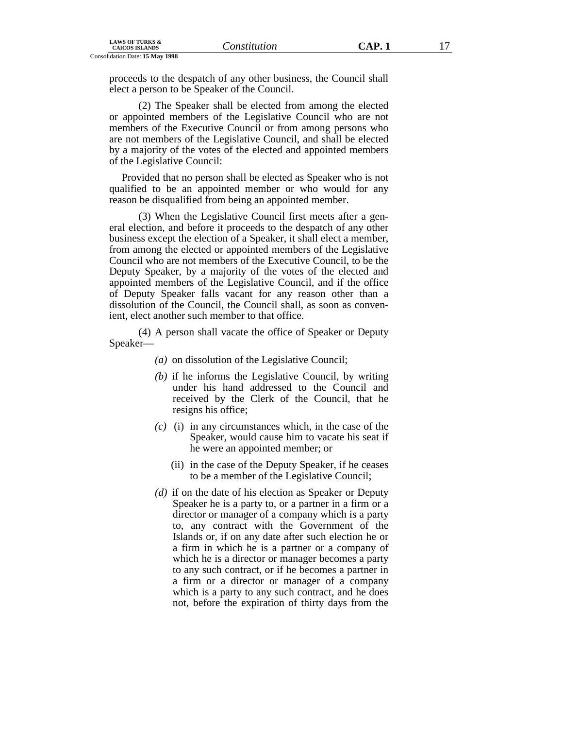proceeds to the despatch of any other business, the Council shall elect a person to be Speaker of the Council.

(2) The Speaker shall be elected from among the elected or appointed members of the Legislative Council who are not members of the Executive Council or from among persons who are not members of the Legislative Council, and shall be elected by a majority of the votes of the elected and appointed members of the Legislative Council:

Provided that no person shall be elected as Speaker who is not qualified to be an appointed member or who would for any reason be disqualified from being an appointed member.

(3) When the Legislative Council first meets after a general election, and before it proceeds to the despatch of any other business except the election of a Speaker, it shall elect a member, from among the elected or appointed members of the Legislative Council who are not members of the Executive Council, to be the Deputy Speaker, by a majority of the votes of the elected and appointed members of the Legislative Council, and if the office of Deputy Speaker falls vacant for any reason other than a dissolution of the Council, the Council shall, as soon as convenient, elect another such member to that office.

(4) A person shall vacate the office of Speaker or Deputy Speaker—

*(a)* on dissolution of the Legislative Council;

*(b)* if he informs the Legislative Council, by writing under his hand addressed to the Council and received by the Clerk of the Council, that he resigns his office;

*(c)* (i) in any circumstances which, in the case of the Speaker, would cause him to vacate his seat if he were an appointed member; or

(ii) in the case of the Deputy Speaker, if he ceases to be a member of the Legislative Council;

*(d)* if on the date of his election as Speaker or Deputy Speaker he is a party to, or a partner in a firm or a director or manager of a company which is a party to, any contract with the Government of the Islands or, if on any date after such election he or a firm in which he is a partner or a company of which he is a director or manager becomes a party to any such contract, or if he becomes a partner in a firm or a director or manager of a company which is a party to any such contract, and he does not, before the expiration of thirty days from the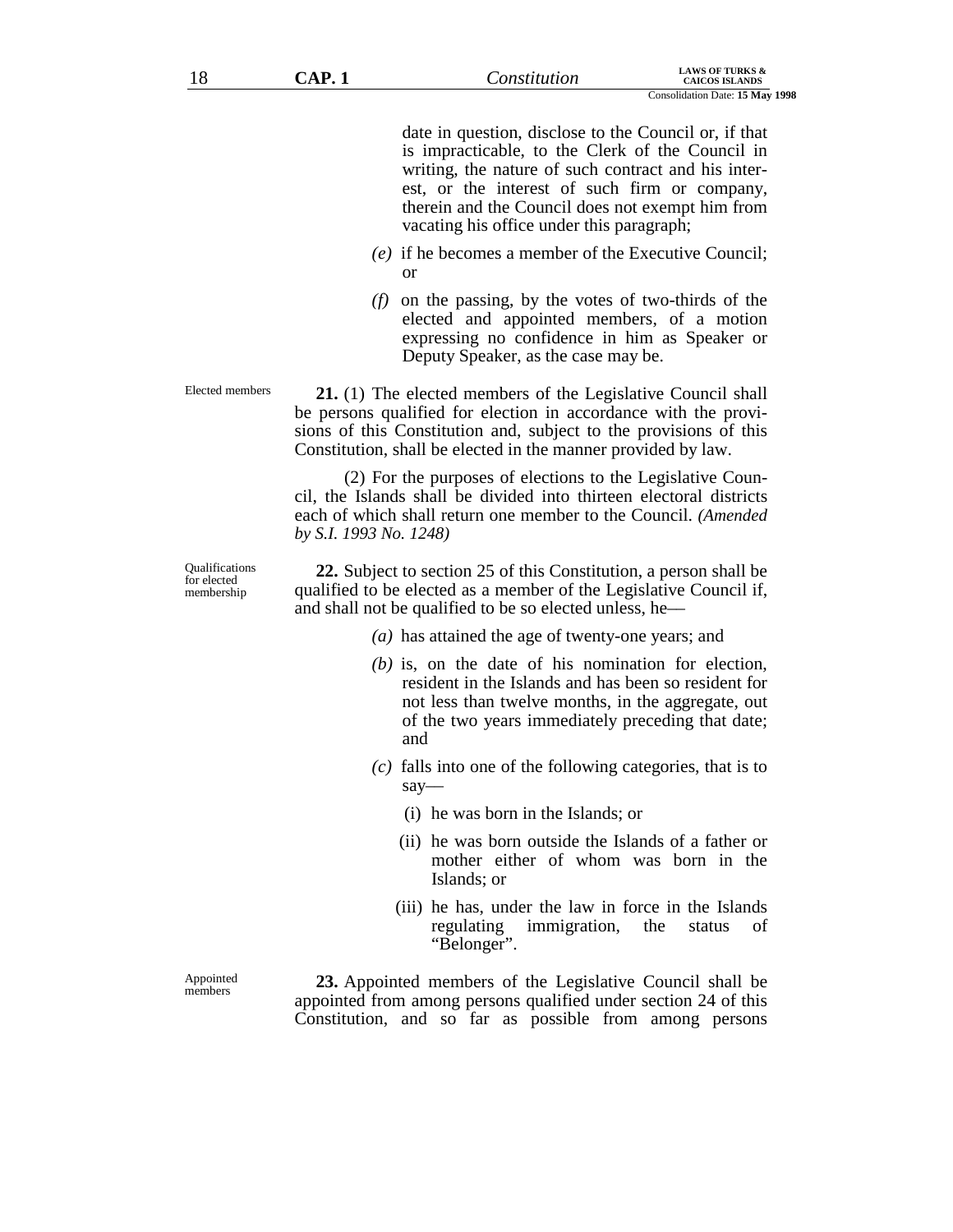date in question, disclose to the Council or, if that is impracticable, to the Clerk of the Council in writing, the nature of such contract and his interest, or the interest of such firm or company, therein and the Council does not exempt him from vacating his office under this paragraph;

*(e)* if he becomes a member of the Executive Council; or

*(f)* on the passing, by the votes of two-thirds of the elected and appointed members, of a motion expressing no confidence in him as Speaker or Deputy Speaker, as the case may be.

Elected members

**21.** (1) The elected members of the Legislative Council shall be persons qualified for election in accordance with the provisions of this Constitution and, subject to the provisions of this Constitution, shall be elected in the manner provided by law.

(2) For the purposes of elections to the Legislative Council, the Islands shall be divided into thirteen electoral districts each of which shall return one member to the Council. *(Amended by S.I. 1993 No. 1248)*

Qualifications for elected membership

**22.** Subject to section 25 of this Constitution, a person shall be qualified to be elected as a member of the Legislative Council if, and shall not be qualified to be so elected unless, he—

*(a)* has attained the age of twenty-one years; and

*(b)* is, on the date of his nomination for election, resident in the Islands and has been so resident for not less than twelve months, in the aggregate, out of the two years immediately preceding that date; and

*(c)* falls into one of the following categories, that is to say—

(i) he was born in the Islands; or

(ii) he was born outside the Islands of a father or mother either of whom was born in the Islands; or

(iii) he has, under the law in force in the Islands regulating immigration, the status of "Belonger".

Appointed members

**23.** Appointed members of the Legislative Council shall be appointed from among persons qualified under section 24 of this Constitution, and so far as possible from among persons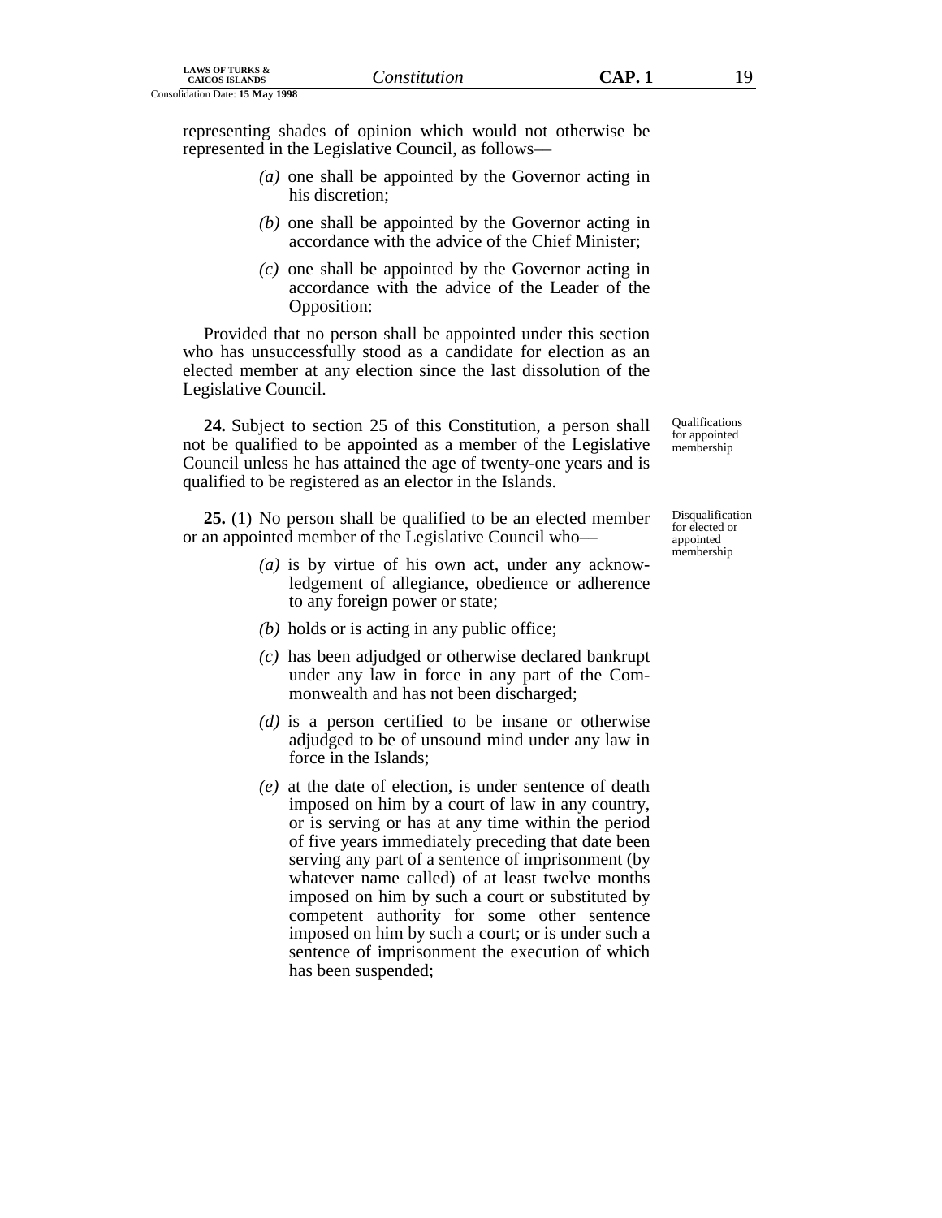representing shades of opinion which would not otherwise be represented in the Legislative Council, as follows—

*(a)* one shall be appointed by the Governor acting in his discretion;

*(b)* one shall be appointed by the Governor acting in accordance with the advice of the Chief Minister;

*(c)* one shall be appointed by the Governor acting in accordance with the advice of the Leader of the Opposition:

Provided that no person shall be appointed under this section who has unsuccessfully stood as a candidate for election as an elected member at any election since the last dissolution of the Legislative Council.

Qualifications for appointed membership

**24.** Subject to section 25 of this Constitution, a person shall not be qualified to be appointed as a member of the Legislative Council unless he has attained the age of twenty-one years and is qualified to be registered as an elector in the Islands.

Disqualification for elected or appointed membership

**25.** (1) No person shall be qualified to be an elected member or an appointed member of the Legislative Council who—

*(a)* is by virtue of his own act, under any acknowledgement of allegiance, obedience or adherence to any foreign power or state;

*(b)* holds or is acting in any public office;

*(c)* has been adjudged or otherwise declared bankrupt under any law in force in any part of the Commonwealth and has not been discharged;

*(d)* is a person certified to be insane or otherwise adjudged to be of unsound mind under any law in force in the Islands;

*(e)* at the date of election, is under sentence of death imposed on him by a court of law in any country, or is serving or has at any time within the period of five years immediately preceding that date been serving any part of a sentence of imprisonment (by whatever name called) of at least twelve months imposed on him by such a court or substituted by competent authority for some other sentence imposed on him by such a court; or is under such a sentence of imprisonment the execution of which has been suspended;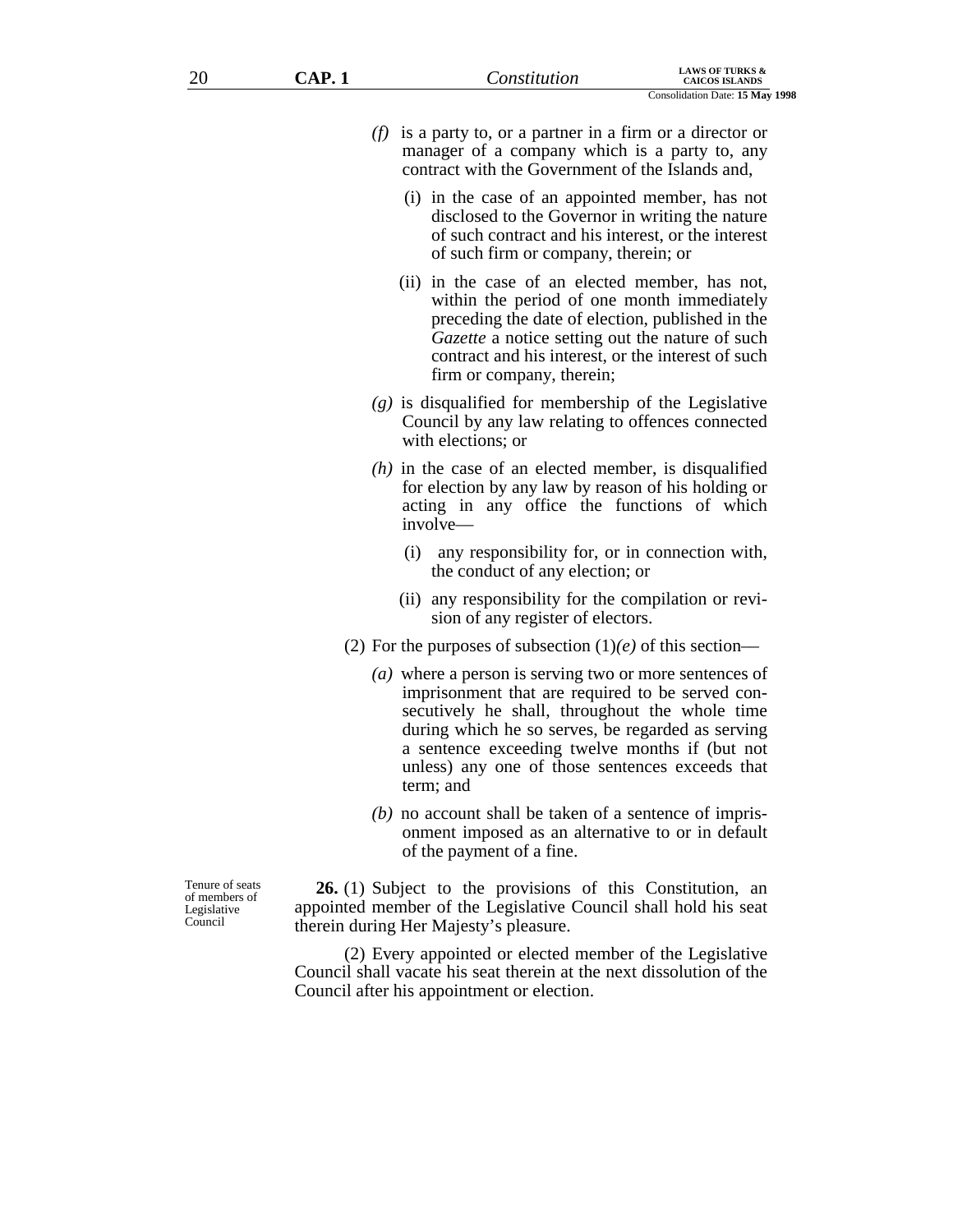*(f)* is a party to, or a partner in a firm or a director or manager of a company which is a party to, any contract with the Government of the Islands and,

(i) in the case of an appointed member, has not disclosed to the Governor in writing the nature of such contract and his interest, or the interest of such firm or company, therein; or

(ii) in the case of an elected member, has not, within the period of one month immediately preceding the date of election, published in the *Gazette* a notice setting out the nature of such contract and his interest, or the interest of such firm or company, therein;

*(g)* is disqualified for membership of the Legislative Council by any law relating to offences connected with elections; or

*(h)* in the case of an elected member, is disqualified for election by any law by reason of his holding or acting in any office the functions of which involve—

(i) any responsibility for, or in connection with, the conduct of any election; or

(ii) any responsibility for the compilation or revision of any register of electors.

(2) For the purposes of subsection (1)*(e)* of this section—

*(a)* where a person is serving two or more sentences of imprisonment that are required to be served consecutively he shall, throughout the whole time during which he so serves, be regarded as serving a sentence exceeding twelve months if (but not unless) any one of those sentences exceeds that term; and

*(b)* no account shall be taken of a sentence of imprisonment imposed as an alternative to or in default of the payment of a fine.

Tenure of seats of members of Legislative Council

**26.** (1) Subject to the provisions of this Constitution, an appointed member of the Legislative Council shall hold his seat therein during Her Majesty's pleasure.

(2) Every appointed or elected member of the Legislative Council shall vacate his seat therein at the next dissolution of the Council after his appointment or election.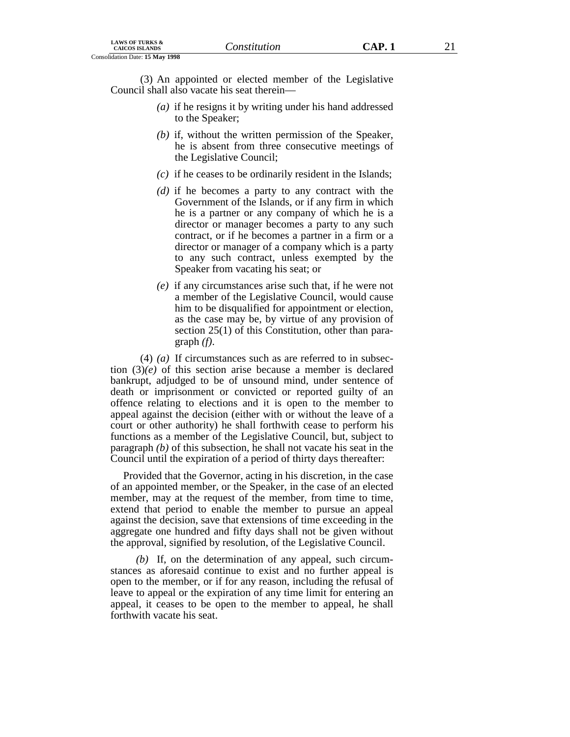(3) An appointed or elected member of the Legislative Council shall also vacate his seat therein—

*(a)* if he resigns it by writing under his hand addressed to the Speaker;

*(b)* if, without the written permission of the Speaker, he is absent from three consecutive meetings of the Legislative Council;

*(c)* if he ceases to be ordinarily resident in the Islands;

*(d)* if he becomes a party to any contract with the Government of the Islands, or if any firm in which he is a partner or any company of which he is a director or manager becomes a party to any such contract, or if he becomes a partner in a firm or a director or manager of a company which is a party to any such contract, unless exempted by the Speaker from vacating his seat; or

*(e)* if any circumstances arise such that, if he were not a member of the Legislative Council, would cause him to be disqualified for appointment or election, as the case may be, by virtue of any provision of section 25(1) of this Constitution, other than paragraph *(f)*.

(4) *(a)* If circumstances such as are referred to in subsection (3)*(e)* of this section arise because a member is declared bankrupt, adjudged to be of unsound mind, under sentence of death or imprisonment or convicted or reported guilty of an offence relating to elections and it is open to the member to appeal against the decision (either with or without the leave of a court or other authority) he shall forthwith cease to perform his functions as a member of the Legislative Council, but, subject to paragraph *(b)* of this subsection, he shall not vacate his seat in the Council until the expiration of a period of thirty days thereafter:

Provided that the Governor, acting in his discretion, in the case of an appointed member, or the Speaker, in the case of an elected member, may at the request of the member, from time to time, extend that period to enable the member to pursue an appeal against the decision, save that extensions of time exceeding in the aggregate one hundred and fifty days shall not be given without the approval, signified by resolution, of the Legislative Council.

*(b)* If, on the determination of any appeal, such circumstances as aforesaid continue to exist and no further appeal is open to the member, or if for any reason, including the refusal of leave to appeal or the expiration of any time limit for entering an appeal, it ceases to be open to the member to appeal, he shall forthwith vacate his seat.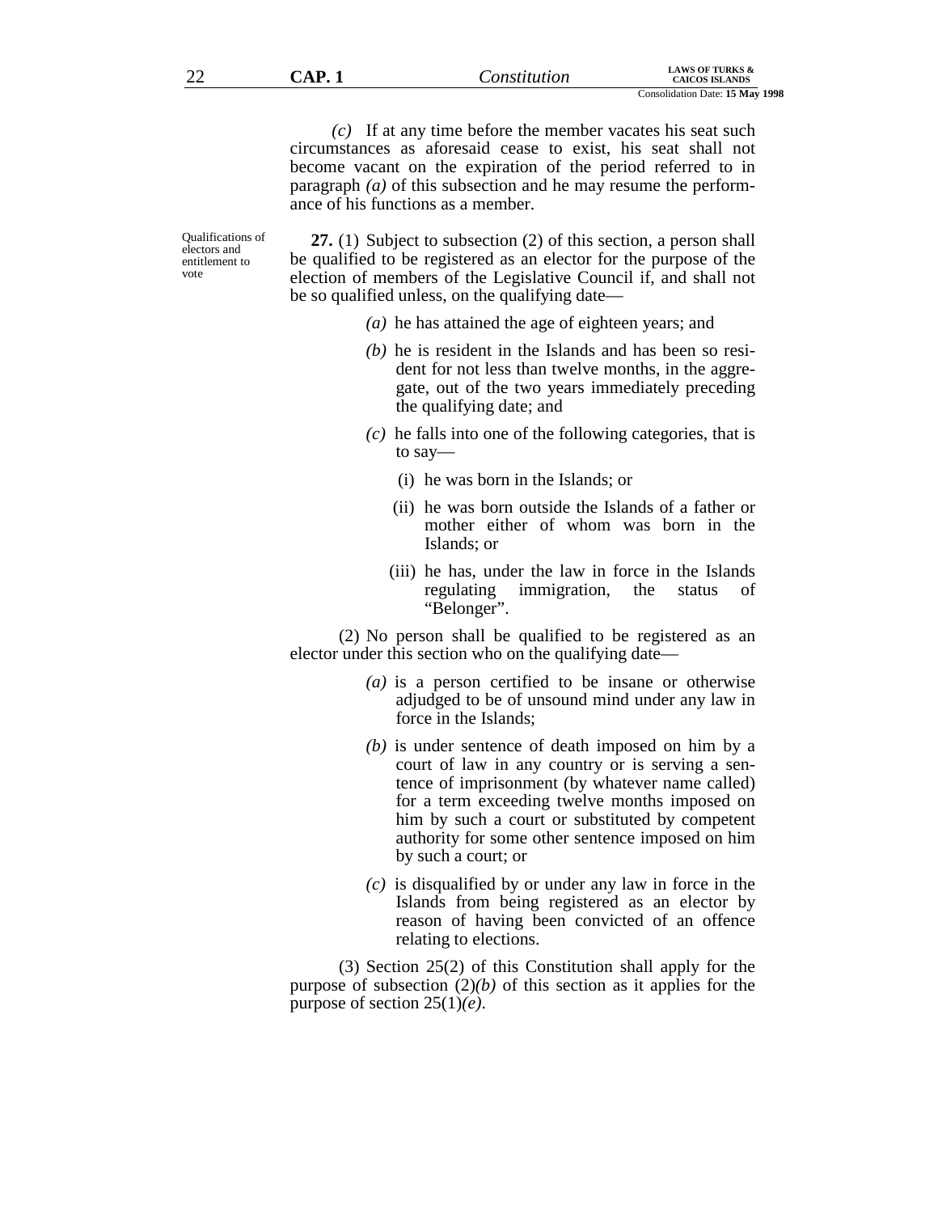*(c)* If at any time before the member vacates his seat such circumstances as aforesaid cease to exist, his seat shall not become vacant on the expiration of the period referred to in paragraph *(a)* of this subsection and he may resume the performance of his functions as a member.

Qualifications of electors and entitlement to vote

**27.** (1) Subject to subsection (2) of this section, a person shall be qualified to be registered as an elector for the purpose of the election of members of the Legislative Council if, and shall not be so qualified unless, on the qualifying date—

*(a)* he has attained the age of eighteen years; and

*(b)* he is resident in the Islands and has been so resident for not less than twelve months, in the aggregate, out of the two years immediately preceding the qualifying date; and

*(c)* he falls into one of the following categories, that is to say—

(i) he was born in the Islands; or

(ii) he was born outside the Islands of a father or mother either of whom was born in the Islands; or

(iii) he has, under the law in force in the Islands regulating immigration, the status of "Belonger".

(2) No person shall be qualified to be registered as an elector under this section who on the qualifying date—

*(a)* is a person certified to be insane or otherwise adjudged to be of unsound mind under any law in force in the Islands;

*(b)* is under sentence of death imposed on him by a court of law in any country or is serving a sentence of imprisonment (by whatever name called) for a term exceeding twelve months imposed on him by such a court or substituted by competent authority for some other sentence imposed on him by such a court; or

*(c)* is disqualified by or under any law in force in the Islands from being registered as an elector by reason of having been convicted of an offence relating to elections.

(3) Section 25(2) of this Constitution shall apply for the purpose of subsection (2)*(b)* of this section as it applies for the purpose of section 25(1)*(e)*.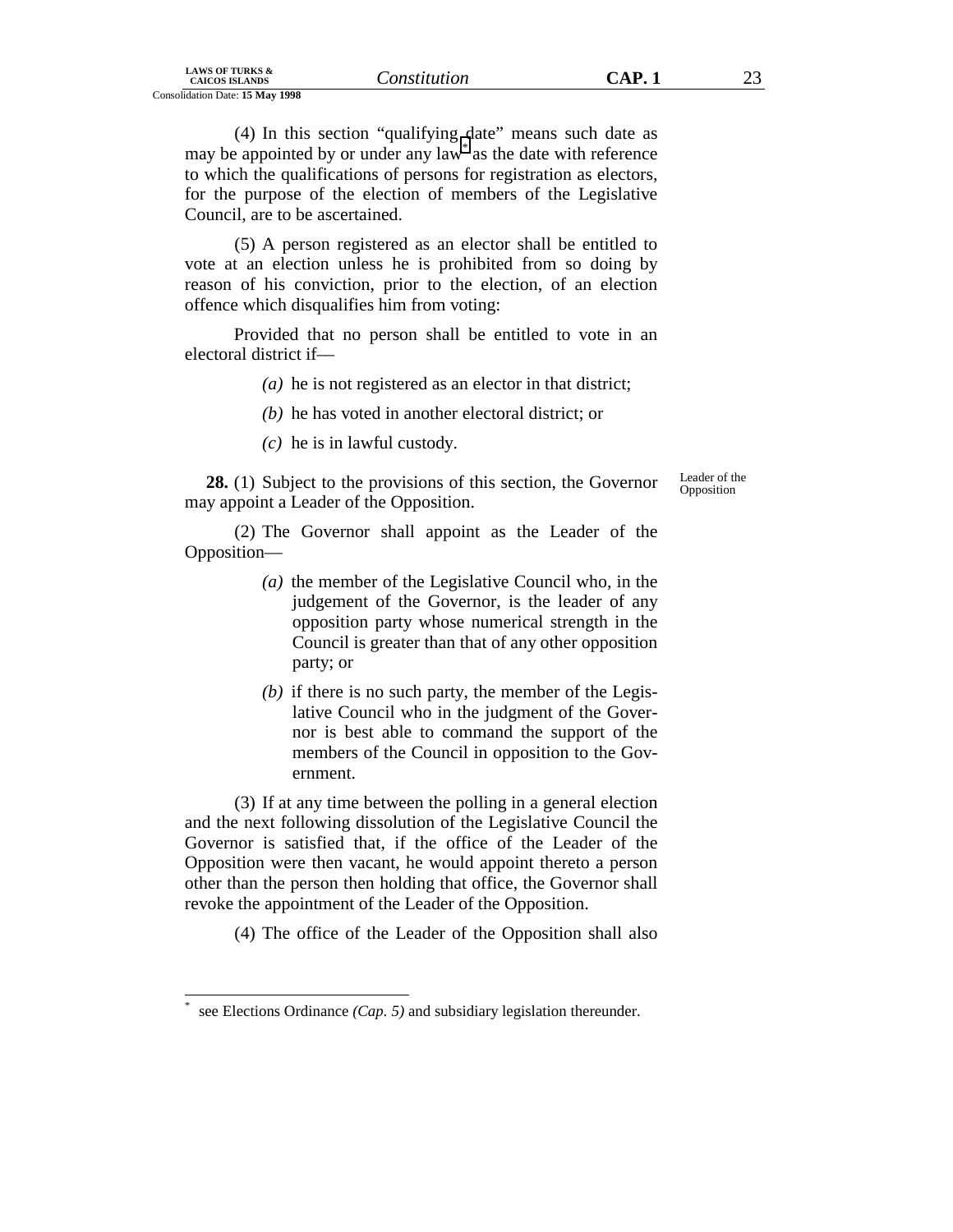(4) In this section "qualifying date" means such date as may be appointed by or under any law[*] as the date with reference to which the qualifications of persons for registration as electors, for the purpose of the election of members of the Legislative Council, are to be ascertained.

(5) A person registered as an elector shall be entitled to vote at an election unless he is prohibited from so doing by reason of his conviction, prior to the election, of an election offence which disqualifies him from voting:

Provided that no person shall be entitled to vote in an electoral district if—

*(a)* he is not registered as an elector in that district;

*(b)* he has voted in another electoral district; or

*(c)* he is in lawful custody.

Leader of the Opposition

**28.** (1) Subject to the provisions of this section, the Governor may appoint a Leader of the Opposition.

(2) The Governor shall appoint as the Leader of the Opposition—

*(a)* the member of the Legislative Council who, in the judgement of the Governor, is the leader of any opposition party whose numerical strength in the Council is greater than that of any other opposition party; or

*(b)* if there is no such party, the member of the Legislative Council who in the judgment of the Governor is best able to command the support of the members of the Council in opposition to the Government.

(3) If at any time between the polling in a general election and the next following dissolution of the Legislative Council the Governor is satisfied that, if the office of the Leader of the Opposition were then vacant, he would appoint thereto a person other than the person then holding that office, the Governor shall revoke the appointment of the Leader of the Opposition.

(4) The office of the Leader of the Opposition shall also

---

[*] see Elections Ordinance *(Cap. 5)* and subsidiary legislation thereunder.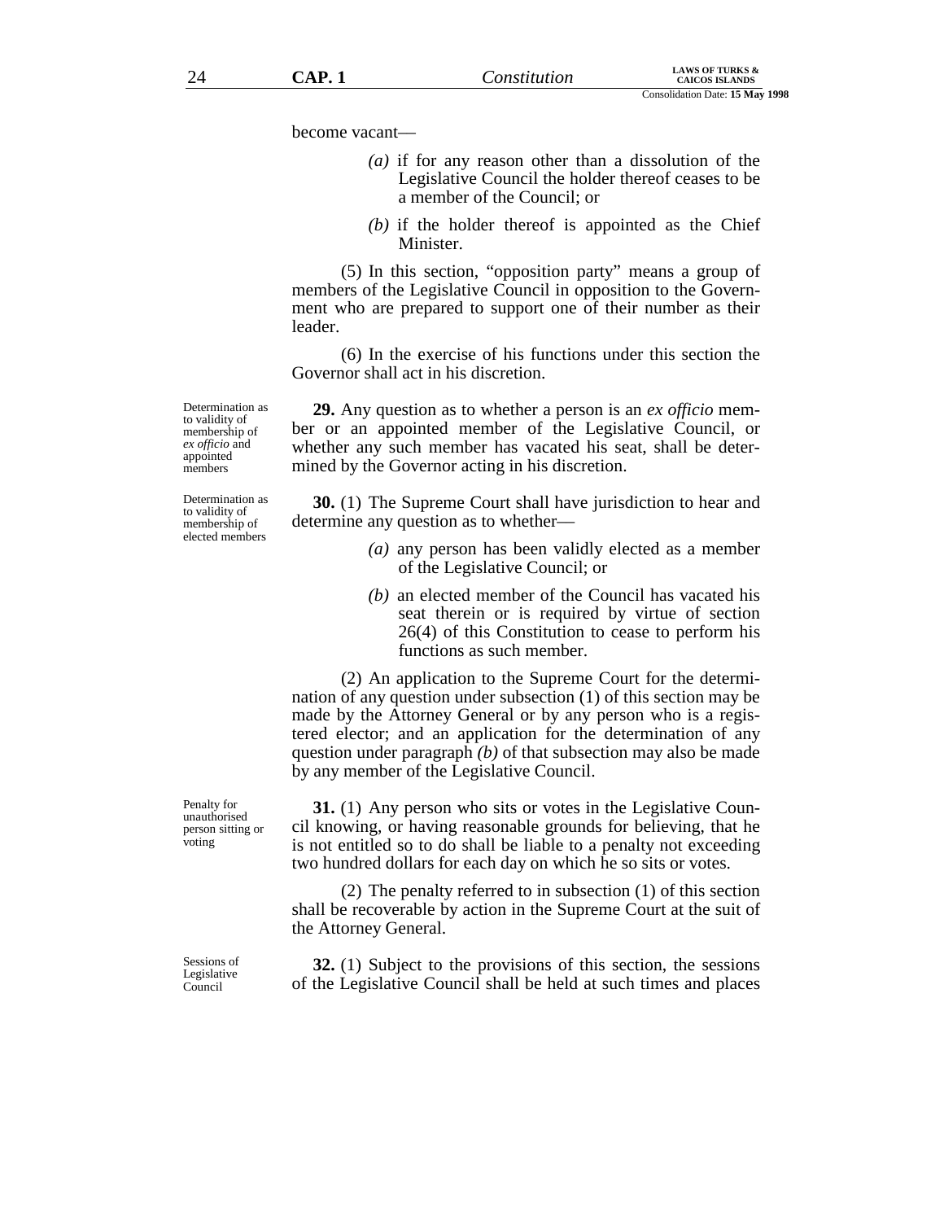become vacant—

*(a)* if for any reason other than a dissolution of the Legislative Council the holder thereof ceases to be a member of the Council; or

*(b)* if the holder thereof is appointed as the Chief Minister.

(5) In this section, "opposition party" means a group of members of the Legislative Council in opposition to the Government who are prepared to support one of their number as their leader.

(6) In the exercise of his functions under this section the Governor shall act in his discretion.

Determination as to validity of membership of *ex officio* and appointed members

**29.** Any question as to whether a person is an *ex officio* member or an appointed member of the Legislative Council, or whether any such member has vacated his seat, shall be determined by the Governor acting in his discretion.

Determination as to validity of membership of elected members

**30.** (1) The Supreme Court shall have jurisdiction to hear and determine any question as to whether—

*(a)* any person has been validly elected as a member of the Legislative Council; or

*(b)* an elected member of the Council has vacated his seat therein or is required by virtue of section 26(4) of this Constitution to cease to perform his functions as such member.

(2) An application to the Supreme Court for the determination of any question under subsection (1) of this section may be made by the Attorney General or by any person who is a registered elector; and an application for the determination of any question under paragraph *(b)* of that subsection may also be made by any member of the Legislative Council.

Penalty for unauthorised person sitting or voting

**31.** (1) Any person who sits or votes in the Legislative Council knowing, or having reasonable grounds for believing, that he is not entitled so to do shall be liable to a penalty not exceeding two hundred dollars for each day on which he so sits or votes.

(2) The penalty referred to in subsection (1) of this section shall be recoverable by action in the Supreme Court at the suit of the Attorney General.

Sessions of Legislative Council

**32.** (1) Subject to the provisions of this section, the sessions of the Legislative Council shall be held at such times and places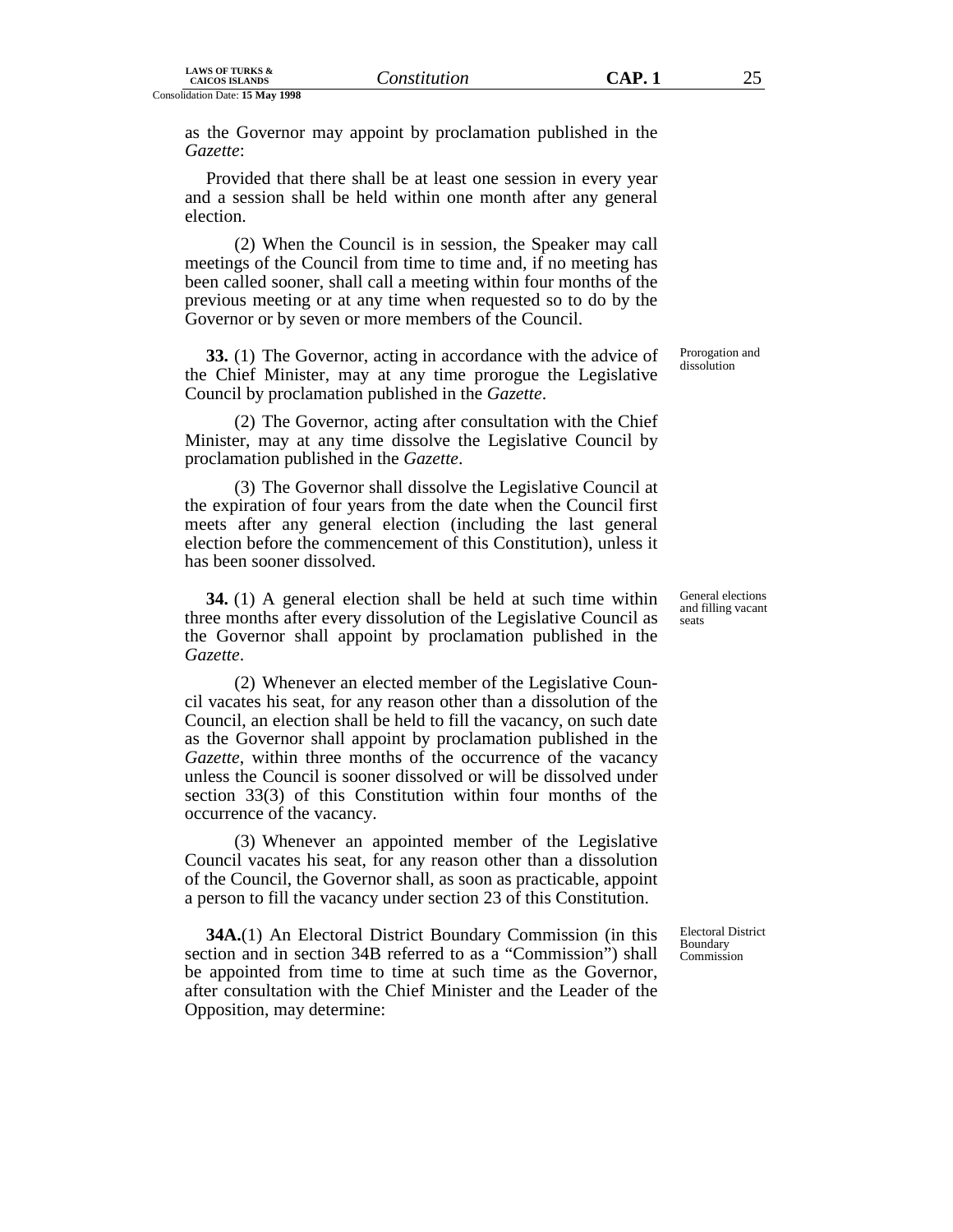as the Governor may appoint by proclamation published in the *Gazette*:

Provided that there shall be at least one session in every year and a session shall be held within one month after any general election.

(2) When the Council is in session, the Speaker may call meetings of the Council from time to time and, if no meeting has been called sooner, shall call a meeting within four months of the previous meeting or at any time when requested so to do by the Governor or by seven or more members of the Council.

Prorogation and dissolution

**33.** (1) The Governor, acting in accordance with the advice of the Chief Minister, may at any time prorogue the Legislative Council by proclamation published in the *Gazette*.

(2) The Governor, acting after consultation with the Chief Minister, may at any time dissolve the Legislative Council by proclamation published in the *Gazette*.

(3) The Governor shall dissolve the Legislative Council at the expiration of four years from the date when the Council first meets after any general election (including the last general election before the commencement of this Constitution), unless it has been sooner dissolved.

General elections and filling vacant seats

**34.** (1) A general election shall be held at such time within three months after every dissolution of the Legislative Council as the Governor shall appoint by proclamation published in the *Gazette*.

(2) Whenever an elected member of the Legislative Council vacates his seat, for any reason other than a dissolution of the Council, an election shall be held to fill the vacancy, on such date as the Governor shall appoint by proclamation published in the *Gazette*, within three months of the occurrence of the vacancy unless the Council is sooner dissolved or will be dissolved under section 33(3) of this Constitution within four months of the occurrence of the vacancy.

(3) Whenever an appointed member of the Legislative Council vacates his seat, for any reason other than a dissolution of the Council, the Governor shall, as soon as practicable, appoint a person to fill the vacancy under section 23 of this Constitution.

Electoral District Boundary Commission

**34A.**(1) An Electoral District Boundary Commission (in this section and in section 34B referred to as a "Commission") shall be appointed from time to time at such time as the Governor, after consultation with the Chief Minister and the Leader of the Opposition, may determine: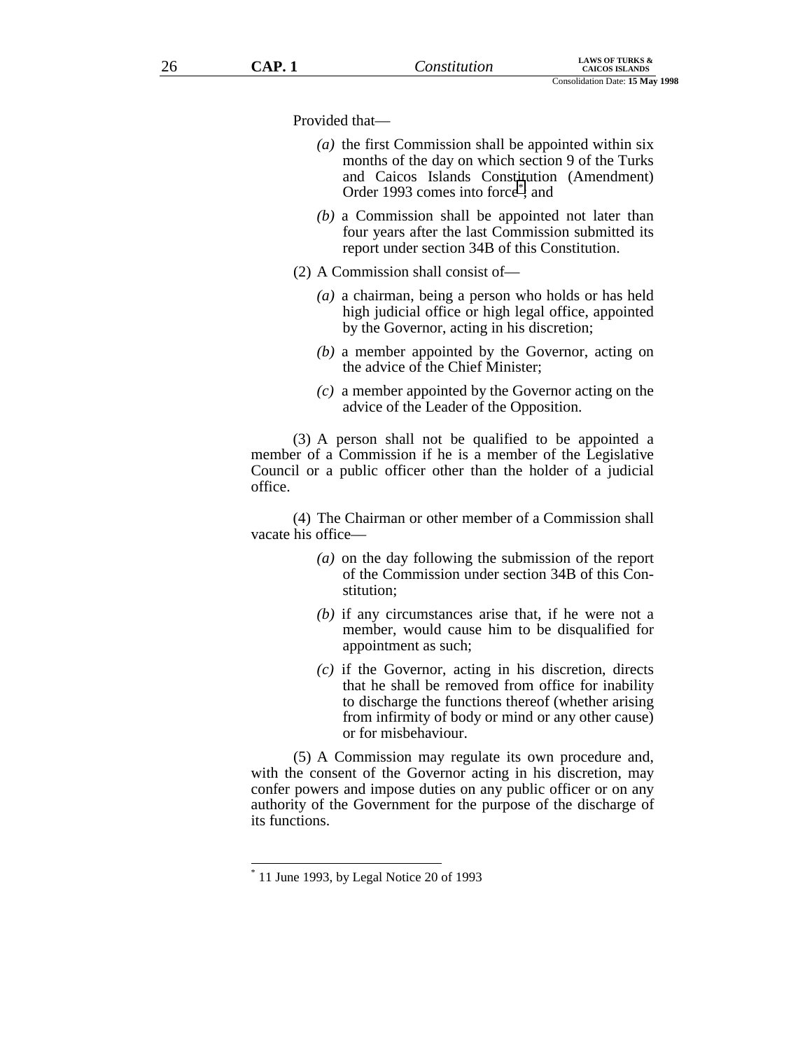Provided that—

*(a)* the first Commission shall be appointed within six months of the day on which section 9 of the Turks and Caicos Islands Constitution (Amendment) Order 1993 comes into force[*]; and

*(b)* a Commission shall be appointed not later than four years after the last Commission submitted its report under section 34B of this Constitution.

(2) A Commission shall consist of—

*(a)* a chairman, being a person who holds or has held high judicial office or high legal office, appointed by the Governor, acting in his discretion;

*(b)* a member appointed by the Governor, acting on the advice of the Chief Minister;

*(c)* a member appointed by the Governor acting on the advice of the Leader of the Opposition.

(3) A person shall not be qualified to be appointed a member of a Commission if he is a member of the Legislative Council or a public officer other than the holder of a judicial office.

(4) The Chairman or other member of a Commission shall vacate his office—

*(a)* on the day following the submission of the report of the Commission under section 34B of this Constitution;

*(b)* if any circumstances arise that, if he were not a member, would cause him to be disqualified for appointment as such;

*(c)* if the Governor, acting in his discretion, directs that he shall be removed from office for inability to discharge the functions thereof (whether arising from infirmity of body or mind or any other cause) or for misbehaviour.

(5) A Commission may regulate its own procedure and, with the consent of the Governor acting in his discretion, may confer powers and impose duties on any public officer or on any authority of the Government for the purpose of the discharge of its functions.

---

[*] 11 June 1993, by Legal Notice 20 of 1993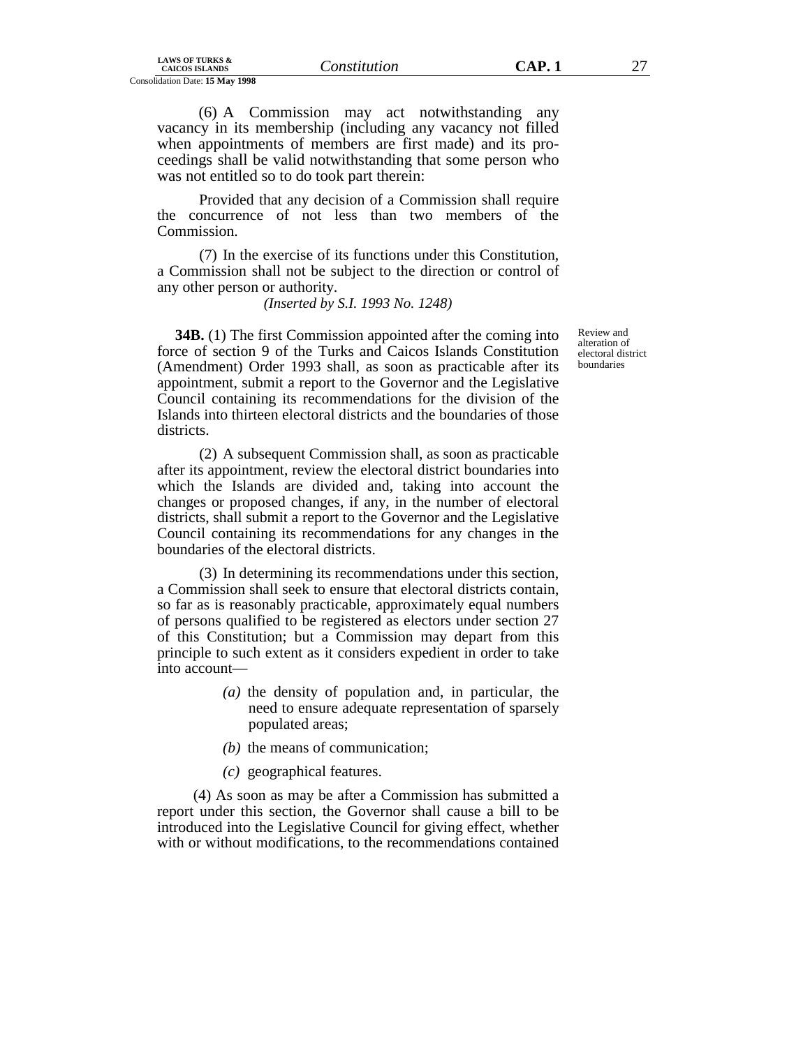(6) A Commission may act notwithstanding any vacancy in its membership (including any vacancy not filled when appointments of members are first made) and its proceedings shall be valid notwithstanding that some person who was not entitled so to do took part therein:

Provided that any decision of a Commission shall require the concurrence of not less than two members of the Commission.

(7) In the exercise of its functions under this Constitution, a Commission shall not be subject to the direction or control of any other person or authority.

*(Inserted by S.I. 1993 No. 1248)*

Review and alteration of electoral district boundaries

**34B.** (1) The first Commission appointed after the coming into force of section 9 of the Turks and Caicos Islands Constitution (Amendment) Order 1993 shall, as soon as practicable after its appointment, submit a report to the Governor and the Legislative Council containing its recommendations for the division of the Islands into thirteen electoral districts and the boundaries of those districts.

(2) A subsequent Commission shall, as soon as practicable after its appointment, review the electoral district boundaries into which the Islands are divided and, taking into account the changes or proposed changes, if any, in the number of electoral districts, shall submit a report to the Governor and the Legislative Council containing its recommendations for any changes in the boundaries of the electoral districts.

(3) In determining its recommendations under this section, a Commission shall seek to ensure that electoral districts contain, so far as is reasonably practicable, approximately equal numbers of persons qualified to be registered as electors under section 27 of this Constitution; but a Commission may depart from this principle to such extent as it considers expedient in order to take into account—

*(a)* the density of population and, in particular, the need to ensure adequate representation of sparsely populated areas;

*(b)* the means of communication;

*(c)* geographical features.

(4) As soon as may be after a Commission has submitted a report under this section, the Governor shall cause a bill to be introduced into the Legislative Council for giving effect, whether with or without modifications, to the recommendations contained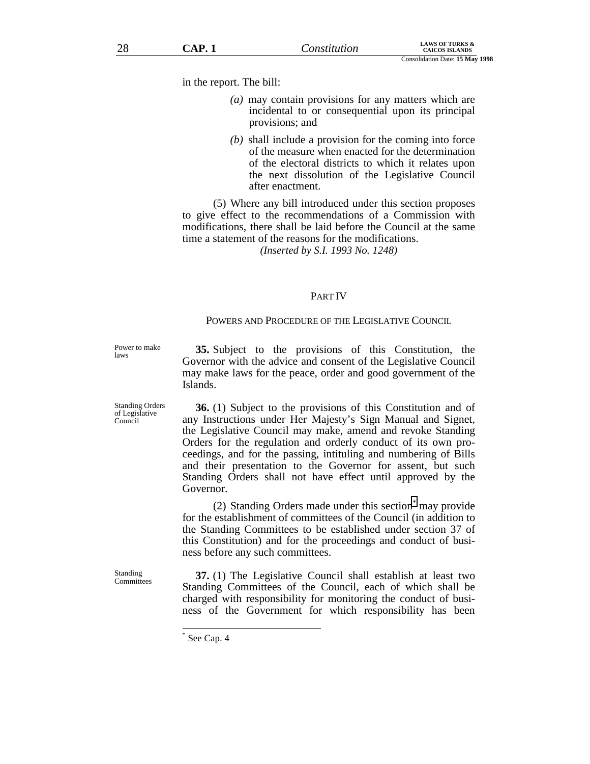in the report. The bill:

*(a)* may contain provisions for any matters which are incidental to or consequential upon its principal provisions; and

*(b)* shall include a provision for the coming into force of the measure when enacted for the determination of the electoral districts to which it relates upon the next dissolution of the Legislative Council after enactment.

(5) Where any bill introduced under this section proposes to give effect to the recommendations of a Commission with modifications, there shall be laid before the Council at the same time a statement of the reasons for the modifications.

*(Inserted by S.I. 1993 No. 1248)*

## PART IV

## POWERS AND PROCEDURE OF THE LEGISLATIVE COUNCIL

Power to make laws

**35.** Subject to the provisions of this Constitution, the Governor with the advice and consent of the Legislative Council may make laws for the peace, order and good government of the Islands.

Standing Orders of Legislative Council

**36.** (1) Subject to the provisions of this Constitution and of any Instructions under Her Majesty's Sign Manual and Signet, the Legislative Council may make, amend and revoke Standing Orders for the regulation and orderly conduct of its own proceedings, and for the passing, intituling and numbering of Bills and their presentation to the Governor for assent, but such Standing Orders shall not have effect until approved by the Governor.

(2) Standing Orders made under this section* may provide for the establishment of committees of the Council (in addition to the Standing Committees to be established under section 37 of this Constitution) and for the proceedings and conduct of business before any such committees.

Standing Committees

**37.** (1) The Legislative Council shall establish at least two Standing Committees of the Council, each of which shall be charged with responsibility for monitoring the conduct of business of the Government for which responsibility has been

\* See Cap. 4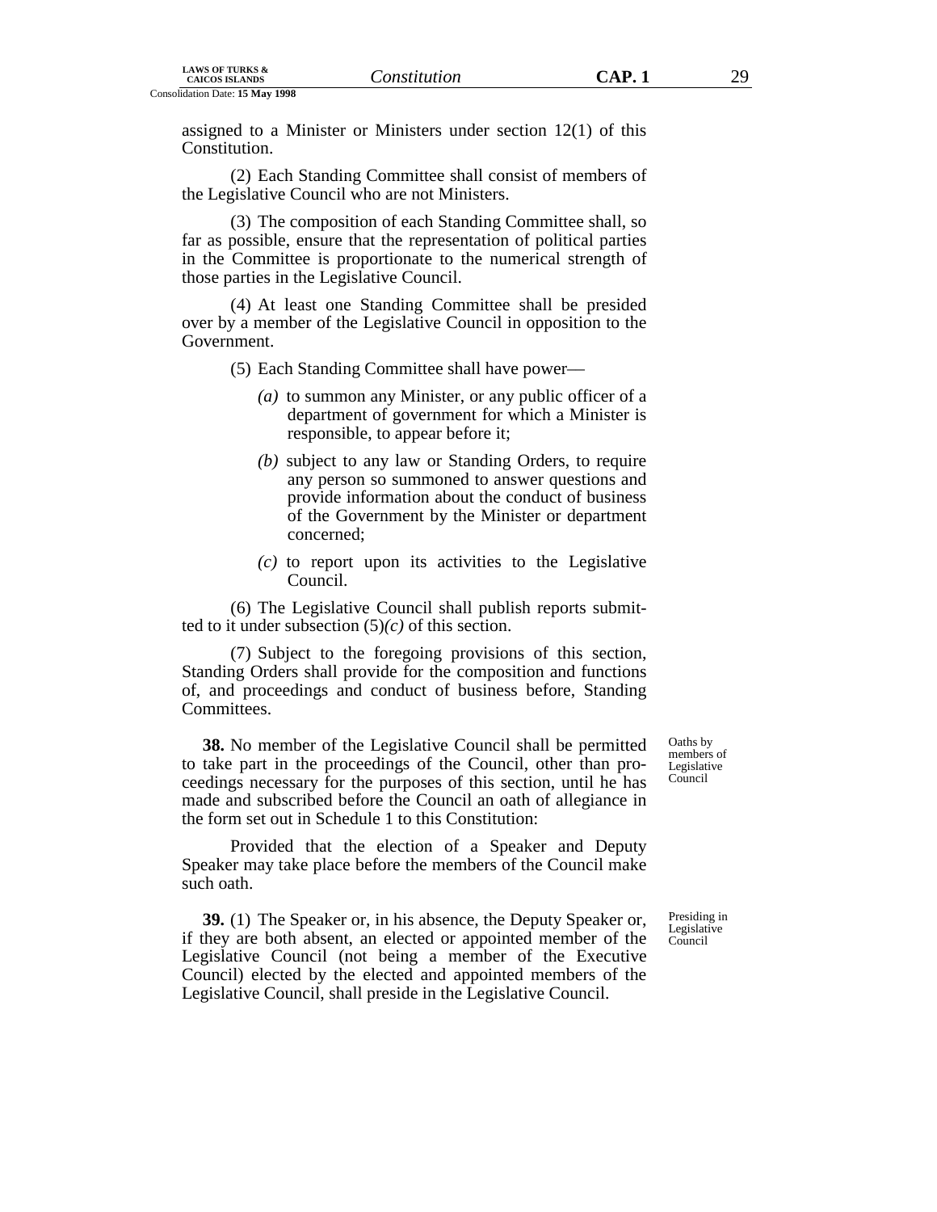assigned to a Minister or Ministers under section 12(1) of this Constitution.

(2) Each Standing Committee shall consist of members of the Legislative Council who are not Ministers.

(3) The composition of each Standing Committee shall, so far as possible, ensure that the representation of political parties in the Committee is proportionate to the numerical strength of those parties in the Legislative Council.

(4) At least one Standing Committee shall be presided over by a member of the Legislative Council in opposition to the Government.

(5) Each Standing Committee shall have power—

*(a)* to summon any Minister, or any public officer of a department of government for which a Minister is responsible, to appear before it;

*(b)* subject to any law or Standing Orders, to require any person so summoned to answer questions and provide information about the conduct of business of the Government by the Minister or department concerned;

*(c)* to report upon its activities to the Legislative Council.

(6) The Legislative Council shall publish reports submitted to it under subsection (5)*(c)* of this section.

(7) Subject to the foregoing provisions of this section, Standing Orders shall provide for the composition and functions of, and proceedings and conduct of business before, Standing Committees.

*Oaths by members of Legislative Council*

**38.** No member of the Legislative Council shall be permitted to take part in the proceedings of the Council, other than proceedings necessary for the purposes of this section, until he has made and subscribed before the Council an oath of allegiance in the form set out in Schedule 1 to this Constitution:

Provided that the election of a Speaker and Deputy Speaker may take place before the members of the Council make such oath.

*Presiding in Legislative Council*

**39.** (1) The Speaker or, in his absence, the Deputy Speaker or, if they are both absent, an elected or appointed member of the Legislative Council (not being a member of the Executive Council) elected by the elected and appointed members of the Legislative Council, shall preside in the Legislative Council.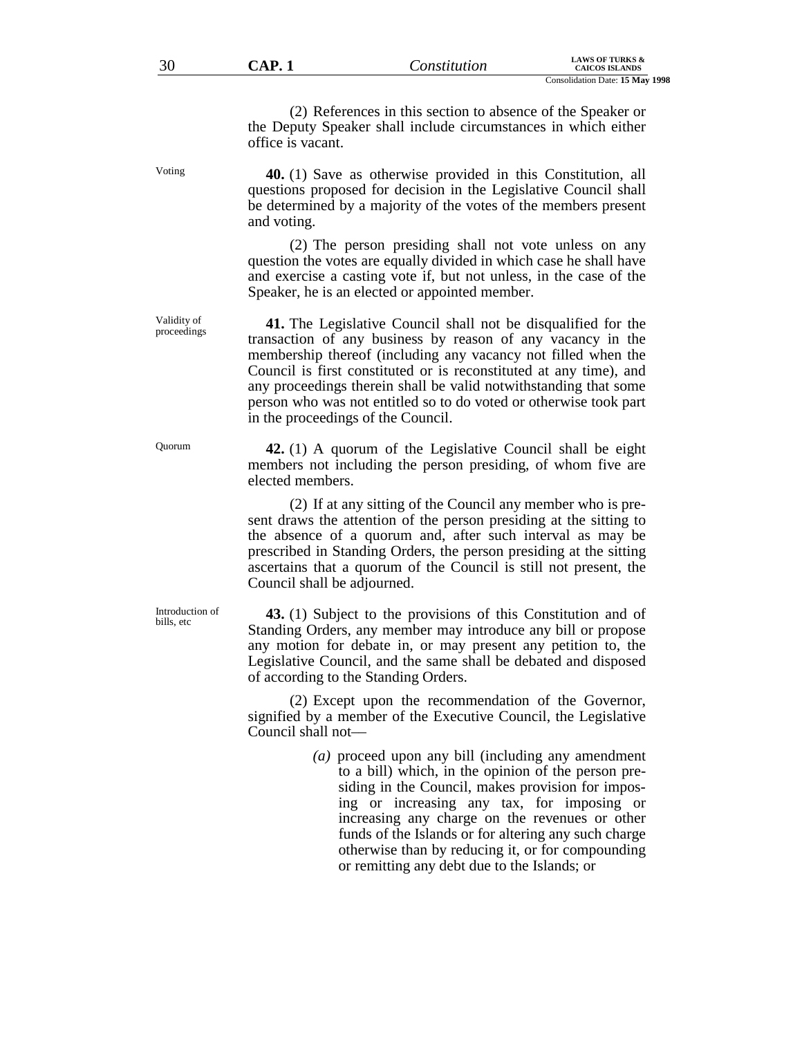(2) References in this section to absence of the Speaker or the Deputy Speaker shall include circumstances in which either office is vacant.

Voting

**40.** (1) Save as otherwise provided in this Constitution, all questions proposed for decision in the Legislative Council shall be determined by a majority of the votes of the members present and voting.

(2) The person presiding shall not vote unless on any question the votes are equally divided in which case he shall have and exercise a casting vote if, but not unless, in the case of the Speaker, he is an elected or appointed member.

Validity of proceedings

**41.** The Legislative Council shall not be disqualified for the transaction of any business by reason of any vacancy in the membership thereof (including any vacancy not filled when the Council is first constituted or is reconstituted at any time), and any proceedings therein shall be valid notwithstanding that some person who was not entitled so to do voted or otherwise took part in the proceedings of the Council.

Quorum

**42.** (1) A quorum of the Legislative Council shall be eight members not including the person presiding, of whom five are elected members.

(2) If at any sitting of the Council any member who is present draws the attention of the person presiding at the sitting to the absence of a quorum and, after such interval as may be prescribed in Standing Orders, the person presiding at the sitting ascertains that a quorum of the Council is still not present, the Council shall be adjourned.

Introduction of bills, etc

**43.** (1) Subject to the provisions of this Constitution and of Standing Orders, any member may introduce any bill or propose any motion for debate in, or may present any petition to, the Legislative Council, and the same shall be debated and disposed of according to the Standing Orders.

(2) Except upon the recommendation of the Governor, signified by a member of the Executive Council, the Legislative Council shall not—

*(a)* proceed upon any bill (including any amendment to a bill) which, in the opinion of the person presiding in the Council, makes provision for imposing or increasing any tax, for imposing or increasing any charge on the revenues or other funds of the Islands or for altering any such charge otherwise than by reducing it, or for compounding or remitting any debt due to the Islands; or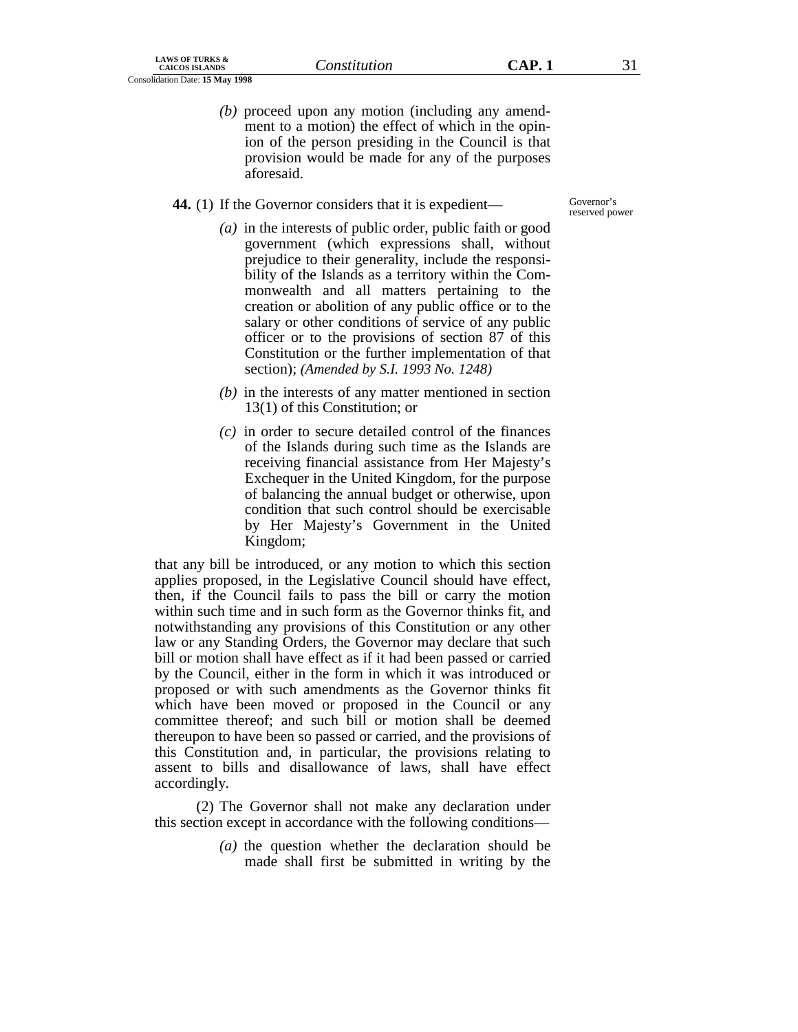(b) proceed upon any motion (including any amendment to a motion) the effect of which in the opinion of the person presiding in the Council is that provision would be made for any of the purposes aforesaid.

Governor's reserved power

**44.** (1) If the Governor considers that it is expedient—

*(a)* in the interests of public order, public faith or good government (which expressions shall, without prejudice to their generality, include the responsibility of the Islands as a territory within the Commonwealth and all matters pertaining to the creation or abolition of any public office or to the salary or other conditions of service of any public officer or to the provisions of section 87 of this Constitution or the further implementation of that section); *(Amended by S.I. 1993 No. 1248)*

*(b)* in the interests of any matter mentioned in section 13(1) of this Constitution; or

*(c)* in order to secure detailed control of the finances of the Islands during such time as the Islands are receiving financial assistance from Her Majesty's Exchequer in the United Kingdom, for the purpose of balancing the annual budget or otherwise, upon condition that such control should be exercisable by Her Majesty's Government in the United Kingdom;

that any bill be introduced, or any motion to which this section applies proposed, in the Legislative Council should have effect, then, if the Council fails to pass the bill or carry the motion within such time and in such form as the Governor thinks fit, and notwithstanding any provisions of this Constitution or any other law or any Standing Orders, the Governor may declare that such bill or motion shall have effect as if it had been passed or carried by the Council, either in the form in which it was introduced or proposed or with such amendments as the Governor thinks fit which have been moved or proposed in the Council or any committee thereof; and such bill or motion shall be deemed thereupon to have been so passed or carried, and the provisions of this Constitution and, in particular, the provisions relating to assent to bills and disallowance of laws, shall have effect accordingly.

(2) The Governor shall not make any declaration under this section except in accordance with the following conditions—

*(a)* the question whether the declaration should be made shall first be submitted in writing by the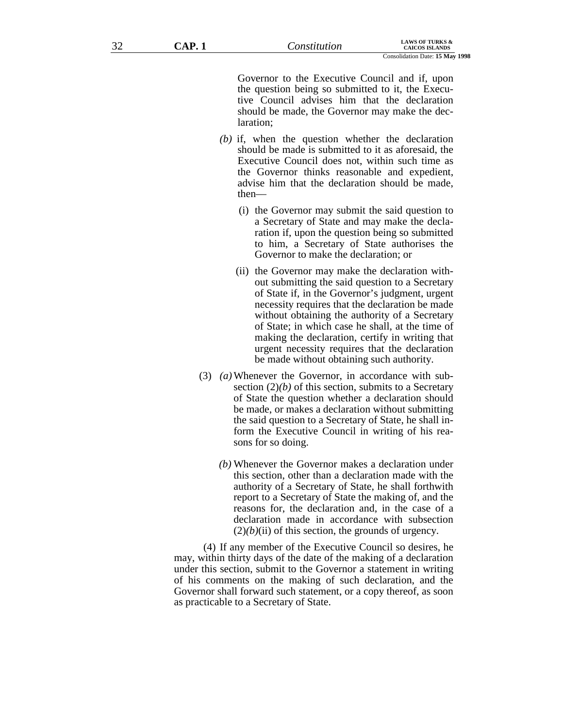Governor to the Executive Council and if, upon the question being so submitted to it, the Executive Council advises him that the declaration should be made, the Governor may make the declaration;

*(b)* if, when the question whether the declaration should be made is submitted to it as aforesaid, the Executive Council does not, within such time as the Governor thinks reasonable and expedient, advise him that the declaration should be made, then—

(i) the Governor may submit the said question to a Secretary of State and may make the declaration if, upon the question being so submitted to him, a Secretary of State authorises the Governor to make the declaration; or

(ii) the Governor may make the declaration without submitting the said question to a Secretary of State if, in the Governor's judgment, urgent necessity requires that the declaration be made without obtaining the authority of a Secretary of State; in which case he shall, at the time of making the declaration, certify in writing that urgent necessity requires that the declaration be made without obtaining such authority.

(3) *(a)* Whenever the Governor, in accordance with subsection (2)*(b)* of this section, submits to a Secretary of State the question whether a declaration should be made, or makes a declaration without submitting the said question to a Secretary of State, he shall inform the Executive Council in writing of his reasons for so doing.

*(b)* Whenever the Governor makes a declaration under this section, other than a declaration made with the authority of a Secretary of State, he shall forthwith report to a Secretary of State the making of, and the reasons for, the declaration and, in the case of a declaration made in accordance with subsection (2)*(b)*(ii) of this section, the grounds of urgency.

(4) If any member of the Executive Council so desires, he may, within thirty days of the date of the making of a declaration under this section, submit to the Governor a statement in writing of his comments on the making of such declaration, and the Governor shall forward such statement, or a copy thereof, as soon as practicable to a Secretary of State.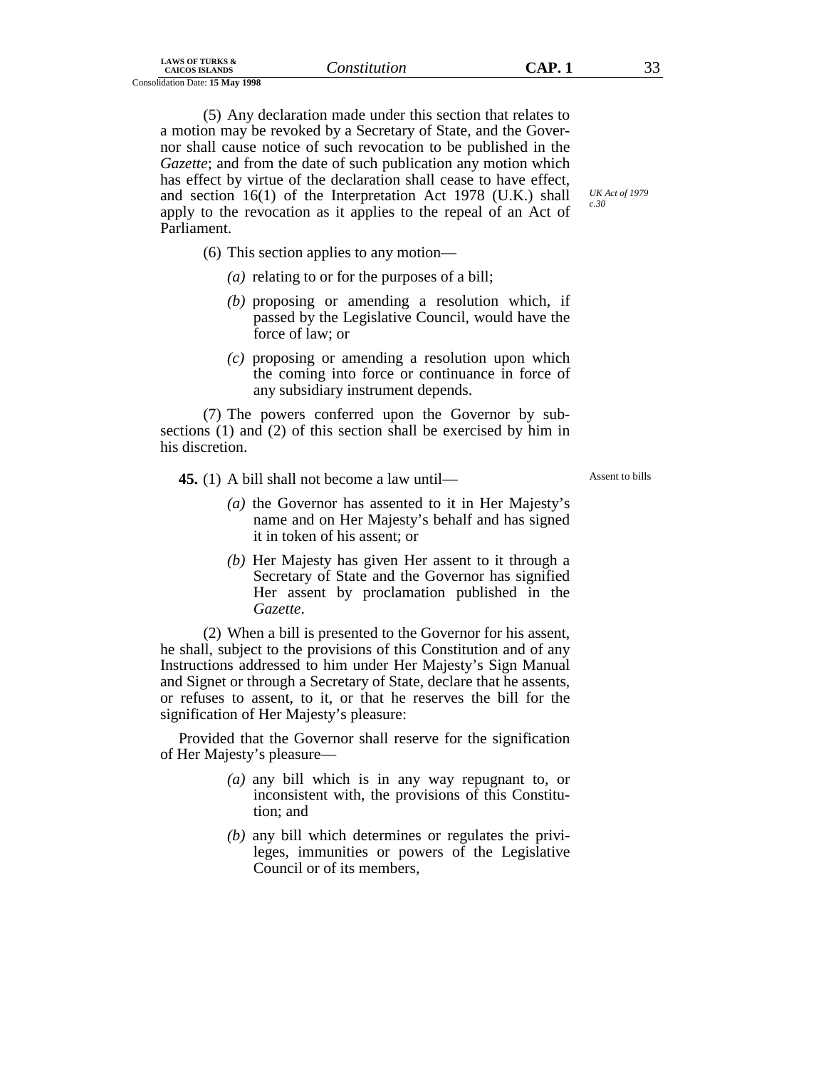(5) Any declaration made under this section that relates to a motion may be revoked by a Secretary of State, and the Governor shall cause notice of such revocation to be published in the *Gazette*; and from the date of such publication any motion which has effect by virtue of the declaration shall cease to have effect, and section 16(1) of the Interpretation Act 1978 (U.K.) shall apply to the revocation as it applies to the repeal of an Act of Parliament.

*UK Act of 1979 c.30*

(6) This section applies to any motion—

*(a)* relating to or for the purposes of a bill;

*(b)* proposing or amending a resolution which, if passed by the Legislative Council, would have the force of law; or

*(c)* proposing or amending a resolution upon which the coming into force or continuance in force of any subsidiary instrument depends.

(7) The powers conferred upon the Governor by subsections (1) and (2) of this section shall be exercised by him in his discretion.

Assent to bills

**45.** (1) A bill shall not become a law until—

*(a)* the Governor has assented to it in Her Majesty's name and on Her Majesty's behalf and has signed it in token of his assent; or

*(b)* Her Majesty has given Her assent to it through a Secretary of State and the Governor has signified Her assent by proclamation published in the *Gazette*.

(2) When a bill is presented to the Governor for his assent, he shall, subject to the provisions of this Constitution and of any Instructions addressed to him under Her Majesty's Sign Manual and Signet or through a Secretary of State, declare that he assents, or refuses to assent, to it, or that he reserves the bill for the signification of Her Majesty's pleasure:

Provided that the Governor shall reserve for the signification of Her Majesty's pleasure—

*(a)* any bill which is in any way repugnant to, or inconsistent with, the provisions of this Constitution; and

*(b)* any bill which determines or regulates the privileges, immunities or powers of the Legislative Council or of its members,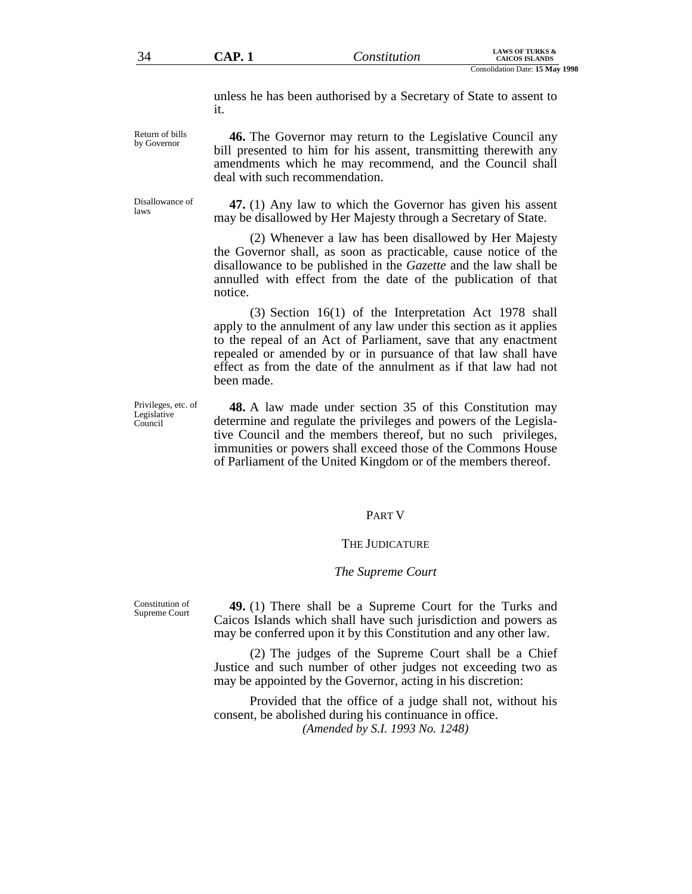unless he has been authorised by a Secretary of State to assent to it.

Return of bills by Governor

**46.** The Governor may return to the Legislative Council any bill presented to him for his assent, transmitting therewith any amendments which he may recommend, and the Council shall deal with such recommendation.

Disallowance of laws

**47.** (1) Any law to which the Governor has given his assent may be disallowed by Her Majesty through a Secretary of State.

(2) Whenever a law has been disallowed by Her Majesty the Governor shall, as soon as practicable, cause notice of the disallowance to be published in the *Gazette* and the law shall be annulled with effect from the date of the publication of that notice.

(3) Section 16(1) of the Interpretation Act 1978 shall apply to the annulment of any law under this section as it applies to the repeal of an Act of Parliament, save that any enactment repealed or amended by or in pursuance of that law shall have effect as from the date of the annulment as if that law had not been made.

Privileges, etc. of Legislative Council

**48.** A law made under section 35 of this Constitution may determine and regulate the privileges and powers of the Legislative Council and the members thereof, but no such privileges, immunities or powers shall exceed those of the Commons House of Parliament of the United Kingdom or of the members thereof.

## PART V

## THE JUDICATURE

### *The Supreme Court*

Constitution of Supreme Court

**49.** (1) There shall be a Supreme Court for the Turks and Caicos Islands which shall have such jurisdiction and powers as may be conferred upon it by this Constitution and any other law.

(2) The judges of the Supreme Court shall be a Chief Justice and such number of other judges not exceeding two as may be appointed by the Governor, acting in his discretion:

Provided that the office of a judge shall not, without his consent, be abolished during his continuance in office.

*(Amended by S.I. 1993 No. 1248)*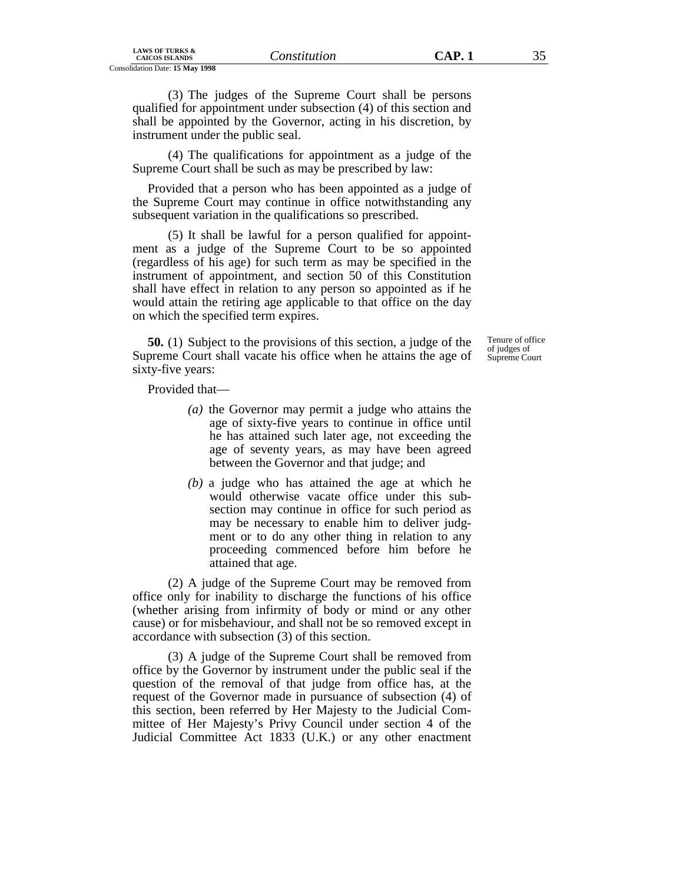(3) The judges of the Supreme Court shall be persons qualified for appointment under subsection (4) of this section and shall be appointed by the Governor, acting in his discretion, by instrument under the public seal.

(4) The qualifications for appointment as a judge of the Supreme Court shall be such as may be prescribed by law:

Provided that a person who has been appointed as a judge of the Supreme Court may continue in office notwithstanding any subsequent variation in the qualifications so prescribed.

(5) It shall be lawful for a person qualified for appointment as a judge of the Supreme Court to be so appointed (regardless of his age) for such term as may be specified in the instrument of appointment, and section 50 of this Constitution shall have effect in relation to any person so appointed as if he would attain the retiring age applicable to that office on the day on which the specified term expires.

Tenure of office of judges of Supreme Court

**50.** (1) Subject to the provisions of this section, a judge of the Supreme Court shall vacate his office when he attains the age of sixty-five years:

Provided that—

*(a)* the Governor may permit a judge who attains the age of sixty-five years to continue in office until he has attained such later age, not exceeding the age of seventy years, as may have been agreed between the Governor and that judge; and

*(b)* a judge who has attained the age at which he would otherwise vacate office under this subsection may continue in office for such period as may be necessary to enable him to deliver judgment or to do any other thing in relation to any proceeding commenced before him before he attained that age.

(2) A judge of the Supreme Court may be removed from office only for inability to discharge the functions of his office (whether arising from infirmity of body or mind or any other cause) or for misbehaviour, and shall not be so removed except in accordance with subsection (3) of this section.

(3) A judge of the Supreme Court shall be removed from office by the Governor by instrument under the public seal if the question of the removal of that judge from office has, at the request of the Governor made in pursuance of subsection (4) of this section, been referred by Her Majesty to the Judicial Committee of Her Majesty's Privy Council under section 4 of the Judicial Committee Act 1833 (U.K.) or any other enactment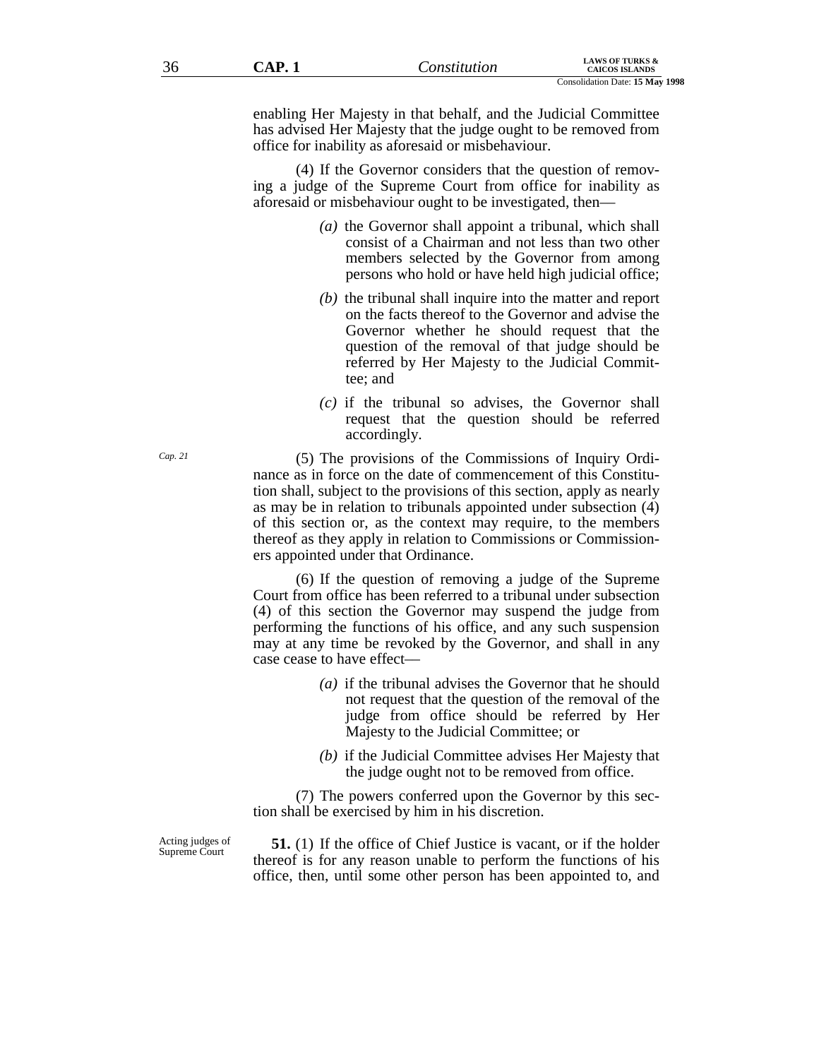enabling Her Majesty in that behalf, and the Judicial Committee has advised Her Majesty that the judge ought to be removed from office for inability as aforesaid or misbehaviour.

(4) If the Governor considers that the question of removing a judge of the Supreme Court from office for inability as aforesaid or misbehaviour ought to be investigated, then—

*(a)* the Governor shall appoint a tribunal, which shall consist of a Chairman and not less than two other members selected by the Governor from among persons who hold or have held high judicial office;

*(b)* the tribunal shall inquire into the matter and report on the facts thereof to the Governor and advise the Governor whether he should request that the question of the removal of that judge should be referred by Her Majesty to the Judicial Committee; and

*(c)* if the tribunal so advises, the Governor shall request that the question should be referred accordingly.

*Cap. 21*

(5) The provisions of the Commissions of Inquiry Ordinance as in force on the date of commencement of this Constitution shall, subject to the provisions of this section, apply as nearly as may be in relation to tribunals appointed under subsection (4) of this section or, as the context may require, to the members thereof as they apply in relation to Commissions or Commissioners appointed under that Ordinance.

(6) If the question of removing a judge of the Supreme Court from office has been referred to a tribunal under subsection (4) of this section the Governor may suspend the judge from performing the functions of his office, and any such suspension may at any time be revoked by the Governor, and shall in any case cease to have effect—

*(a)* if the tribunal advises the Governor that he should not request that the question of the removal of the judge from office should be referred by Her Majesty to the Judicial Committee; or

*(b)* if the Judicial Committee advises Her Majesty that the judge ought not to be removed from office.

(7) The powers conferred upon the Governor by this section shall be exercised by him in his discretion.

Acting judges of Supreme Court

**51.** (1) If the office of Chief Justice is vacant, or if the holder thereof is for any reason unable to perform the functions of his office, then, until some other person has been appointed to, and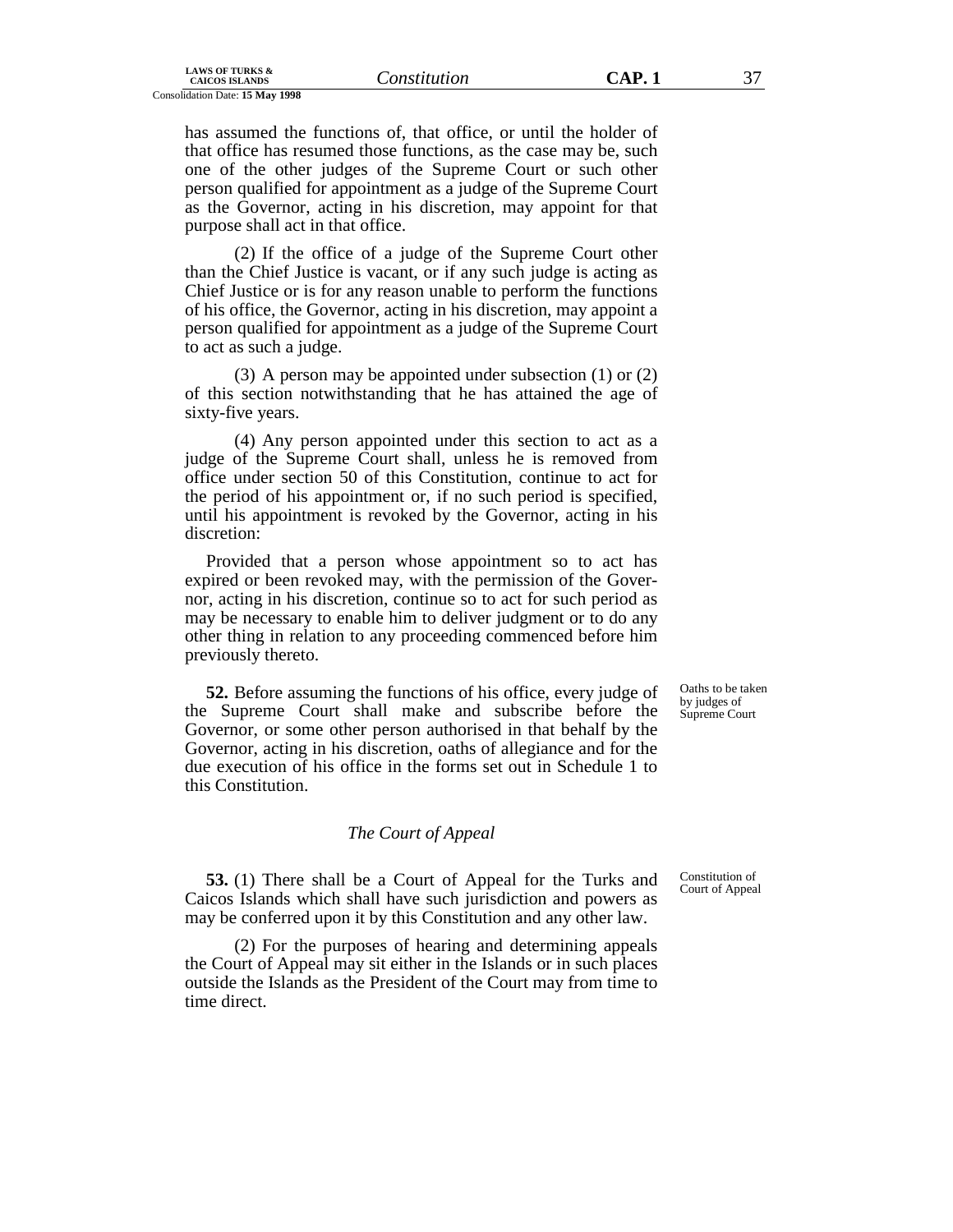has assumed the functions of, that office, or until the holder of that office has resumed those functions, as the case may be, such one of the other judges of the Supreme Court or such other person qualified for appointment as a judge of the Supreme Court as the Governor, acting in his discretion, may appoint for that purpose shall act in that office.

(2) If the office of a judge of the Supreme Court other than the Chief Justice is vacant, or if any such judge is acting as Chief Justice or is for any reason unable to perform the functions of his office, the Governor, acting in his discretion, may appoint a person qualified for appointment as a judge of the Supreme Court to act as such a judge.

(3) A person may be appointed under subsection (1) or (2) of this section notwithstanding that he has attained the age of sixty-five years.

(4) Any person appointed under this section to act as a judge of the Supreme Court shall, unless he is removed from office under section 50 of this Constitution, continue to act for the period of his appointment or, if no such period is specified, until his appointment is revoked by the Governor, acting in his discretion:

Provided that a person whose appointment so to act has expired or been revoked may, with the permission of the Governor, acting in his discretion, continue so to act for such period as may be necessary to enable him to deliver judgment or to do any other thing in relation to any proceeding commenced before him previously thereto.

Oaths to be taken by judges of Supreme Court

**52.** Before assuming the functions of his office, every judge of the Supreme Court shall make and subscribe before the Governor, or some other person authorised in that behalf by the Governor, acting in his discretion, oaths of allegiance and for the due execution of his office in the forms set out in Schedule 1 to this Constitution.

### *The Court of Appeal*

Constitution of Court of Appeal

**53.** (1) There shall be a Court of Appeal for the Turks and Caicos Islands which shall have such jurisdiction and powers as may be conferred upon it by this Constitution and any other law.

(2) For the purposes of hearing and determining appeals the Court of Appeal may sit either in the Islands or in such places outside the Islands as the President of the Court may from time to time direct.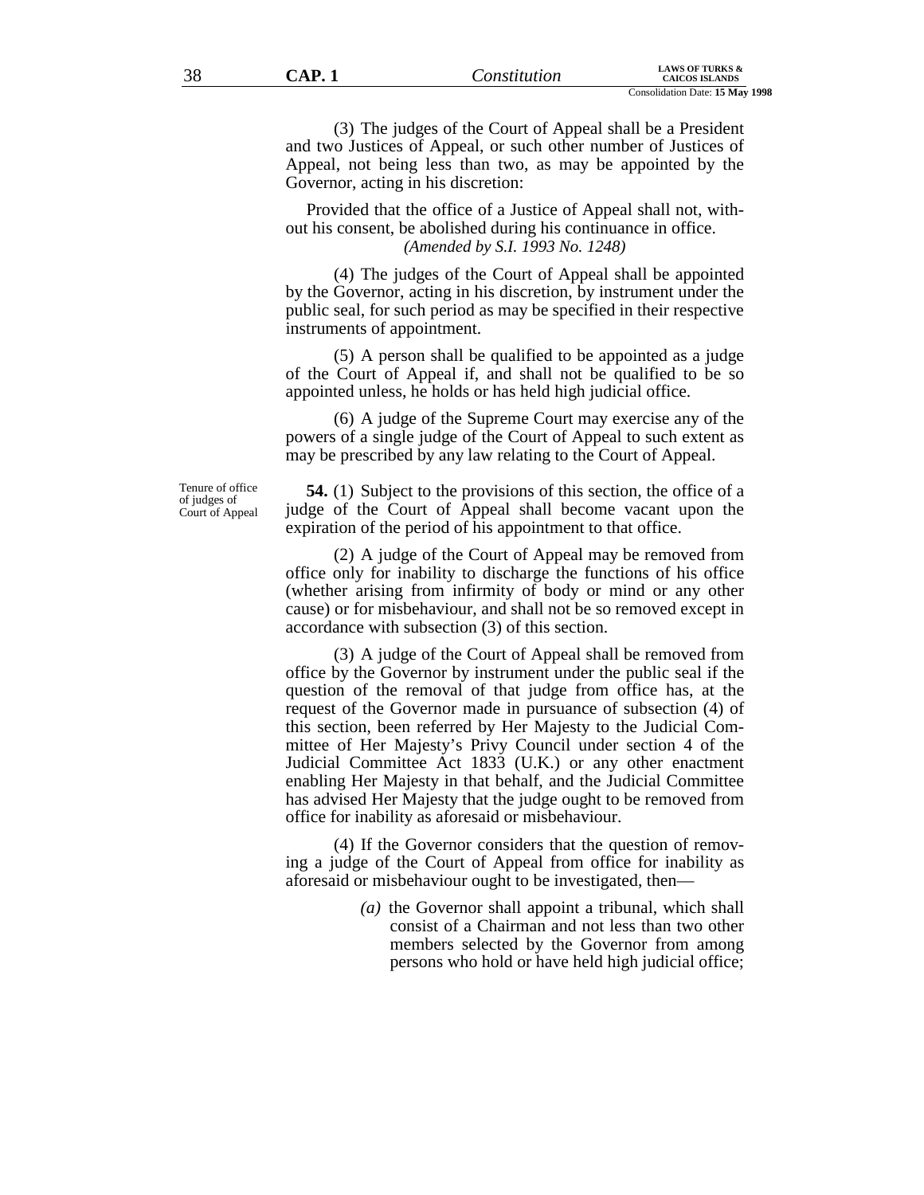(3) The judges of the Court of Appeal shall be a President and two Justices of Appeal, or such other number of Justices of Appeal, not being less than two, as may be appointed by the Governor, acting in his discretion:

Provided that the office of a Justice of Appeal shall not, without his consent, be abolished during his continuance in office.
*(Amended by S.I. 1993 No. 1248)*

(4) The judges of the Court of Appeal shall be appointed by the Governor, acting in his discretion, by instrument under the public seal, for such period as may be specified in their respective instruments of appointment.

(5) A person shall be qualified to be appointed as a judge of the Court of Appeal if, and shall not be qualified to be so appointed unless, he holds or has held high judicial office.

(6) A judge of the Supreme Court may exercise any of the powers of a single judge of the Court of Appeal to such extent as may be prescribed by any law relating to the Court of Appeal.

Tenure of office of judges of Court of Appeal

**54.** (1) Subject to the provisions of this section, the office of a judge of the Court of Appeal shall become vacant upon the expiration of the period of his appointment to that office.

(2) A judge of the Court of Appeal may be removed from office only for inability to discharge the functions of his office (whether arising from infirmity of body or mind or any other cause) or for misbehaviour, and shall not be so removed except in accordance with subsection (3) of this section.

(3) A judge of the Court of Appeal shall be removed from office by the Governor by instrument under the public seal if the question of the removal of that judge from office has, at the request of the Governor made in pursuance of subsection (4) of this section, been referred by Her Majesty to the Judicial Committee of Her Majesty's Privy Council under section 4 of the Judicial Committee Act 1833 (U.K.) or any other enactment enabling Her Majesty in that behalf, and the Judicial Committee has advised Her Majesty that the judge ought to be removed from office for inability as aforesaid or misbehaviour.

(4) If the Governor considers that the question of removing a judge of the Court of Appeal from office for inability as aforesaid or misbehaviour ought to be investigated, then—

- *(a)* the Governor shall appoint a tribunal, which shall consist of a Chairman and not less than two other members selected by the Governor from among persons who hold or have held high judicial office;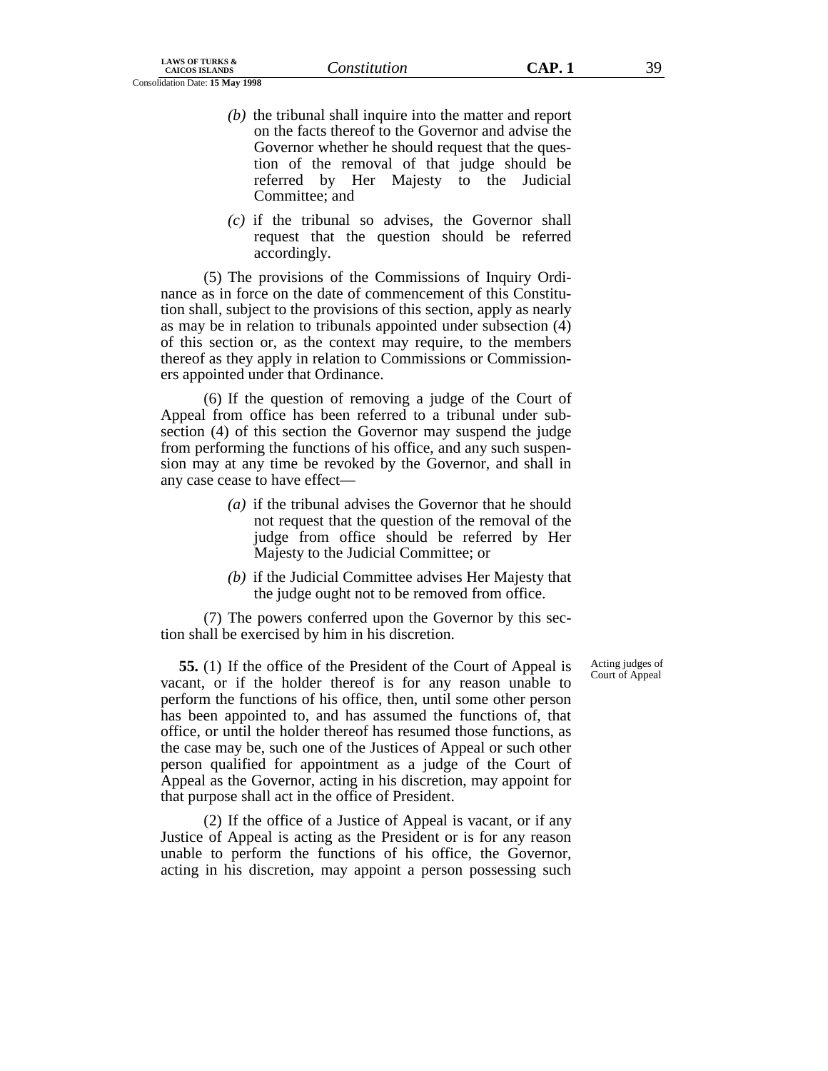(b) the tribunal shall inquire into the matter and report on the facts thereof to the Governor and advise the Governor whether he should request that the question of the removal of that judge should be referred by Her Majesty to the Judicial Committee; and

(c) if the tribunal so advises, the Governor shall request that the question should be referred accordingly.

(5) The provisions of the Commissions of Inquiry Ordinance as in force on the date of commencement of this Constitution shall, subject to the provisions of this section, apply as nearly as may be in relation to tribunals appointed under subsection (4) of this section or, as the context may require, to the members thereof as they apply in relation to Commissions or Commissioners appointed under that Ordinance.

(6) If the question of removing a judge of the Court of Appeal from office has been referred to a tribunal under subsection (4) of this section the Governor may suspend the judge from performing the functions of his office, and any such suspension may at any time be revoked by the Governor, and shall in any case cease to have effect—

(a) if the tribunal advises the Governor that he should not request that the question of the removal of the judge from office should be referred by Her Majesty to the Judicial Committee; or

(b) if the Judicial Committee advises Her Majesty that the judge ought not to be removed from office.

(7) The powers conferred upon the Governor by this section shall be exercised by him in his discretion.

Acting judges of Court of Appeal

**55.** (1) If the office of the President of the Court of Appeal is vacant, or if the holder thereof is for any reason unable to perform the functions of his office, then, until some other person has been appointed to, and has assumed the functions of, that office, or until the holder thereof has resumed those functions, as the case may be, such one of the Justices of Appeal or such other person qualified for appointment as a judge of the Court of Appeal as the Governor, acting in his discretion, may appoint for that purpose shall act in the office of President.

(2) If the office of a Justice of Appeal is vacant, or if any Justice of Appeal is acting as the President or is for any reason unable to perform the functions of his office, the Governor, acting in his discretion, may appoint a person possessing such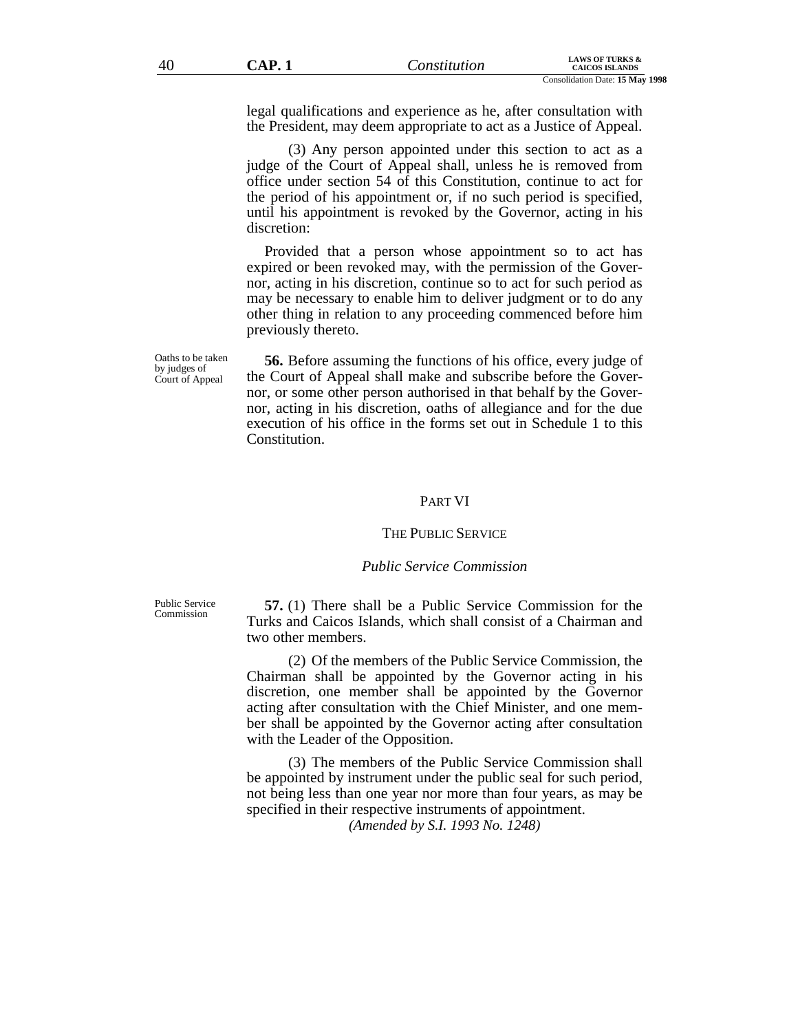legal qualifications and experience as he, after consultation with the President, may deem appropriate to act as a Justice of Appeal.

(3) Any person appointed under this section to act as a judge of the Court of Appeal shall, unless he is removed from office under section 54 of this Constitution, continue to act for the period of his appointment or, if no such period is specified, until his appointment is revoked by the Governor, acting in his discretion:

Provided that a person whose appointment so to act has expired or been revoked may, with the permission of the Governor, acting in his discretion, continue so to act for such period as may be necessary to enable him to deliver judgment or to do any other thing in relation to any proceeding commenced before him previously thereto.

Oaths to be taken by judges of Court of Appeal

**56.** Before assuming the functions of his office, every judge of the Court of Appeal shall make and subscribe before the Governor, or some other person authorised in that behalf by the Governor, acting in his discretion, oaths of allegiance and for the due execution of his office in the forms set out in Schedule 1 to this Constitution.

## PART VI

## THE PUBLIC SERVICE

### *Public Service Commission*

Public Service Commission

**57.** (1) There shall be a Public Service Commission for the Turks and Caicos Islands, which shall consist of a Chairman and two other members.

(2) Of the members of the Public Service Commission, the Chairman shall be appointed by the Governor acting in his discretion, one member shall be appointed by the Governor acting after consultation with the Chief Minister, and one member shall be appointed by the Governor acting after consultation with the Leader of the Opposition.

(3) The members of the Public Service Commission shall be appointed by instrument under the public seal for such period, not being less than one year nor more than four years, as may be specified in their respective instruments of appointment.

*(Amended by S.I. 1993 No. 1248)*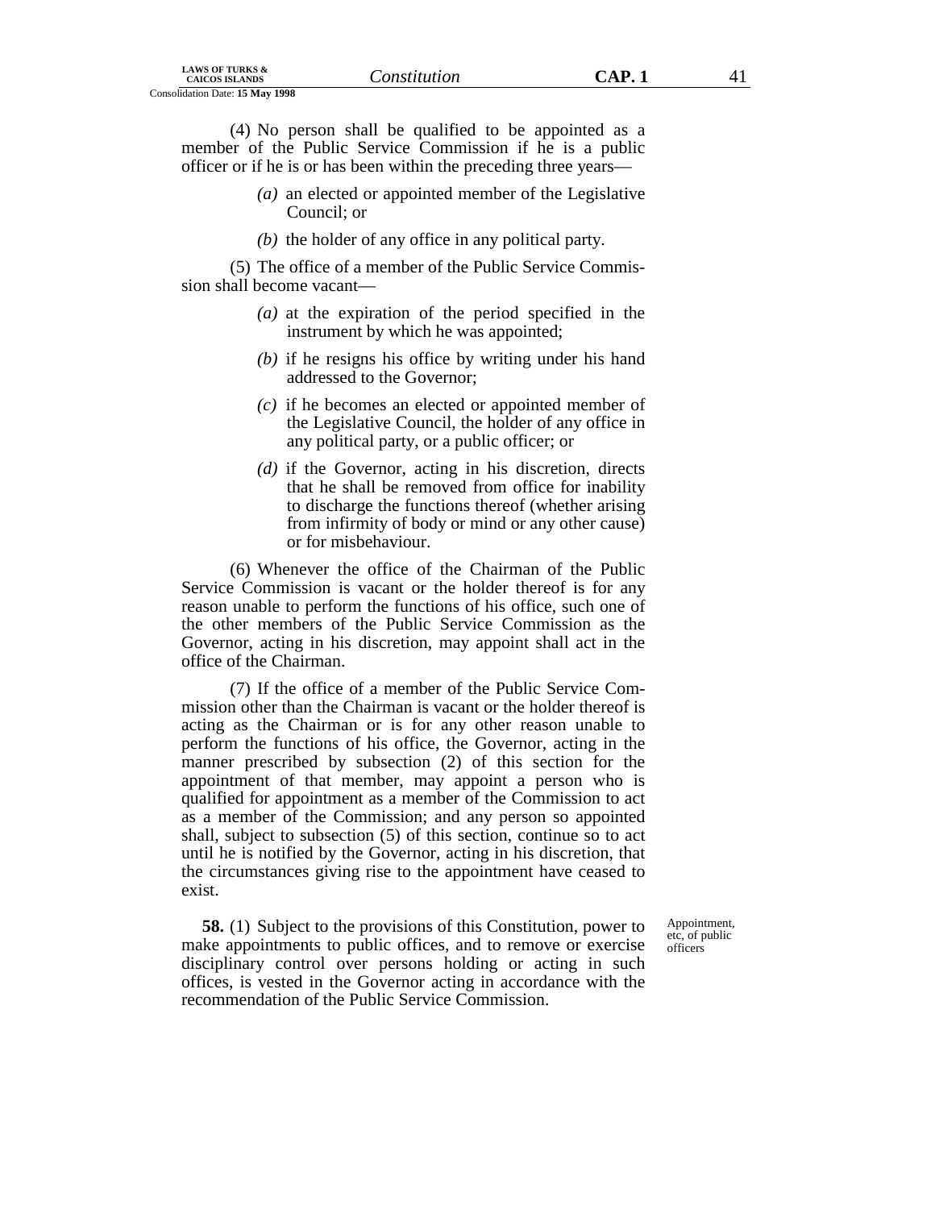(4) No person shall be qualified to be appointed as a member of the Public Service Commission if he is a public officer or if he is or has been within the preceding three years—

*(a)* an elected or appointed member of the Legislative Council; or

*(b)* the holder of any office in any political party.

(5) The office of a member of the Public Service Commission shall become vacant—

*(a)* at the expiration of the period specified in the instrument by which he was appointed;

*(b)* if he resigns his office by writing under his hand addressed to the Governor;

*(c)* if he becomes an elected or appointed member of the Legislative Council, the holder of any office in any political party, or a public officer; or

*(d)* if the Governor, acting in his discretion, directs that he shall be removed from office for inability to discharge the functions thereof (whether arising from infirmity of body or mind or any other cause) or for misbehaviour.

(6) Whenever the office of the Chairman of the Public Service Commission is vacant or the holder thereof is for any reason unable to perform the functions of his office, such one of the other members of the Public Service Commission as the Governor, acting in his discretion, may appoint shall act in the office of the Chairman.

(7) If the office of a member of the Public Service Commission other than the Chairman is vacant or the holder thereof is acting as the Chairman or is for any other reason unable to perform the functions of his office, the Governor, acting in the manner prescribed by subsection (2) of this section for the appointment of that member, may appoint a person who is qualified for appointment as a member of the Commission to act as a member of the Commission; and any person so appointed shall, subject to subsection (5) of this section, continue so to act until he is notified by the Governor, acting in his discretion, that the circumstances giving rise to the appointment have ceased to exist.

Appointment, etc, of public officers

**58.** (1) Subject to the provisions of this Constitution, power to make appointments to public offices, and to remove or exercise disciplinary control over persons holding or acting in such offices, is vested in the Governor acting in accordance with the recommendation of the Public Service Commission.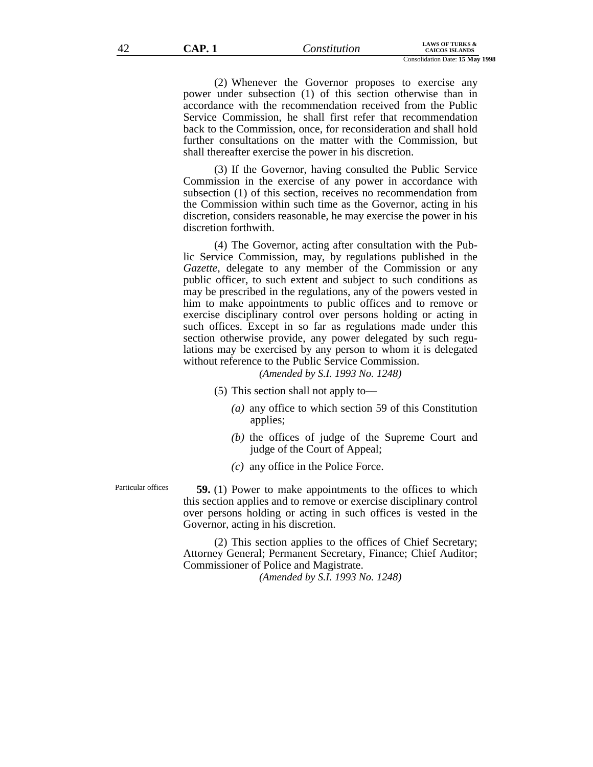(2) Whenever the Governor proposes to exercise any power under subsection (1) of this section otherwise than in accordance with the recommendation received from the Public Service Commission, he shall first refer that recommendation back to the Commission, once, for reconsideration and shall hold further consultations on the matter with the Commission, but shall thereafter exercise the power in his discretion.

(3) If the Governor, having consulted the Public Service Commission in the exercise of any power in accordance with subsection (1) of this section, receives no recommendation from the Commission within such time as the Governor, acting in his discretion, considers reasonable, he may exercise the power in his discretion forthwith.

(4) The Governor, acting after consultation with the Public Service Commission, may, by regulations published in the *Gazette*, delegate to any member of the Commission or any public officer, to such extent and subject to such conditions as may be prescribed in the regulations, any of the powers vested in him to make appointments to public offices and to remove or exercise disciplinary control over persons holding or acting in such offices. Except in so far as regulations made under this section otherwise provide, any power delegated by such regulations may be exercised by any person to whom it is delegated without reference to the Public Service Commission.

*(Amended by S.I. 1993 No. 1248)*

(5) This section shall not apply to—

*(a)* any office to which section 59 of this Constitution applies;

*(b)* the offices of judge of the Supreme Court and judge of the Court of Appeal;

*(c)* any office in the Police Force.

Particular offices

**59.** (1) Power to make appointments to the offices to which this section applies and to remove or exercise disciplinary control over persons holding or acting in such offices is vested in the Governor, acting in his discretion.

(2) This section applies to the offices of Chief Secretary; Attorney General; Permanent Secretary, Finance; Chief Auditor; Commissioner of Police and Magistrate.

*(Amended by S.I. 1993 No. 1248)*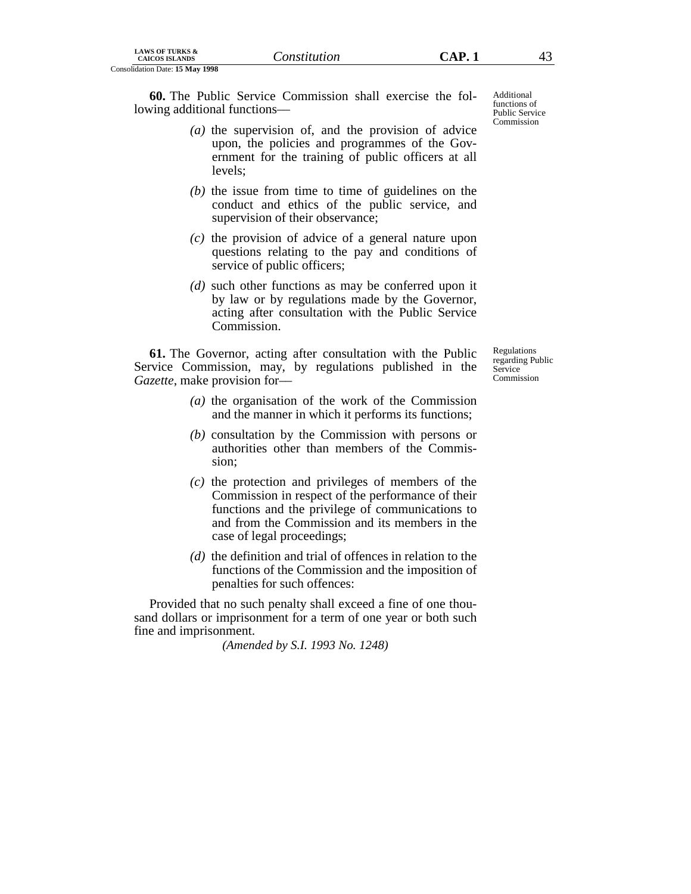**60.** The Public Service Commission shall exercise the following additional functions—

*Additional functions of Public Service Commission*

> *(a)* the supervision of, and the provision of advice upon, the policies and programmes of the Government for the training of public officers at all levels;
>
> *(b)* the issue from time to time of guidelines on the conduct and ethics of the public service, and supervision of their observance;
>
> *(c)* the provision of advice of a general nature upon questions relating to the pay and conditions of service of public officers;
>
> *(d)* such other functions as may be conferred upon it by law or by regulations made by the Governor, acting after consultation with the Public Service Commission.

**61.** The Governor, acting after consultation with the Public Service Commission, may, by regulations published in the *Gazette*, make provision for—

*Regulations regarding Public Service Commission*

> *(a)* the organisation of the work of the Commission and the manner in which it performs its functions;
>
> *(b)* consultation by the Commission with persons or authorities other than members of the Commission;
>
> *(c)* the protection and privileges of members of the Commission in respect of the performance of their functions and the privilege of communications to and from the Commission and its members in the case of legal proceedings;
>
> *(d)* the definition and trial of offences in relation to the functions of the Commission and the imposition of penalties for such offences:

Provided that no such penalty shall exceed a fine of one thousand dollars or imprisonment for a term of one year or both such fine and imprisonment.

*(Amended by S.I. 1993 No. 1248)*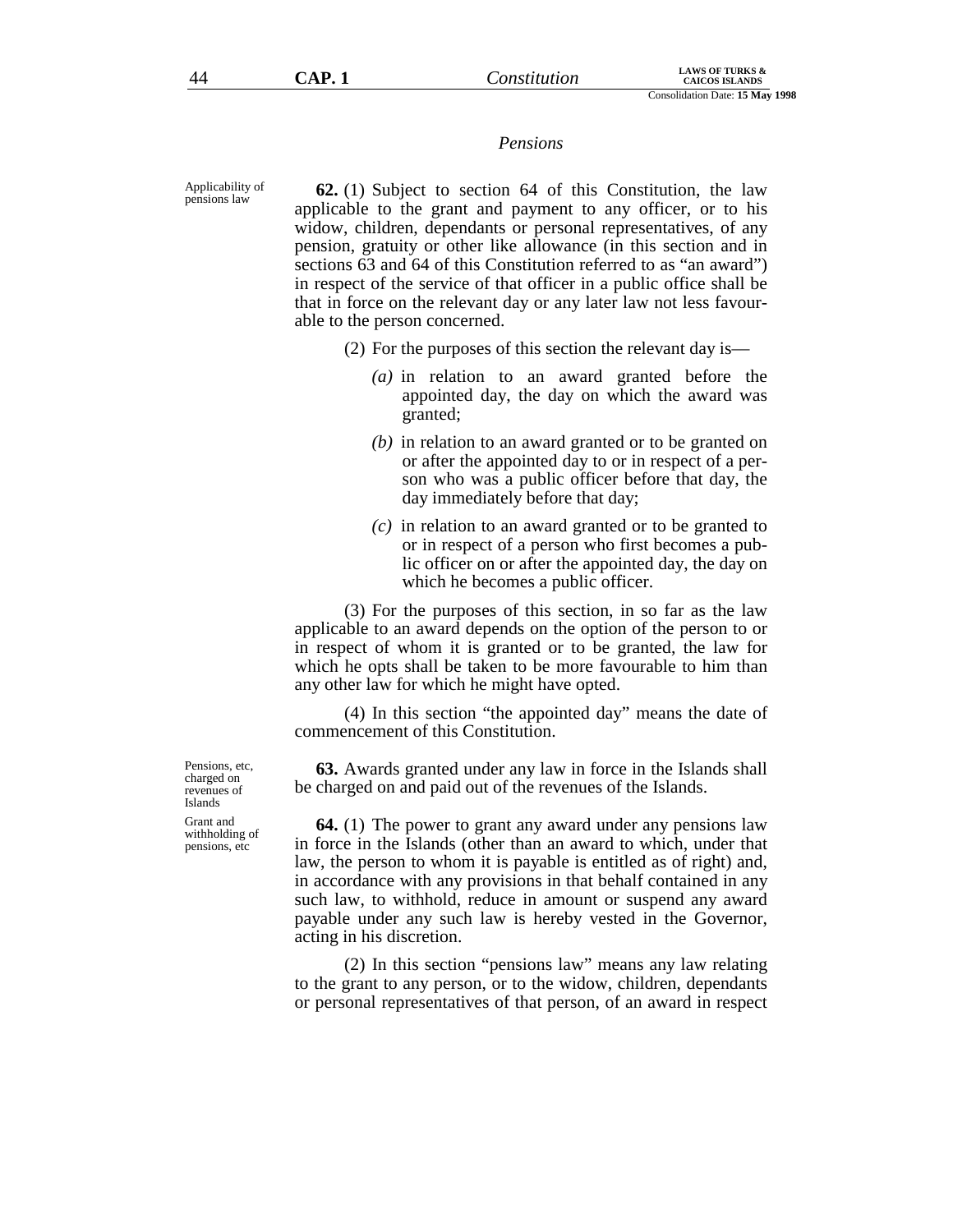*Pensions*

Applicability of pensions law

**62.** (1) Subject to section 64 of this Constitution, the law applicable to the grant and payment to any officer, or to his widow, children, dependants or personal representatives, of any pension, gratuity or other like allowance (in this section and in sections 63 and 64 of this Constitution referred to as "an award") in respect of the service of that officer in a public office shall be that in force on the relevant day or any later law not less favourable to the person concerned.

(2) For the purposes of this section the relevant day is—

*(a)* in relation to an award granted before the appointed day, the day on which the award was granted;

*(b)* in relation to an award granted or to be granted on or after the appointed day to or in respect of a person who was a public officer before that day, the day immediately before that day;

*(c)* in relation to an award granted or to be granted to or in respect of a person who first becomes a public officer on or after the appointed day, the day on which he becomes a public officer.

(3) For the purposes of this section, in so far as the law applicable to an award depends on the option of the person to or in respect of whom it is granted or to be granted, the law for which he opts shall be taken to be more favourable to him than any other law for which he might have opted.

(4) In this section "the appointed day" means the date of commencement of this Constitution.

Pensions, etc, charged on revenues of Islands

**63.** Awards granted under any law in force in the Islands shall be charged on and paid out of the revenues of the Islands.

Grant and withholding of pensions, etc

**64.** (1) The power to grant any award under any pensions law in force in the Islands (other than an award to which, under that law, the person to whom it is payable is entitled as of right) and, in accordance with any provisions in that behalf contained in any such law, to withhold, reduce in amount or suspend any award payable under any such law is hereby vested in the Governor, acting in his discretion.

(2) In this section "pensions law" means any law relating to the grant to any person, or to the widow, children, dependants or personal representatives of that person, of an award in respect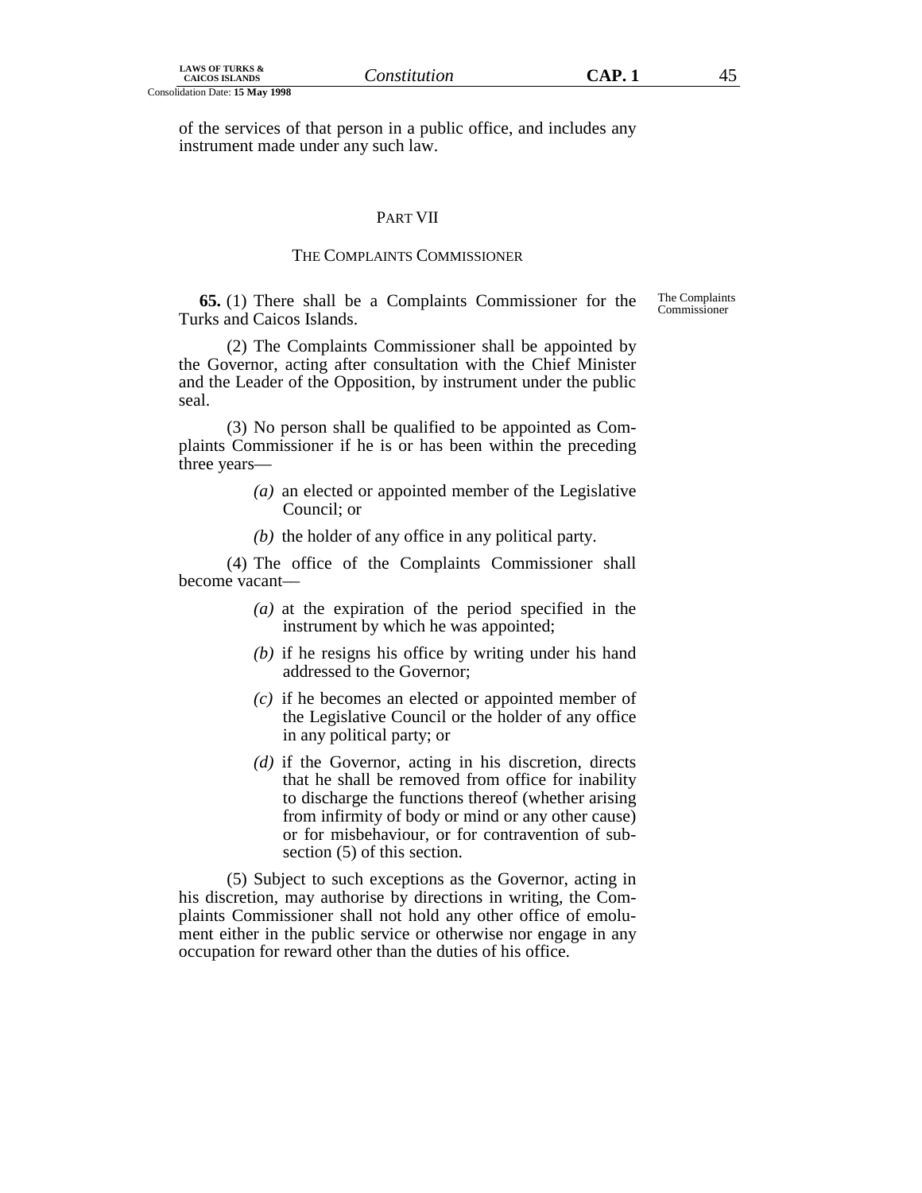of the services of that person in a public office, and includes any instrument made under any such law.

## PART VII

## THE COMPLAINTS COMMISSIONER

The Complaints Commissioner

**65.** (1) There shall be a Complaints Commissioner for the Turks and Caicos Islands.

(2) The Complaints Commissioner shall be appointed by the Governor, acting after consultation with the Chief Minister and the Leader of the Opposition, by instrument under the public seal.

(3) No person shall be qualified to be appointed as Complaints Commissioner if he is or has been within the preceding three years—

*(a)* an elected or appointed member of the Legislative Council; or

*(b)* the holder of any office in any political party.

(4) The office of the Complaints Commissioner shall become vacant—

*(a)* at the expiration of the period specified in the instrument by which he was appointed;

*(b)* if he resigns his office by writing under his hand addressed to the Governor;

*(c)* if he becomes an elected or appointed member of the Legislative Council or the holder of any office in any political party; or

*(d)* if the Governor, acting in his discretion, directs that he shall be removed from office for inability to discharge the functions thereof (whether arising from infirmity of body or mind or any other cause) or for misbehaviour, or for contravention of subsection (5) of this section.

(5) Subject to such exceptions as the Governor, acting in his discretion, may authorise by directions in writing, the Complaints Commissioner shall not hold any other office of emolument either in the public service or otherwise nor engage in any occupation for reward other than the duties of his office.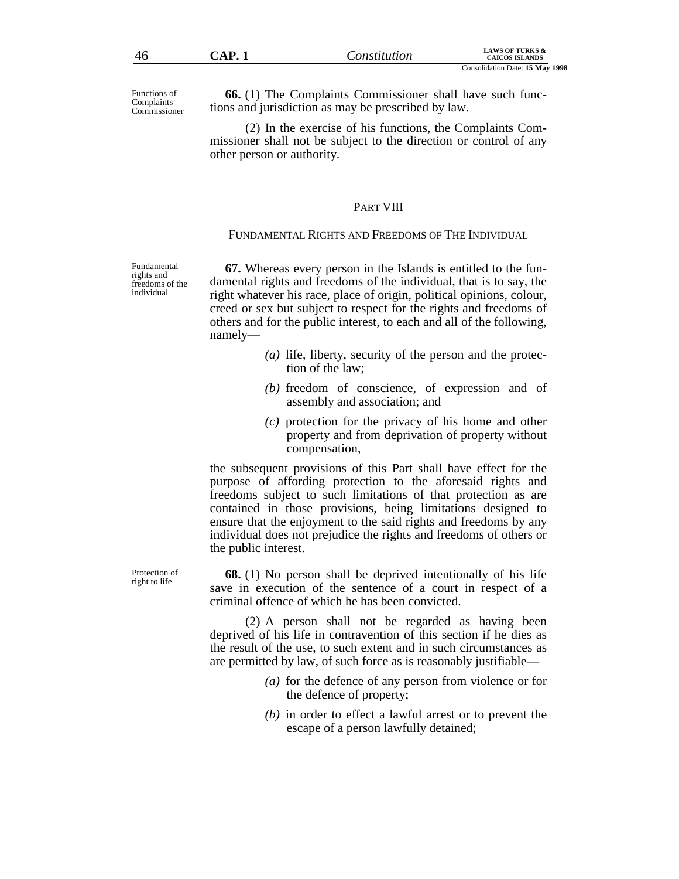Functions of Complaints Commissioner

**66.** (1) The Complaints Commissioner shall have such functions and jurisdiction as may be prescribed by law.

(2) In the exercise of his functions, the Complaints Commissioner shall not be subject to the direction or control of any other person or authority.

## PART VIII

## FUNDAMENTAL RIGHTS AND FREEDOMS OF THE INDIVIDUAL

Fundamental rights and freedoms of the individual

**67.** Whereas every person in the Islands is entitled to the fundamental rights and freedoms of the individual, that is to say, the right whatever his race, place of origin, political opinions, colour, creed or sex but subject to respect for the rights and freedoms of others and for the public interest, to each and all of the following, namely—

*(a)* life, liberty, security of the person and the protection of the law;

*(b)* freedom of conscience, of expression and of assembly and association; and

*(c)* protection for the privacy of his home and other property and from deprivation of property without compensation,

the subsequent provisions of this Part shall have effect for the purpose of affording protection to the aforesaid rights and freedoms subject to such limitations of that protection as are contained in those provisions, being limitations designed to ensure that the enjoyment to the said rights and freedoms by any individual does not prejudice the rights and freedoms of others or the public interest.

Protection of right to life

**68.** (1) No person shall be deprived intentionally of his life save in execution of the sentence of a court in respect of a criminal offence of which he has been convicted.

(2) A person shall not be regarded as having been deprived of his life in contravention of this section if he dies as the result of the use, to such extent and in such circumstances as are permitted by law, of such force as is reasonably justifiable—

*(a)* for the defence of any person from violence or for the defence of property;

*(b)* in order to effect a lawful arrest or to prevent the escape of a person lawfully detained;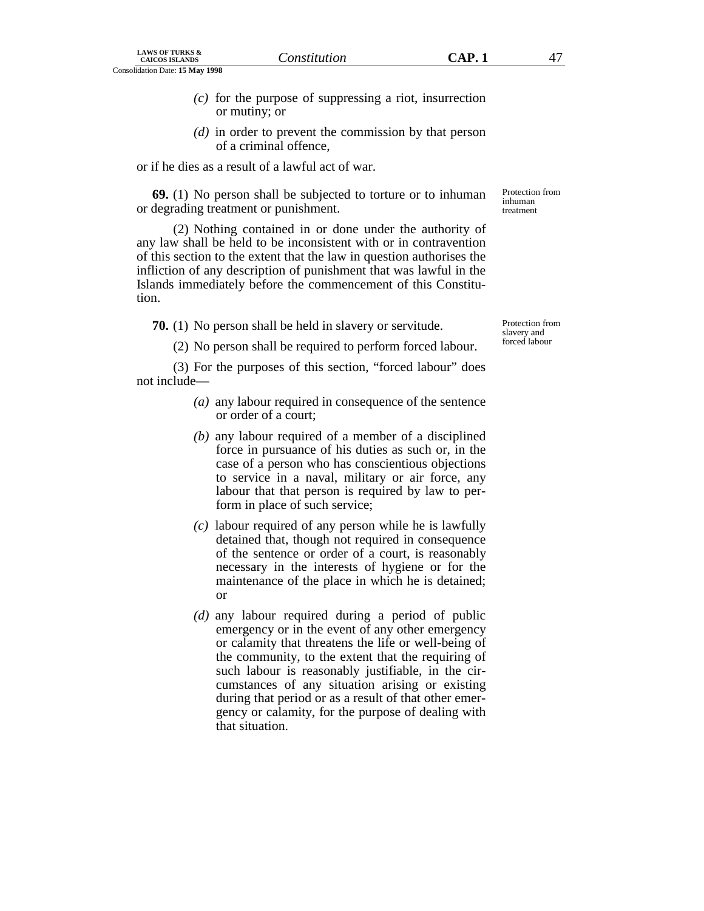(c) for the purpose of suppressing a riot, insurrection or mutiny; or

(d) in order to prevent the commission by that person of a criminal offence,

or if he dies as a result of a lawful act of war.

Protection from inhuman treatment

**69.** (1) No person shall be subjected to torture or to inhuman or degrading treatment or punishment.

(2) Nothing contained in or done under the authority of any law shall be held to be inconsistent with or in contravention of this section to the extent that the law in question authorises the infliction of any description of punishment that was lawful in the Islands immediately before the commencement of this Constitution.

Protection from slavery and forced labour

**70.** (1) No person shall be held in slavery or servitude.

(2) No person shall be required to perform forced labour.

(3) For the purposes of this section, "forced labour" does not include—

(a) any labour required in consequence of the sentence or order of a court;

(b) any labour required of a member of a disciplined force in pursuance of his duties as such or, in the case of a person who has conscientious objections to service in a naval, military or air force, any labour that that person is required by law to perform in place of such service;

(c) labour required of any person while he is lawfully detained that, though not required in consequence of the sentence or order of a court, is reasonably necessary in the interests of hygiene or for the maintenance of the place in which he is detained; or

(d) any labour required during a period of public emergency or in the event of any other emergency or calamity that threatens the life or well-being of the community, to the extent that the requiring of such labour is reasonably justifiable, in the circumstances of any situation arising or existing during that period or as a result of that other emergency or calamity, for the purpose of dealing with that situation.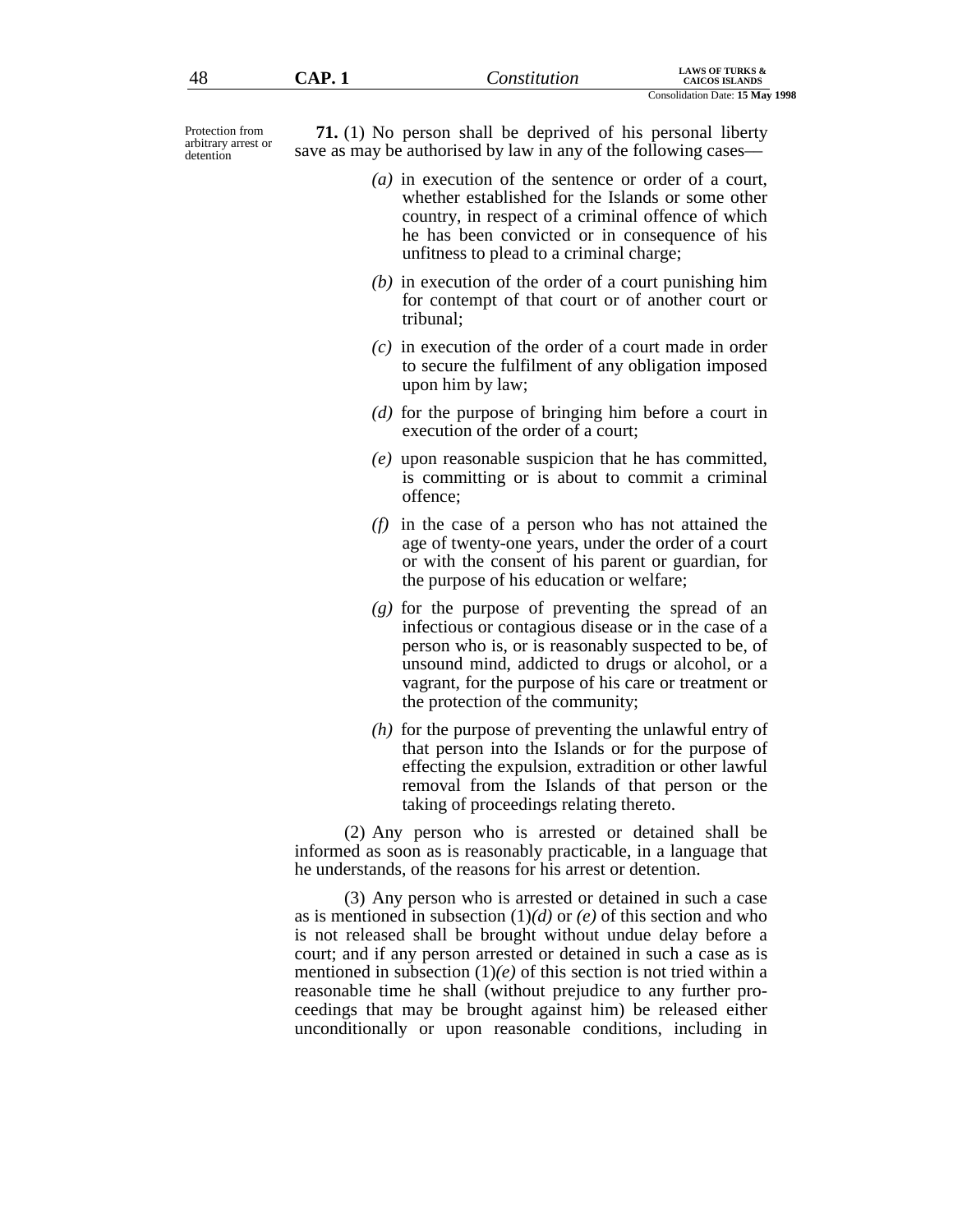Protection from arbitrary arrest or detention

**71.** (1) No person shall be deprived of his personal liberty save as may be authorised by law in any of the following cases—

*(a)* in execution of the sentence or order of a court, whether established for the Islands or some other country, in respect of a criminal offence of which he has been convicted or in consequence of his unfitness to plead to a criminal charge;

*(b)* in execution of the order of a court punishing him for contempt of that court or of another court or tribunal;

*(c)* in execution of the order of a court made in order to secure the fulfilment of any obligation imposed upon him by law;

*(d)* for the purpose of bringing him before a court in execution of the order of a court;

*(e)* upon reasonable suspicion that he has committed, is committing or is about to commit a criminal offence;

*(f)* in the case of a person who has not attained the age of twenty-one years, under the order of a court or with the consent of his parent or guardian, for the purpose of his education or welfare;

*(g)* for the purpose of preventing the spread of an infectious or contagious disease or in the case of a person who is, or is reasonably suspected to be, of unsound mind, addicted to drugs or alcohol, or a vagrant, for the purpose of his care or treatment or the protection of the community;

*(h)* for the purpose of preventing the unlawful entry of that person into the Islands or for the purpose of effecting the expulsion, extradition or other lawful removal from the Islands of that person or the taking of proceedings relating thereto.

(2) Any person who is arrested or detained shall be informed as soon as is reasonably practicable, in a language that he understands, of the reasons for his arrest or detention.

(3) Any person who is arrested or detained in such a case as is mentioned in subsection (1)*(d)* or *(e)* of this section and who is not released shall be brought without undue delay before a court; and if any person arrested or detained in such a case as is mentioned in subsection (1)*(e)* of this section is not tried within a reasonable time he shall (without prejudice to any further proceedings that may be brought against him) be released either unconditionally or upon reasonable conditions, including in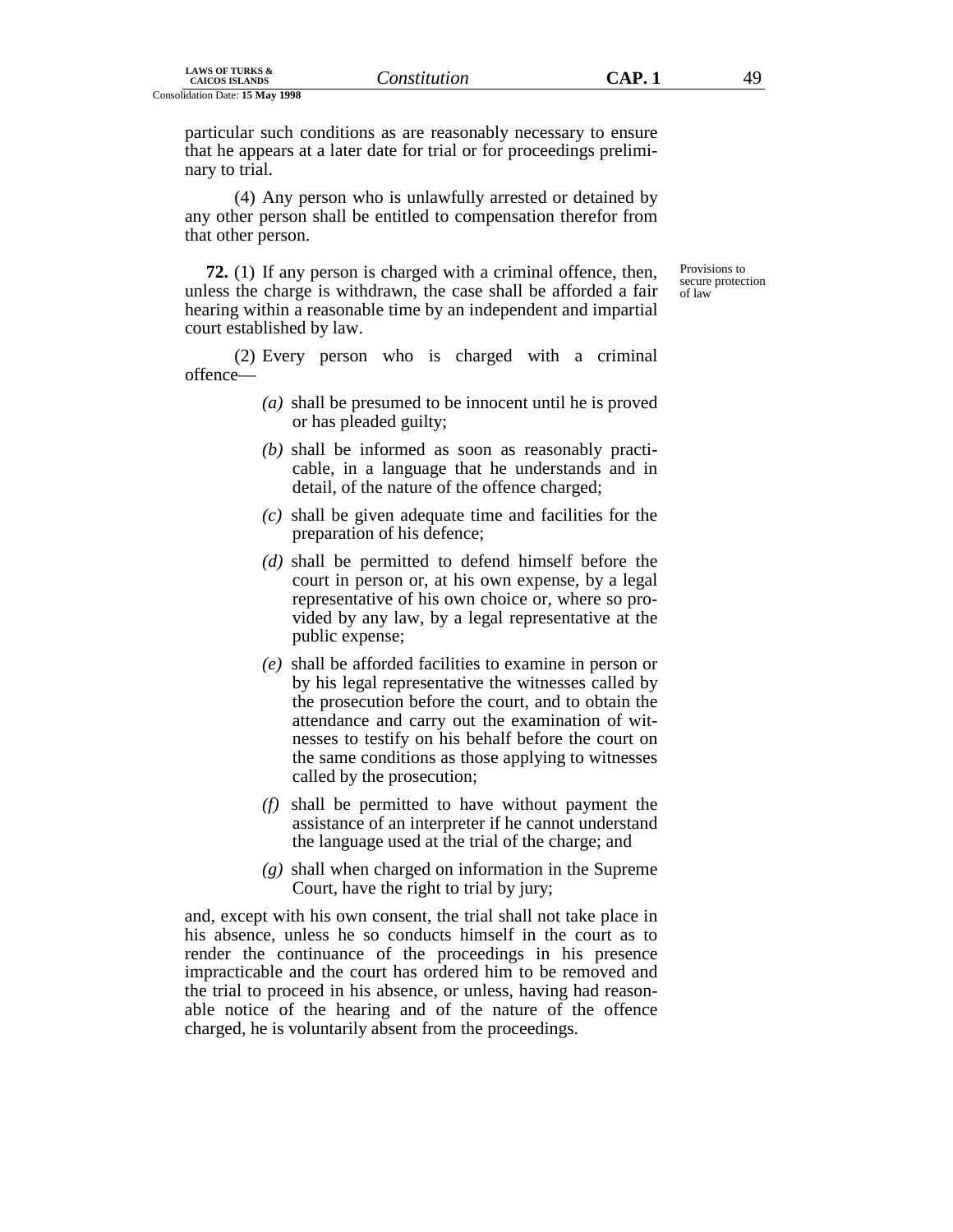particular such conditions as are reasonably necessary to ensure that he appears at a later date for trial or for proceedings preliminary to trial.

(4) Any person who is unlawfully arrested or detained by any other person shall be entitled to compensation therefor from that other person.

Provisions to secure protection of law

**72.** (1) If any person is charged with a criminal offence, then, unless the charge is withdrawn, the case shall be afforded a fair hearing within a reasonable time by an independent and impartial court established by law.

(2) Every person who is charged with a criminal offence—

*(a)* shall be presumed to be innocent until he is proved or has pleaded guilty;

*(b)* shall be informed as soon as reasonably practicable, in a language that he understands and in detail, of the nature of the offence charged;

*(c)* shall be given adequate time and facilities for the preparation of his defence;

*(d)* shall be permitted to defend himself before the court in person or, at his own expense, by a legal representative of his own choice or, where so provided by any law, by a legal representative at the public expense;

*(e)* shall be afforded facilities to examine in person or by his legal representative the witnesses called by the prosecution before the court, and to obtain the attendance and carry out the examination of witnesses to testify on his behalf before the court on the same conditions as those applying to witnesses called by the prosecution;

*(f)* shall be permitted to have without payment the assistance of an interpreter if he cannot understand the language used at the trial of the charge; and

*(g)* shall when charged on information in the Supreme Court, have the right to trial by jury;

and, except with his own consent, the trial shall not take place in his absence, unless he so conducts himself in the court as to render the continuance of the proceedings in his presence impracticable and the court has ordered him to be removed and the trial to proceed in his absence, or unless, having had reasonable notice of the hearing and of the nature of the offence charged, he is voluntarily absent from the proceedings.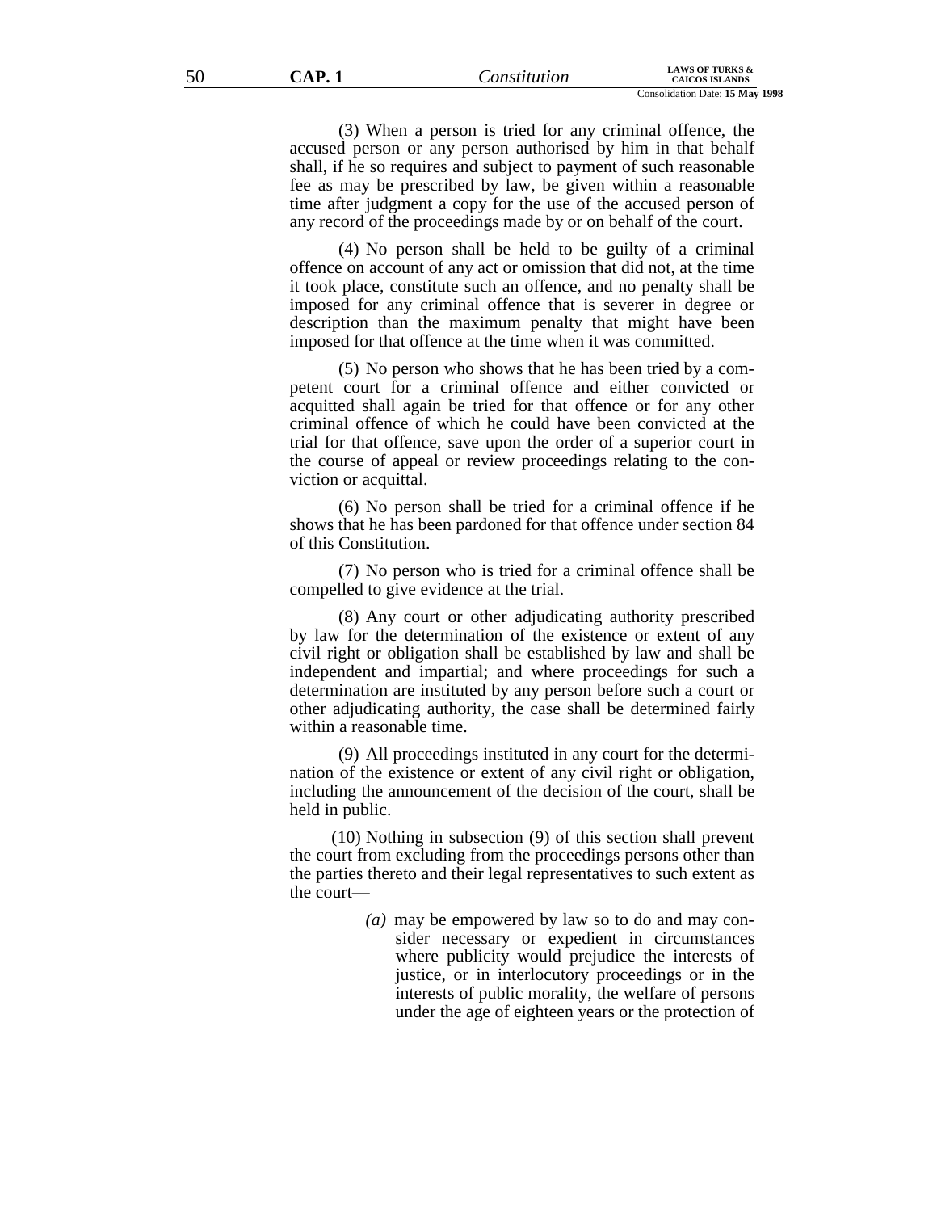(3) When a person is tried for any criminal offence, the accused person or any person authorised by him in that behalf shall, if he so requires and subject to payment of such reasonable fee as may be prescribed by law, be given within a reasonable time after judgment a copy for the use of the accused person of any record of the proceedings made by or on behalf of the court.

(4) No person shall be held to be guilty of a criminal offence on account of any act or omission that did not, at the time it took place, constitute such an offence, and no penalty shall be imposed for any criminal offence that is severer in degree or description than the maximum penalty that might have been imposed for that offence at the time when it was committed.

(5) No person who shows that he has been tried by a competent court for a criminal offence and either convicted or acquitted shall again be tried for that offence or for any other criminal offence of which he could have been convicted at the trial for that offence, save upon the order of a superior court in the course of appeal or review proceedings relating to the conviction or acquittal.

(6) No person shall be tried for a criminal offence if he shows that he has been pardoned for that offence under section 84 of this Constitution.

(7) No person who is tried for a criminal offence shall be compelled to give evidence at the trial.

(8) Any court or other adjudicating authority prescribed by law for the determination of the existence or extent of any civil right or obligation shall be established by law and shall be independent and impartial; and where proceedings for such a determination are instituted by any person before such a court or other adjudicating authority, the case shall be determined fairly within a reasonable time.

(9) All proceedings instituted in any court for the determination of the existence or extent of any civil right or obligation, including the announcement of the decision of the court, shall be held in public.

(10) Nothing in subsection (9) of this section shall prevent the court from excluding from the proceedings persons other than the parties thereto and their legal representatives to such extent as the court—

*(a)* may be empowered by law so to do and may consider necessary or expedient in circumstances where publicity would prejudice the interests of justice, or in interlocutory proceedings or in the interests of public morality, the welfare of persons under the age of eighteen years or the protection of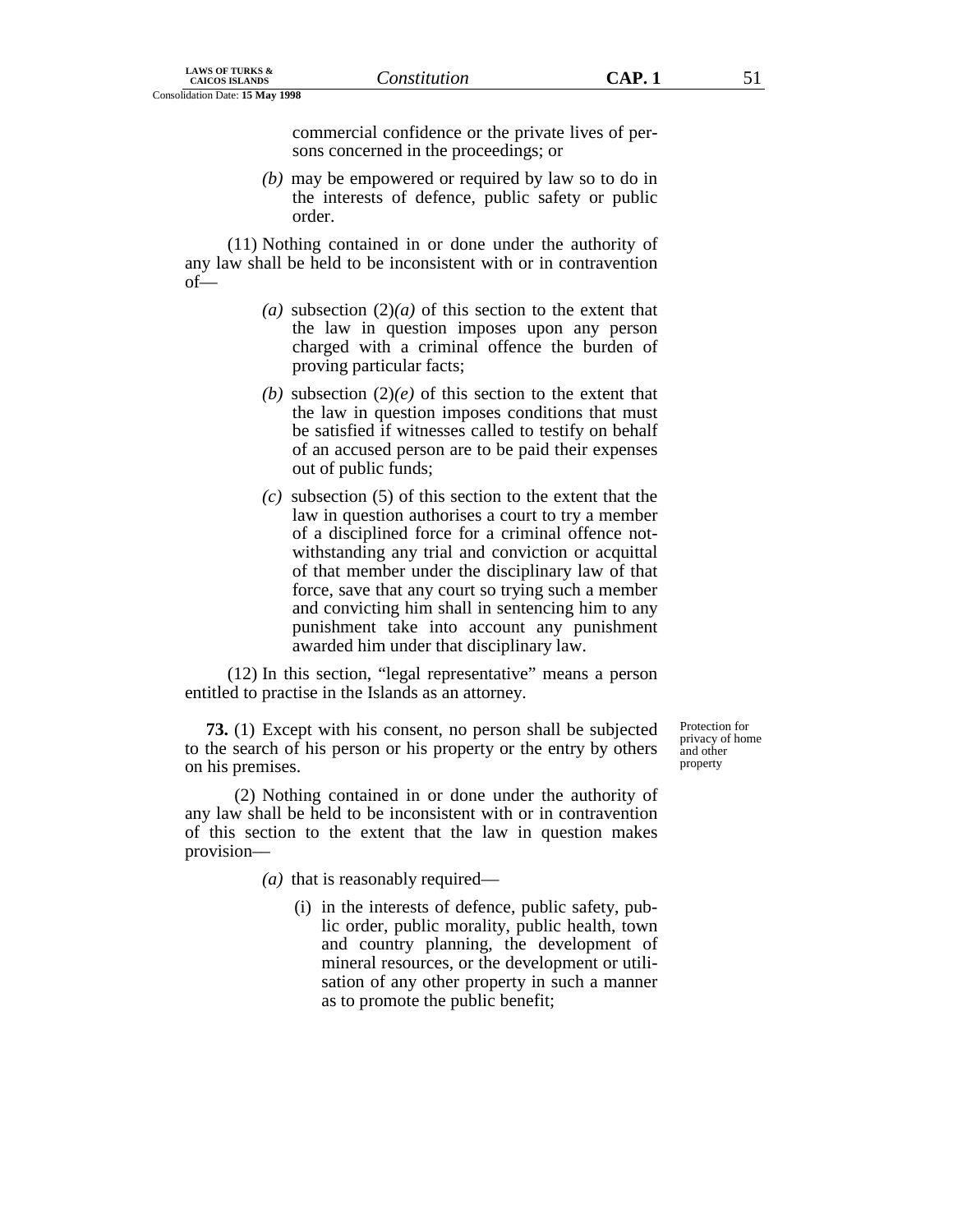commercial confidence or the private lives of persons concerned in the proceedings; or

*(b)* may be empowered or required by law so to do in the interests of defence, public safety or public order.

(11) Nothing contained in or done under the authority of any law shall be held to be inconsistent with or in contravention of—

*(a)* subsection (2)*(a)* of this section to the extent that the law in question imposes upon any person charged with a criminal offence the burden of proving particular facts;

*(b)* subsection (2)*(e)* of this section to the extent that the law in question imposes conditions that must be satisfied if witnesses called to testify on behalf of an accused person are to be paid their expenses out of public funds;

*(c)* subsection (5) of this section to the extent that the law in question authorises a court to try a member of a disciplined force for a criminal offence notwithstanding any trial and conviction or acquittal of that member under the disciplinary law of that force, save that any court so trying such a member and convicting him shall in sentencing him to any punishment take into account any punishment awarded him under that disciplinary law.

(12) In this section, "legal representative" means a person entitled to practise in the Islands as an attorney.

Protection for privacy of home and other property

**73.** (1) Except with his consent, no person shall be subjected to the search of his person or his property or the entry by others on his premises.

(2) Nothing contained in or done under the authority of any law shall be held to be inconsistent with or in contravention of this section to the extent that the law in question makes provision—

*(a)* that is reasonably required—

(i) in the interests of defence, public safety, public order, public morality, public health, town and country planning, the development of mineral resources, or the development or utilisation of any other property in such a manner as to promote the public benefit;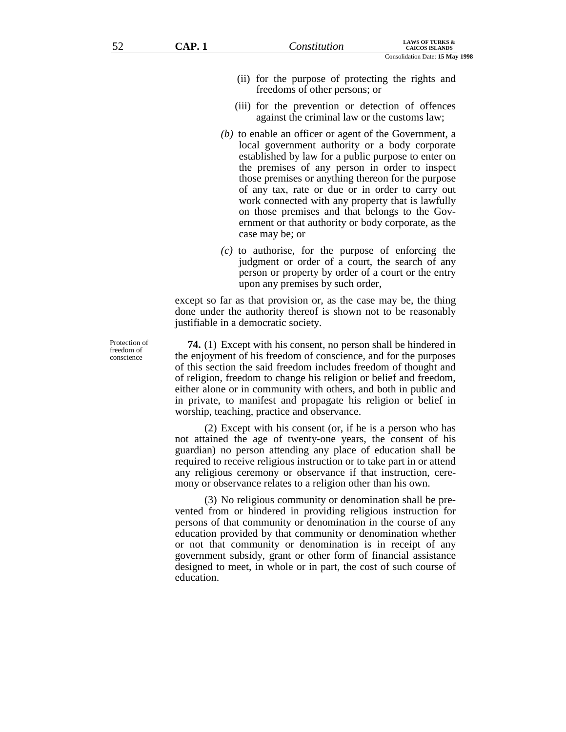(ii) for the purpose of protecting the rights and freedoms of other persons; or

(iii) for the prevention or detection of offences against the criminal law or the customs law;

*(b)* to enable an officer or agent of the Government, a local government authority or a body corporate established by law for a public purpose to enter on the premises of any person in order to inspect those premises or anything thereon for the purpose of any tax, rate or due or in order to carry out work connected with any property that is lawfully on those premises and that belongs to the Government or that authority or body corporate, as the case may be; or

*(c)* to authorise, for the purpose of enforcing the judgment or order of a court, the search of any person or property by order of a court or the entry upon any premises by such order,

except so far as that provision or, as the case may be, the thing done under the authority thereof is shown not to be reasonably justifiable in a democratic society.

Protection of freedom of conscience

**74.** (1) Except with his consent, no person shall be hindered in the enjoyment of his freedom of conscience, and for the purposes of this section the said freedom includes freedom of thought and of religion, freedom to change his religion or belief and freedom, either alone or in community with others, and both in public and in private, to manifest and propagate his religion or belief in worship, teaching, practice and observance.

(2) Except with his consent (or, if he is a person who has not attained the age of twenty-one years, the consent of his guardian) no person attending any place of education shall be required to receive religious instruction or to take part in or attend any religious ceremony or observance if that instruction, ceremony or observance relates to a religion other than his own.

(3) No religious community or denomination shall be prevented from or hindered in providing religious instruction for persons of that community or denomination in the course of any education provided by that community or denomination whether or not that community or denomination is in receipt of any government subsidy, grant or other form of financial assistance designed to meet, in whole or in part, the cost of such course of education.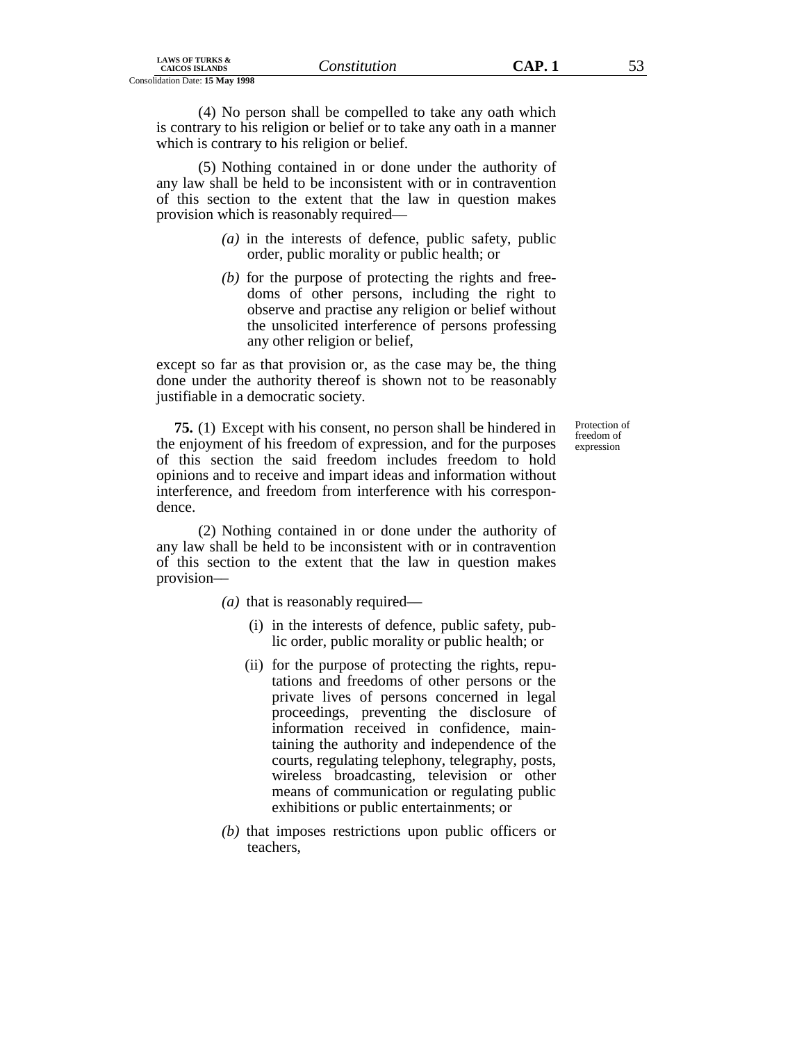(4) No person shall be compelled to take any oath which is contrary to his religion or belief or to take any oath in a manner which is contrary to his religion or belief.

(5) Nothing contained in or done under the authority of any law shall be held to be inconsistent with or in contravention of this section to the extent that the law in question makes provision which is reasonably required—

*(a)* in the interests of defence, public safety, public order, public morality or public health; or

*(b)* for the purpose of protecting the rights and freedoms of other persons, including the right to observe and practise any religion or belief without the unsolicited interference of persons professing any other religion or belief,

except so far as that provision or, as the case may be, the thing done under the authority thereof is shown not to be reasonably justifiable in a democratic society.

Protection of freedom of expression

**75.** (1) Except with his consent, no person shall be hindered in the enjoyment of his freedom of expression, and for the purposes of this section the said freedom includes freedom to hold opinions and to receive and impart ideas and information without interference, and freedom from interference with his correspondence.

(2) Nothing contained in or done under the authority of any law shall be held to be inconsistent with or in contravention of this section to the extent that the law in question makes provision—

*(a)* that is reasonably required—

(i) in the interests of defence, public safety, public order, public morality or public health; or

(ii) for the purpose of protecting the rights, reputations and freedoms of other persons or the private lives of persons concerned in legal proceedings, preventing the disclosure of information received in confidence, maintaining the authority and independence of the courts, regulating telephony, telegraphy, posts, wireless broadcasting, television or other means of communication or regulating public exhibitions or public entertainments; or

*(b)* that imposes restrictions upon public officers or teachers,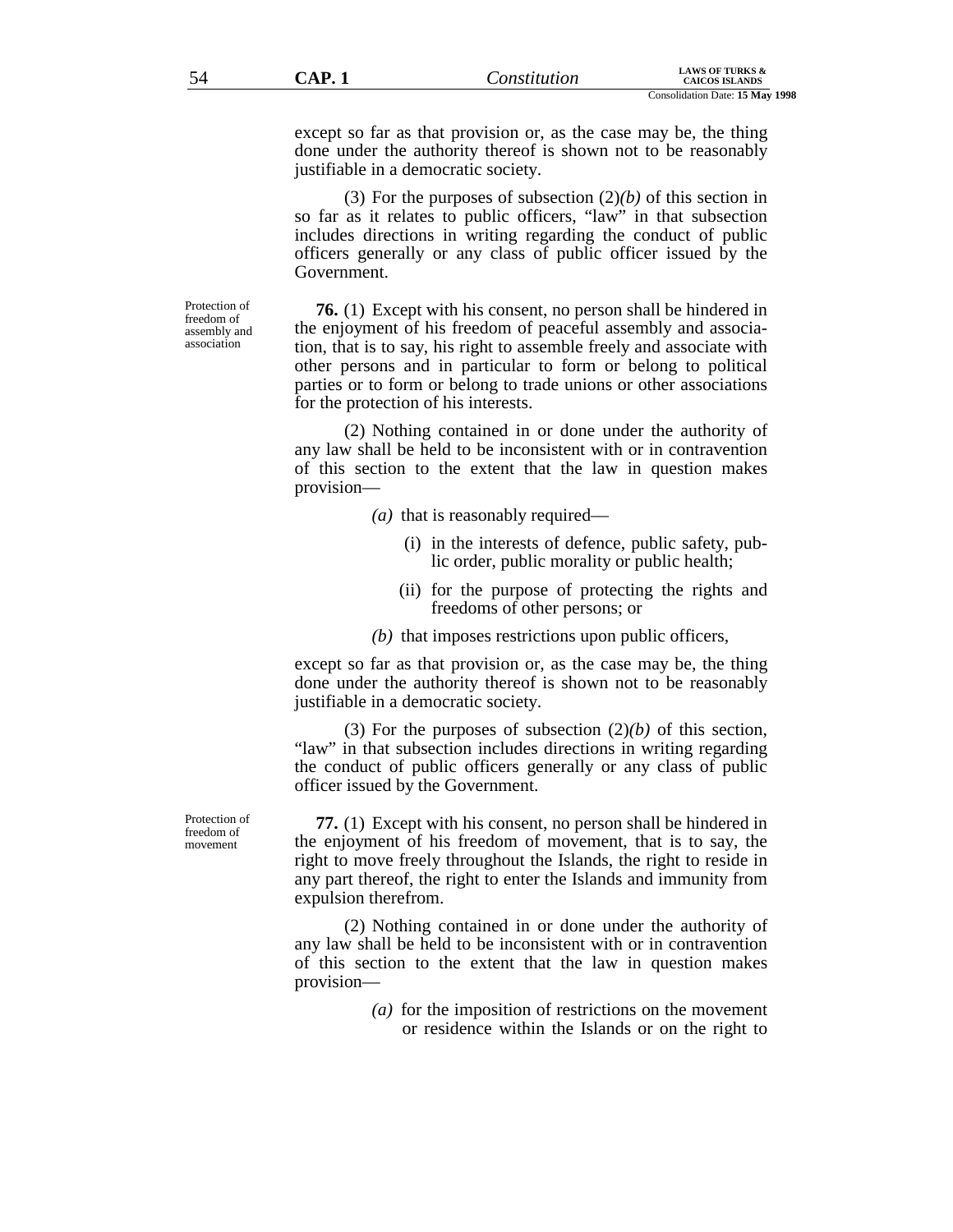except so far as that provision or, as the case may be, the thing done under the authority thereof is shown not to be reasonably justifiable in a democratic society.

(3) For the purposes of subsection (2)*(b)* of this section in so far as it relates to public officers, "law" in that subsection includes directions in writing regarding the conduct of public officers generally or any class of public officer issued by the Government.

Protection of freedom of assembly and association

**76.** (1) Except with his consent, no person shall be hindered in the enjoyment of his freedom of peaceful assembly and association, that is to say, his right to assemble freely and associate with other persons and in particular to form or belong to political parties or to form or belong to trade unions or other associations for the protection of his interests.

(2) Nothing contained in or done under the authority of any law shall be held to be inconsistent with or in contravention of this section to the extent that the law in question makes provision—

*(a)* that is reasonably required—

(i) in the interests of defence, public safety, public order, public morality or public health;

(ii) for the purpose of protecting the rights and freedoms of other persons; or

*(b)* that imposes restrictions upon public officers,

except so far as that provision or, as the case may be, the thing done under the authority thereof is shown not to be reasonably justifiable in a democratic society.

(3) For the purposes of subsection (2)*(b)* of this section, "law" in that subsection includes directions in writing regarding the conduct of public officers generally or any class of public officer issued by the Government.

Protection of freedom of movement

**77.** (1) Except with his consent, no person shall be hindered in the enjoyment of his freedom of movement, that is to say, the right to move freely throughout the Islands, the right to reside in any part thereof, the right to enter the Islands and immunity from expulsion therefrom.

(2) Nothing contained in or done under the authority of any law shall be held to be inconsistent with or in contravention of this section to the extent that the law in question makes provision—

*(a)* for the imposition of restrictions on the movement or residence within the Islands or on the right to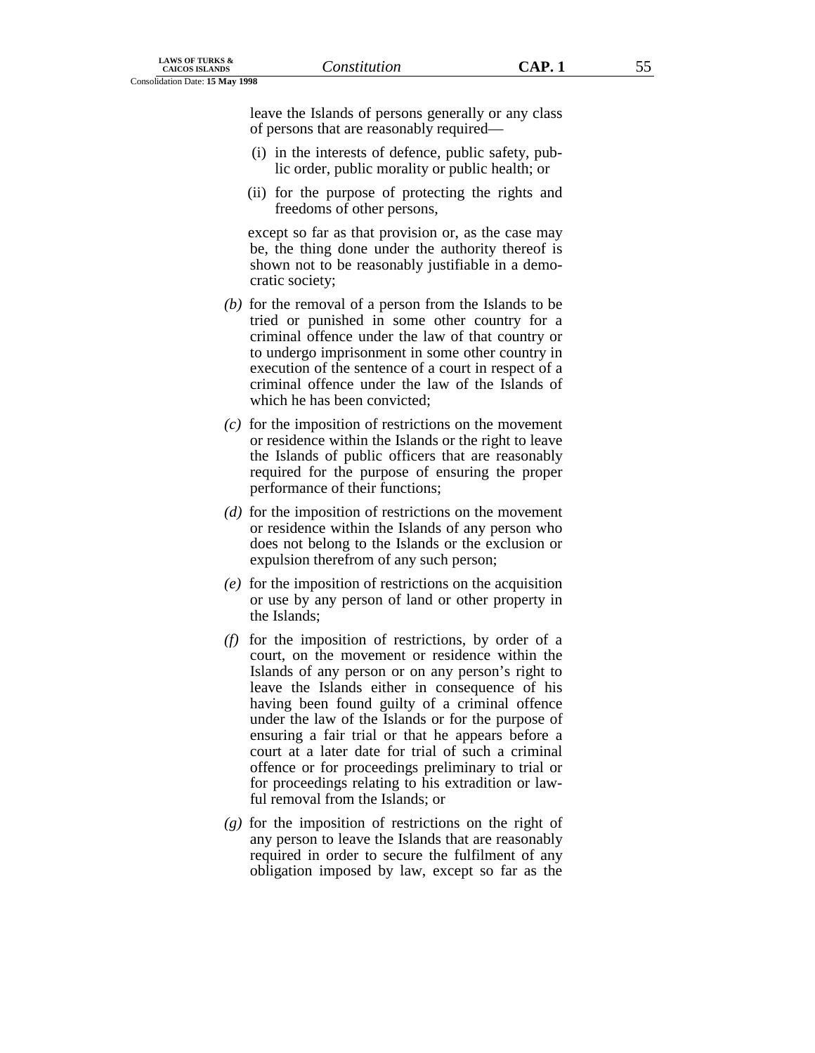leave the Islands of persons generally or any class of persons that are reasonably required—

(i) in the interests of defence, public safety, public order, public morality or public health; or

(ii) for the purpose of protecting the rights and freedoms of other persons,

except so far as that provision or, as the case may be, the thing done under the authority thereof is shown not to be reasonably justifiable in a democratic society;

*(b)* for the removal of a person from the Islands to be tried or punished in some other country for a criminal offence under the law of that country or to undergo imprisonment in some other country in execution of the sentence of a court in respect of a criminal offence under the law of the Islands of which he has been convicted;

*(c)* for the imposition of restrictions on the movement or residence within the Islands or the right to leave the Islands of public officers that are reasonably required for the purpose of ensuring the proper performance of their functions;

*(d)* for the imposition of restrictions on the movement or residence within the Islands of any person who does not belong to the Islands or the exclusion or expulsion therefrom of any such person;

*(e)* for the imposition of restrictions on the acquisition or use by any person of land or other property in the Islands;

*(f)* for the imposition of restrictions, by order of a court, on the movement or residence within the Islands of any person or on any person's right to leave the Islands either in consequence of his having been found guilty of a criminal offence under the law of the Islands or for the purpose of ensuring a fair trial or that he appears before a court at a later date for trial of such a criminal offence or for proceedings preliminary to trial or for proceedings relating to his extradition or lawful removal from the Islands; or

*(g)* for the imposition of restrictions on the right of any person to leave the Islands that are reasonably required in order to secure the fulfilment of any obligation imposed by law, except so far as the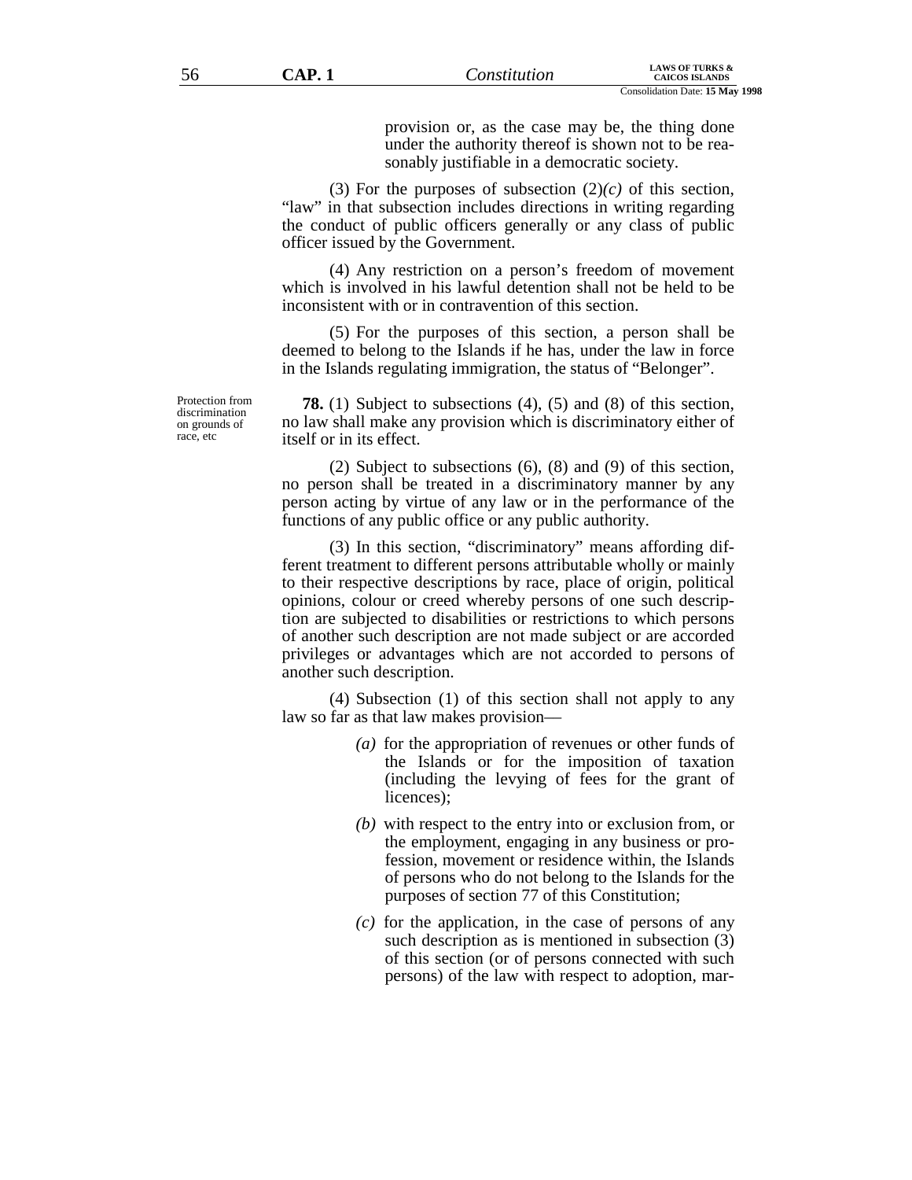provision or, as the case may be, the thing done under the authority thereof is shown not to be reasonably justifiable in a democratic society.

(3) For the purposes of subsection (2)*(c)* of this section, "law" in that subsection includes directions in writing regarding the conduct of public officers generally or any class of public officer issued by the Government.

(4) Any restriction on a person's freedom of movement which is involved in his lawful detention shall not be held to be inconsistent with or in contravention of this section.

(5) For the purposes of this section, a person shall be deemed to belong to the Islands if he has, under the law in force in the Islands regulating immigration, the status of "Belonger".

Protection from discrimination on grounds of race, etc

**78.** (1) Subject to subsections (4), (5) and (8) of this section, no law shall make any provision which is discriminatory either of itself or in its effect.

(2) Subject to subsections (6), (8) and (9) of this section, no person shall be treated in a discriminatory manner by any person acting by virtue of any law or in the performance of the functions of any public office or any public authority.

(3) In this section, "discriminatory" means affording different treatment to different persons attributable wholly or mainly to their respective descriptions by race, place of origin, political opinions, colour or creed whereby persons of one such description are subjected to disabilities or restrictions to which persons of another such description are not made subject or are accorded privileges or advantages which are not accorded to persons of another such description.

(4) Subsection (1) of this section shall not apply to any law so far as that law makes provision—

*(a)* for the appropriation of revenues or other funds of the Islands or for the imposition of taxation (including the levying of fees for the grant of licences);

*(b)* with respect to the entry into or exclusion from, or the employment, engaging in any business or profession, movement or residence within, the Islands of persons who do not belong to the Islands for the purposes of section 77 of this Constitution;

*(c)* for the application, in the case of persons of any such description as is mentioned in subsection (3) of this section (or of persons connected with such persons) of the law with respect to adoption, mar-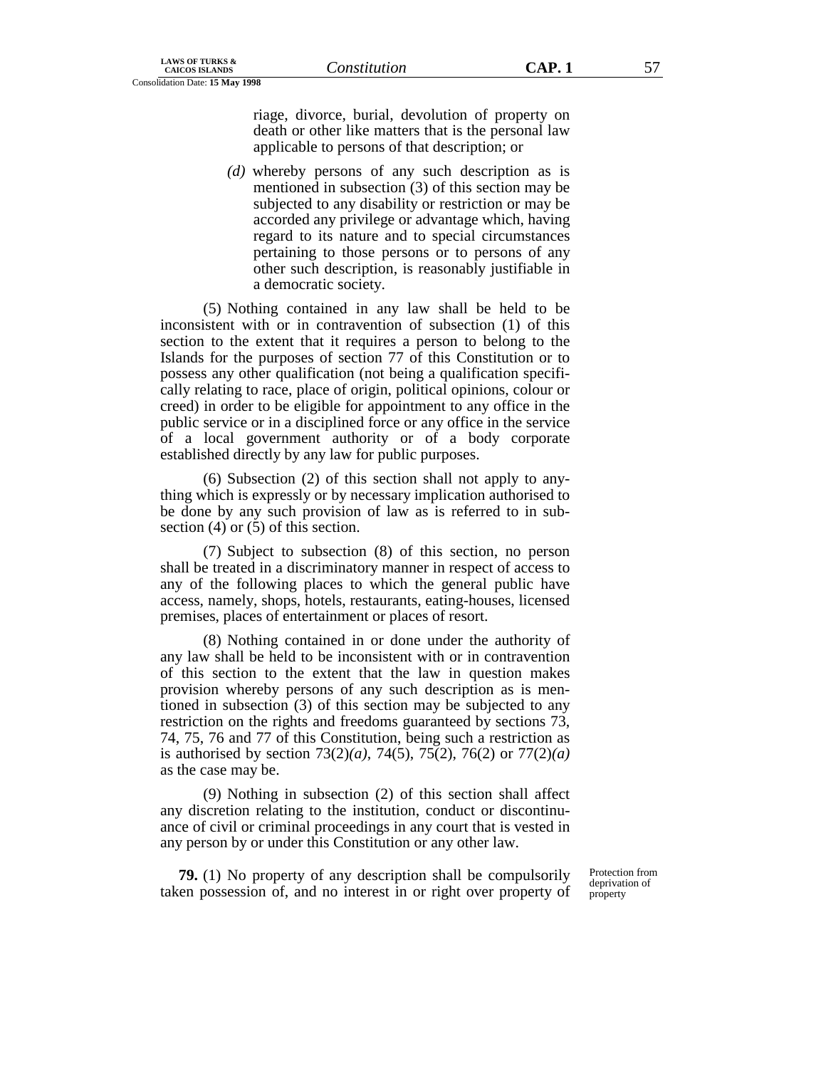riage, divorce, burial, devolution of property on death or other like matters that is the personal law applicable to persons of that description; or

*(d)* whereby persons of any such description as is mentioned in subsection (3) of this section may be subjected to any disability or restriction or may be accorded any privilege or advantage which, having regard to its nature and to special circumstances pertaining to those persons or to persons of any other such description, is reasonably justifiable in a democratic society.

(5) Nothing contained in any law shall be held to be inconsistent with or in contravention of subsection (1) of this section to the extent that it requires a person to belong to the Islands for the purposes of section 77 of this Constitution or to possess any other qualification (not being a qualification specifically relating to race, place of origin, political opinions, colour or creed) in order to be eligible for appointment to any office in the public service or in a disciplined force or any office in the service of a local government authority or of a body corporate established directly by any law for public purposes.

(6) Subsection (2) of this section shall not apply to anything which is expressly or by necessary implication authorised to be done by any such provision of law as is referred to in subsection (4) or (5) of this section.

(7) Subject to subsection (8) of this section, no person shall be treated in a discriminatory manner in respect of access to any of the following places to which the general public have access, namely, shops, hotels, restaurants, eating-houses, licensed premises, places of entertainment or places of resort.

(8) Nothing contained in or done under the authority of any law shall be held to be inconsistent with or in contravention of this section to the extent that the law in question makes provision whereby persons of any such description as is mentioned in subsection (3) of this section may be subjected to any restriction on the rights and freedoms guaranteed by sections 73, 74, 75, 76 and 77 of this Constitution, being such a restriction as is authorised by section 73(2)*(a)*, 74(5), 75(2), 76(2) or 77(2)*(a)* as the case may be.

(9) Nothing in subsection (2) of this section shall affect any discretion relating to the institution, conduct or discontinuance of civil or criminal proceedings in any court that is vested in any person by or under this Constitution or any other law.

Protection from deprivation of property

**79.** (1) No property of any description shall be compulsorily taken possession of, and no interest in or right over property of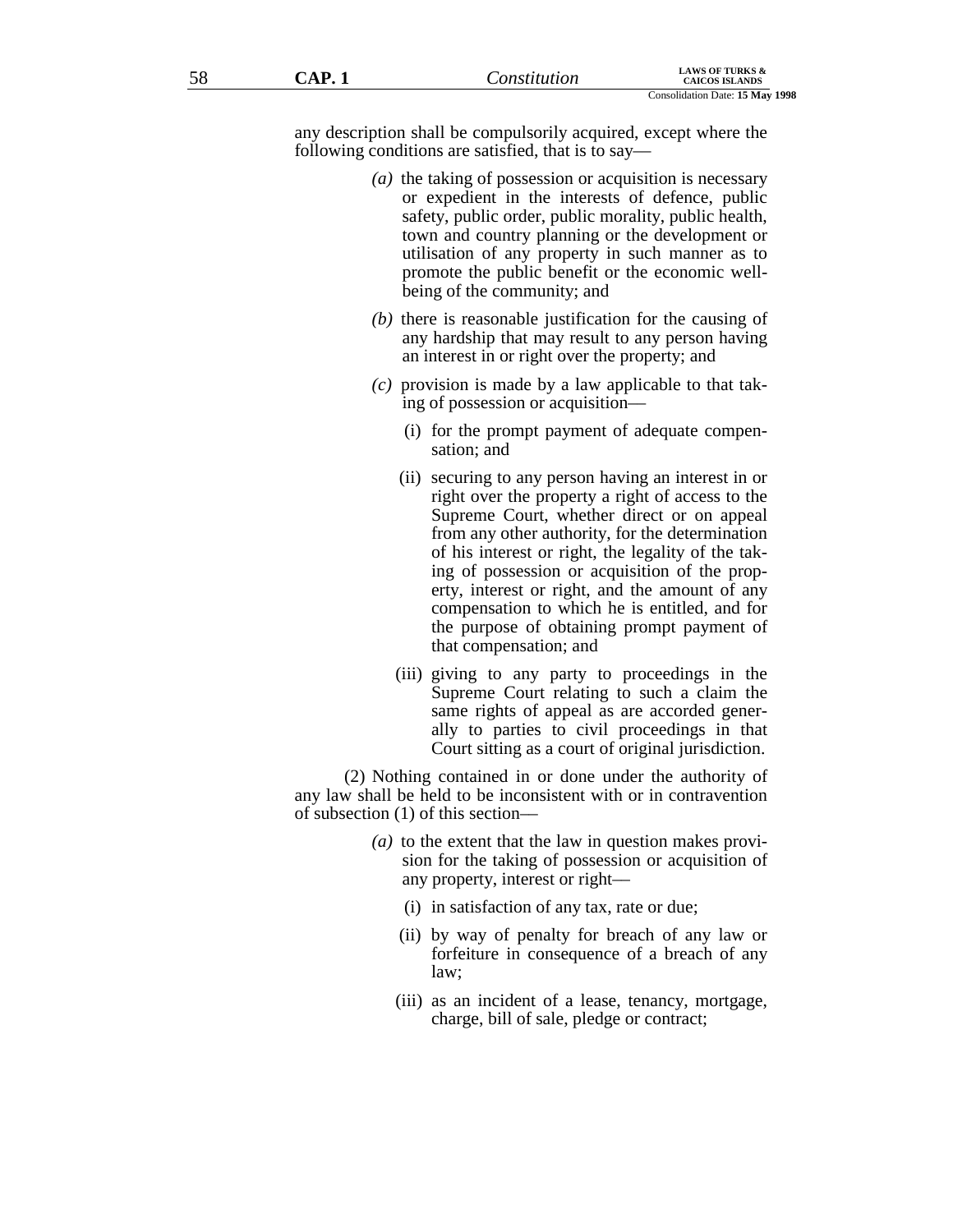any description shall be compulsorily acquired, except where the following conditions are satisfied, that is to say—

- *(a)* the taking of possession or acquisition is necessary or expedient in the interests of defence, public safety, public order, public morality, public health, town and country planning or the development or utilisation of any property in such manner as to promote the public benefit or the economic well-being of the community; and
- *(b)* there is reasonable justification for the causing of any hardship that may result to any person having an interest in or right over the property; and
- *(c)* provision is made by a law applicable to that taking of possession or acquisition—
  - (i) for the prompt payment of adequate compensation; and
  - (ii) securing to any person having an interest in or right over the property a right of access to the Supreme Court, whether direct or on appeal from any other authority, for the determination of his interest or right, the legality of the taking of possession or acquisition of the property, interest or right, and the amount of any compensation to which he is entitled, and for the purpose of obtaining prompt payment of that compensation; and
  - (iii) giving to any party to proceedings in the Supreme Court relating to such a claim the same rights of appeal as are accorded generally to parties to civil proceedings in that Court sitting as a court of original jurisdiction.

(2) Nothing contained in or done under the authority of any law shall be held to be inconsistent with or in contravention of subsection (1) of this section—

- *(a)* to the extent that the law in question makes provision for the taking of possession or acquisition of any property, interest or right—
  - (i) in satisfaction of any tax, rate or due;
  - (ii) by way of penalty for breach of any law or forfeiture in consequence of a breach of any law;
  - (iii) as an incident of a lease, tenancy, mortgage, charge, bill of sale, pledge or contract;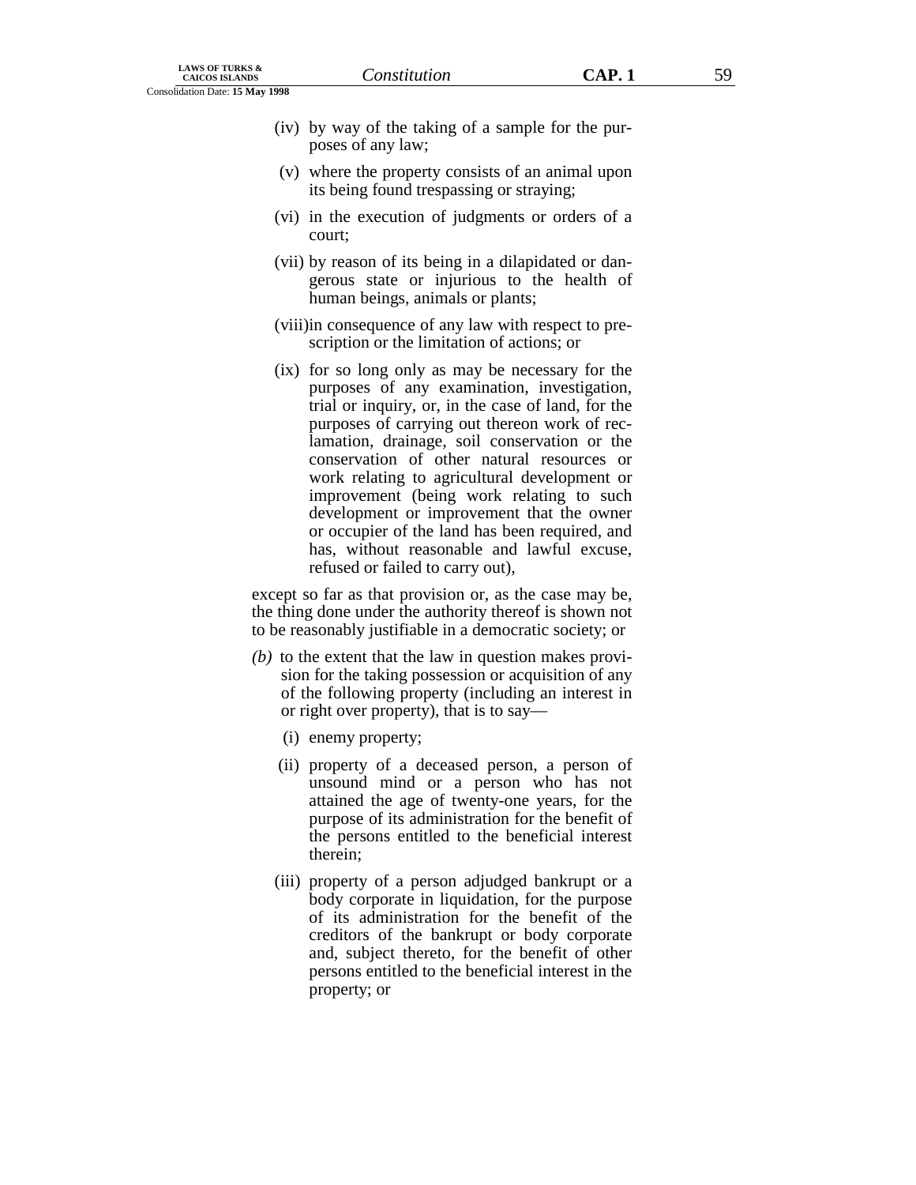(iv) by way of the taking of a sample for the purposes of any law;

(v) where the property consists of an animal upon its being found trespassing or straying;

(vi) in the execution of judgments or orders of a court;

(vii) by reason of its being in a dilapidated or dangerous state or injurious to the health of human beings, animals or plants;

(viii) in consequence of any law with respect to prescription or the limitation of actions; or

(ix) for so long only as may be necessary for the purposes of any examination, investigation, trial or inquiry, or, in the case of land, for the purposes of carrying out thereon work of reclamation, drainage, soil conservation or the conservation of other natural resources or work relating to agricultural development or improvement (being work relating to such development or improvement that the owner or occupier of the land has been required, and has, without reasonable and lawful excuse, refused or failed to carry out),

except so far as that provision or, as the case may be, the thing done under the authority thereof is shown not to be reasonably justifiable in a democratic society; or

*(b)* to the extent that the law in question makes provision for the taking possession or acquisition of any of the following property (including an interest in or right over property), that is to say—

(i) enemy property;

(ii) property of a deceased person, a person of unsound mind or a person who has not attained the age of twenty-one years, for the purpose of its administration for the benefit of the persons entitled to the beneficial interest therein;

(iii) property of a person adjudged bankrupt or a body corporate in liquidation, for the purpose of its administration for the benefit of the creditors of the bankrupt or body corporate and, subject thereto, for the benefit of other persons entitled to the beneficial interest in the property; or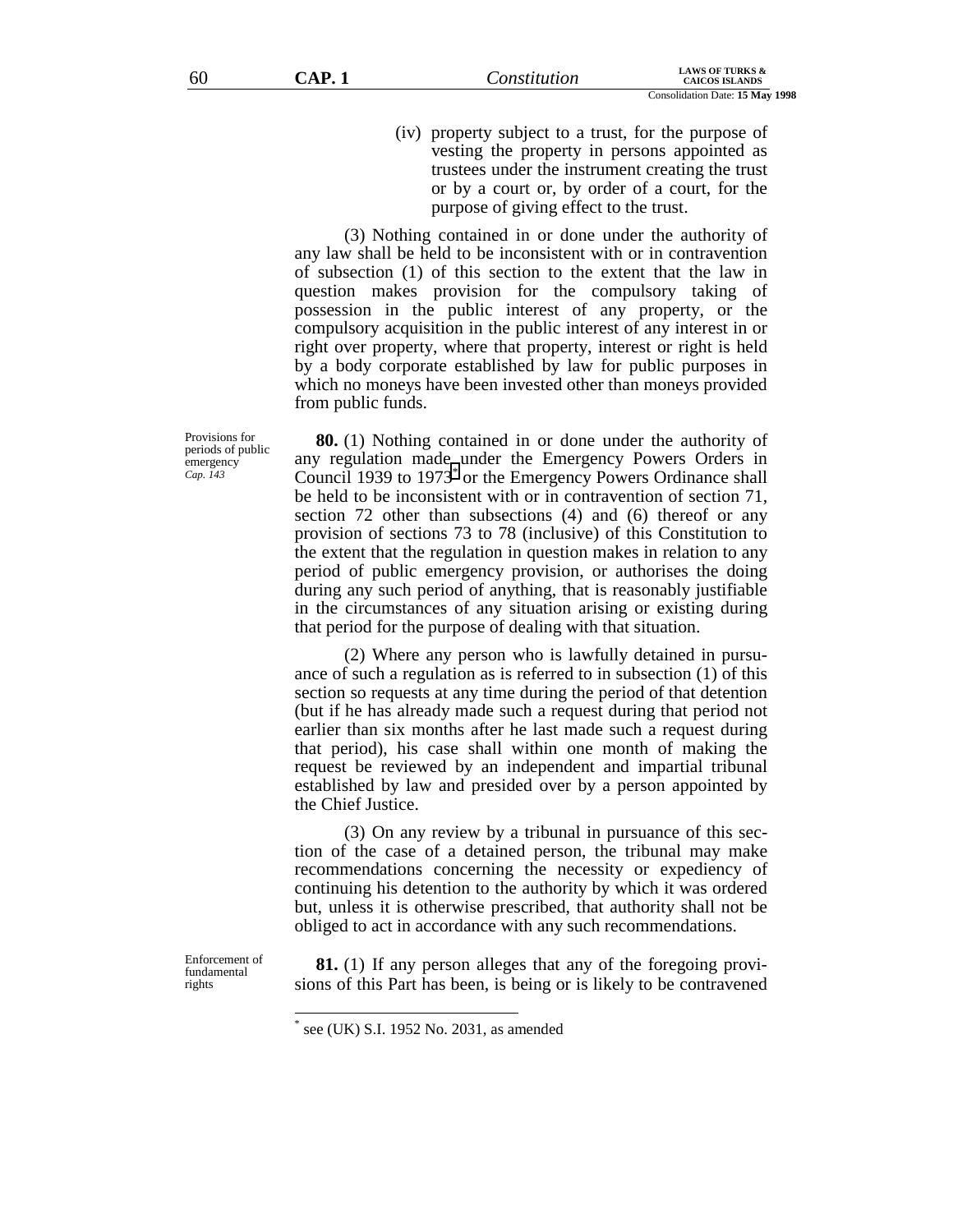(iv) property subject to a trust, for the purpose of vesting the property in persons appointed as trustees under the instrument creating the trust or by a court or, by order of a court, for the purpose of giving effect to the trust.

(3) Nothing contained in or done under the authority of any law shall be held to be inconsistent with or in contravention of subsection (1) of this section to the extent that the law in question makes provision for the compulsory taking of possession in the public interest of any property, or the compulsory acquisition in the public interest of any interest in or right over property, where that property, interest or right is held by a body corporate established by law for public purposes in which no moneys have been invested other than moneys provided from public funds.

Provisions for periods of public emergency
*Cap. 143*

**80.** (1) Nothing contained in or done under the authority of any regulation made under the Emergency Powers Orders in Council 1939 to 1973[*] or the Emergency Powers Ordinance shall be held to be inconsistent with or in contravention of section 71, section 72 other than subsections (4) and (6) thereof or any provision of sections 73 to 78 (inclusive) of this Constitution to the extent that the regulation in question makes in relation to any period of public emergency provision, or authorises the doing during any such period of anything, that is reasonably justifiable in the circumstances of any situation arising or existing during that period for the purpose of dealing with that situation.

(2) Where any person who is lawfully detained in pursuance of such a regulation as is referred to in subsection (1) of this section so requests at any time during the period of that detention (but if he has already made such a request during that period not earlier than six months after he last made such a request during that period), his case shall within one month of making the request be reviewed by an independent and impartial tribunal established by law and presided over by a person appointed by the Chief Justice.

(3) On any review by a tribunal in pursuance of this section of the case of a detained person, the tribunal may make recommendations concerning the necessity or expediency of continuing his detention to the authority by which it was ordered but, unless it is otherwise prescribed, that authority shall not be obliged to act in accordance with any such recommendations.

Enforcement of fundamental rights

**81.** (1) If any person alleges that any of the foregoing provisions of this Part has been, is being or is likely to be contravened

[*] see (UK) S.I. 1952 No. 2031, as amended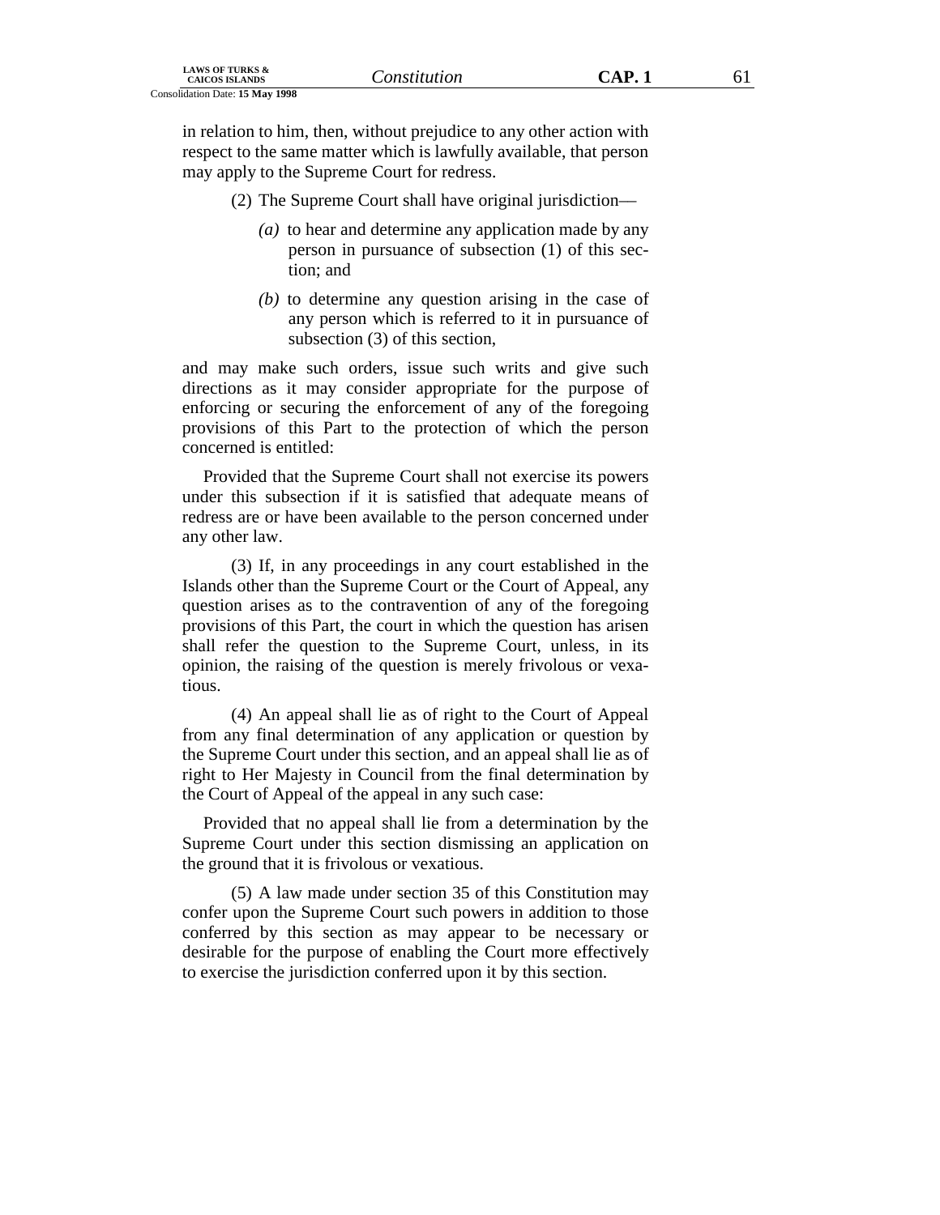in relation to him, then, without prejudice to any other action with respect to the same matter which is lawfully available, that person may apply to the Supreme Court for redress.

(2) The Supreme Court shall have original jurisdiction—

*(a)* to hear and determine any application made by any person in pursuance of subsection (1) of this section; and

*(b)* to determine any question arising in the case of any person which is referred to it in pursuance of subsection (3) of this section,

and may make such orders, issue such writs and give such directions as it may consider appropriate for the purpose of enforcing or securing the enforcement of any of the foregoing provisions of this Part to the protection of which the person concerned is entitled:

Provided that the Supreme Court shall not exercise its powers under this subsection if it is satisfied that adequate means of redress are or have been available to the person concerned under any other law.

(3) If, in any proceedings in any court established in the Islands other than the Supreme Court or the Court of Appeal, any question arises as to the contravention of any of the foregoing provisions of this Part, the court in which the question has arisen shall refer the question to the Supreme Court, unless, in its opinion, the raising of the question is merely frivolous or vexatious.

(4) An appeal shall lie as of right to the Court of Appeal from any final determination of any application or question by the Supreme Court under this section, and an appeal shall lie as of right to Her Majesty in Council from the final determination by the Court of Appeal of the appeal in any such case:

Provided that no appeal shall lie from a determination by the Supreme Court under this section dismissing an application on the ground that it is frivolous or vexatious.

(5) A law made under section 35 of this Constitution may confer upon the Supreme Court such powers in addition to those conferred by this section as may appear to be necessary or desirable for the purpose of enabling the Court more effectively to exercise the jurisdiction conferred upon it by this section.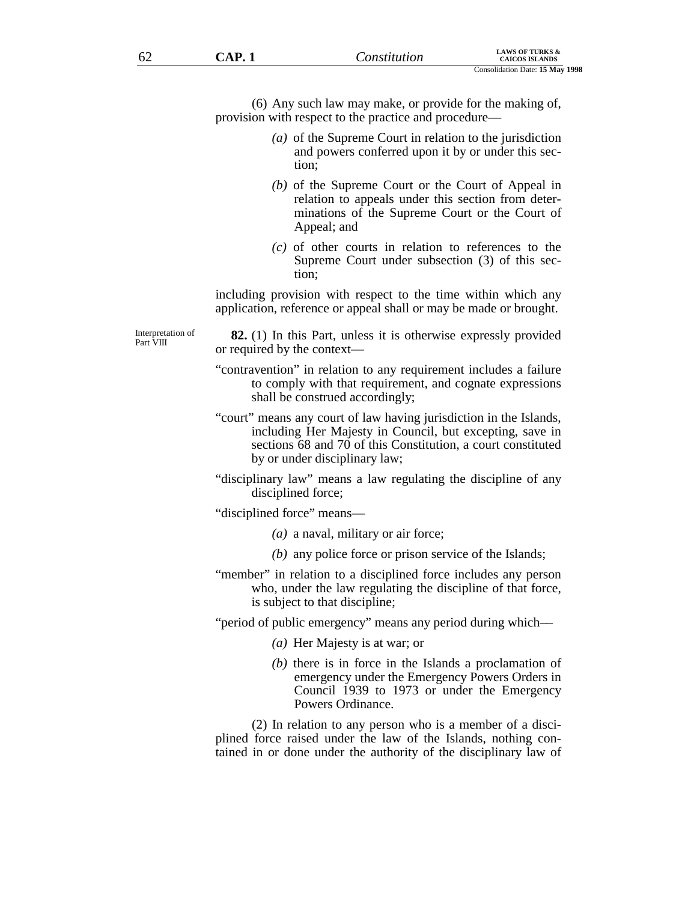(6) Any such law may make, or provide for the making of, provision with respect to the practice and procedure—

*(a)* of the Supreme Court in relation to the jurisdiction and powers conferred upon it by or under this section;

*(b)* of the Supreme Court or the Court of Appeal in relation to appeals under this section from determinations of the Supreme Court or the Court of Appeal; and

*(c)* of other courts in relation to references to the Supreme Court under subsection (3) of this section;

including provision with respect to the time within which any application, reference or appeal shall or may be made or brought.

Interpretation of Part VIII

**82.** (1) In this Part, unless it is otherwise expressly provided or required by the context—

"contravention" in relation to any requirement includes a failure to comply with that requirement, and cognate expressions shall be construed accordingly;

"court" means any court of law having jurisdiction in the Islands, including Her Majesty in Council, but excepting, save in sections 68 and 70 of this Constitution, a court constituted by or under disciplinary law;

"disciplinary law" means a law regulating the discipline of any disciplined force;

"disciplined force" means—

*(a)* a naval, military or air force;

*(b)* any police force or prison service of the Islands;

"member" in relation to a disciplined force includes any person who, under the law regulating the discipline of that force, is subject to that discipline;

"period of public emergency" means any period during which—

*(a)* Her Majesty is at war; or

*(b)* there is in force in the Islands a proclamation of emergency under the Emergency Powers Orders in Council 1939 to 1973 or under the Emergency Powers Ordinance.

(2) In relation to any person who is a member of a disciplined force raised under the law of the Islands, nothing contained in or done under the authority of the disciplinary law of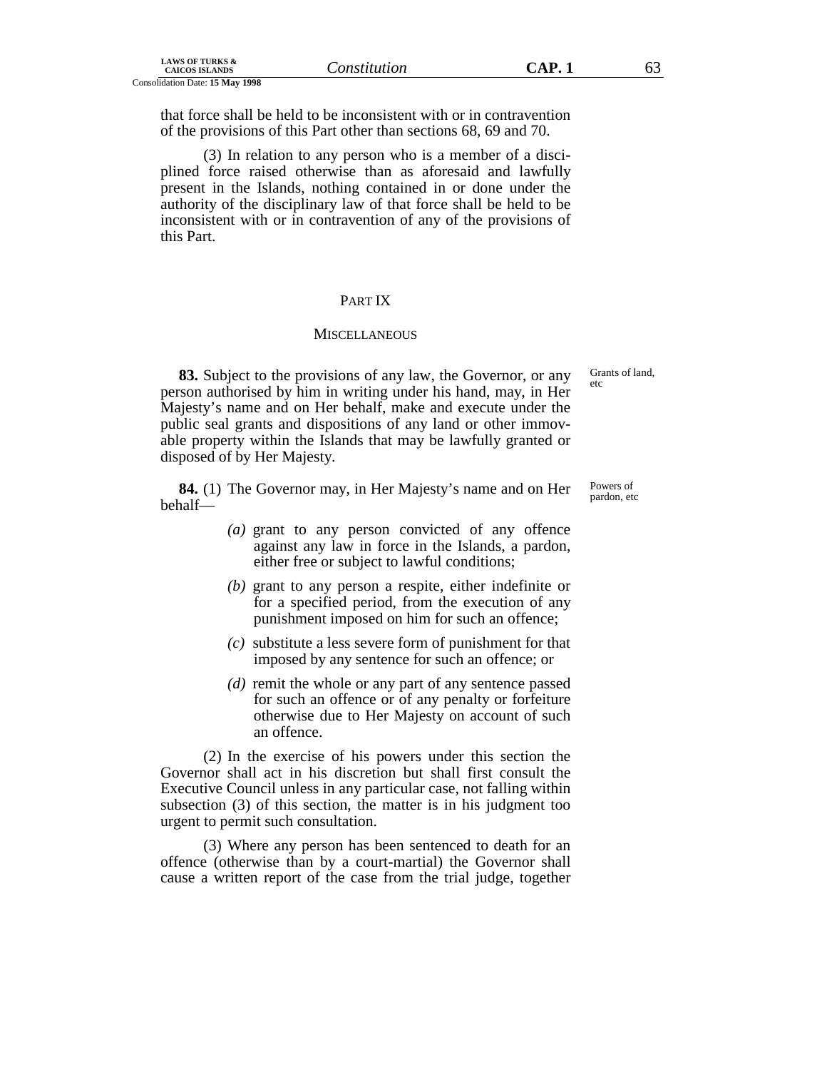that force shall be held to be inconsistent with or in contravention of the provisions of this Part other than sections 68, 69 and 70.

(3) In relation to any person who is a member of a disciplined force raised otherwise than as aforesaid and lawfully present in the Islands, nothing contained in or done under the authority of the disciplinary law of that force shall be held to be inconsistent with or in contravention of any of the provisions of this Part.

## PART IX

### MISCELLANEOUS

Grants of land, etc

**83.** Subject to the provisions of any law, the Governor, or any person authorised by him in writing under his hand, may, in Her Majesty's name and on Her behalf, make and execute under the public seal grants and dispositions of any land or other immovable property within the Islands that may be lawfully granted or disposed of by Her Majesty.

Powers of pardon, etc

**84.** (1) The Governor may, in Her Majesty's name and on Her behalf—

*(a)* grant to any person convicted of any offence against any law in force in the Islands, a pardon, either free or subject to lawful conditions;

*(b)* grant to any person a respite, either indefinite or for a specified period, from the execution of any punishment imposed on him for such an offence;

*(c)* substitute a less severe form of punishment for that imposed by any sentence for such an offence; or

*(d)* remit the whole or any part of any sentence passed for such an offence or of any penalty or forfeiture otherwise due to Her Majesty on account of such an offence.

(2) In the exercise of his powers under this section the Governor shall act in his discretion but shall first consult the Executive Council unless in any particular case, not falling within subsection (3) of this section, the matter is in his judgment too urgent to permit such consultation.

(3) Where any person has been sentenced to death for an offence (otherwise than by a court-martial) the Governor shall cause a written report of the case from the trial judge, together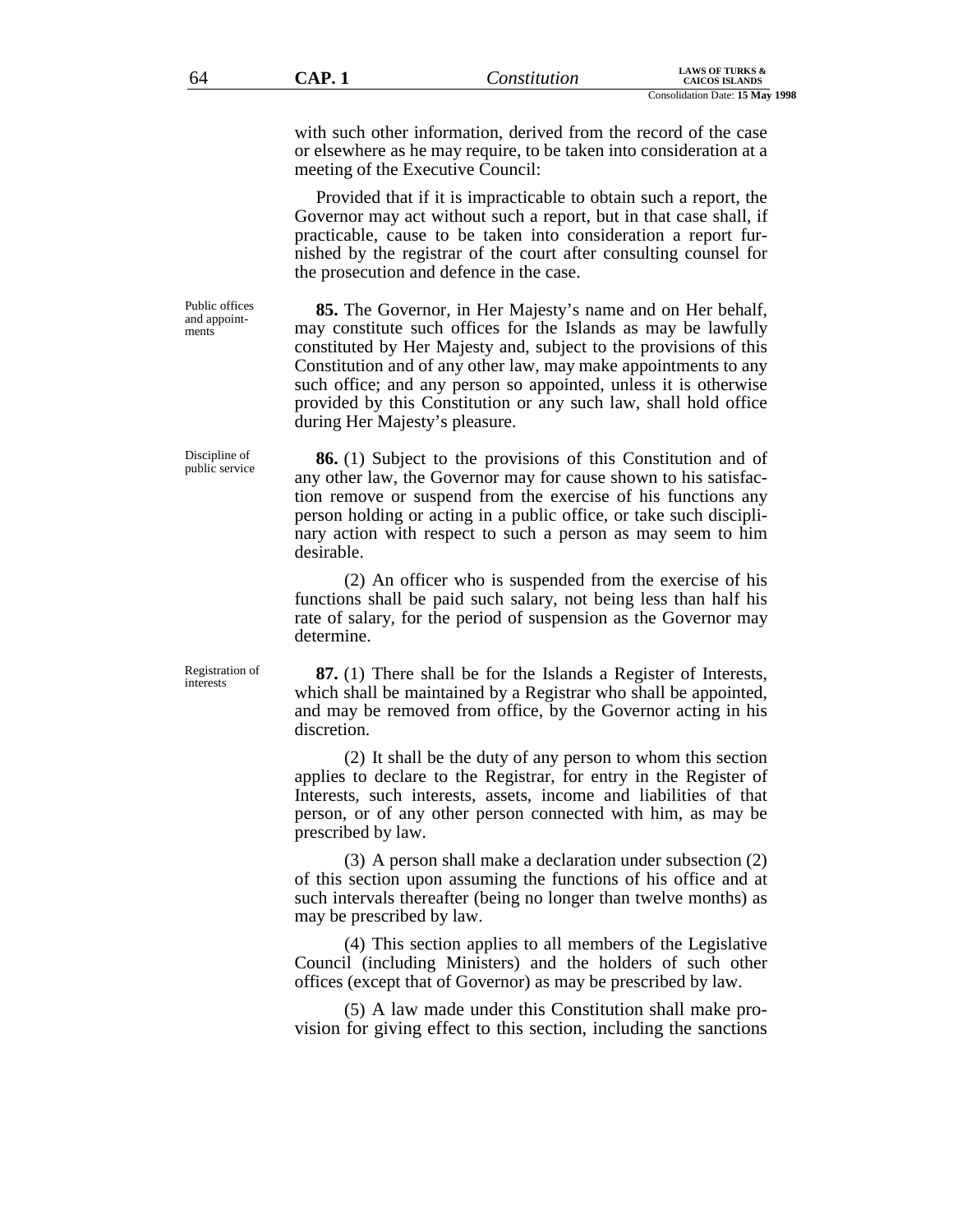with such other information, derived from the record of the case or elsewhere as he may require, to be taken into consideration at a meeting of the Executive Council:

Provided that if it is impracticable to obtain such a report, the Governor may act without such a report, but in that case shall, if practicable, cause to be taken into consideration a report furnished by the registrar of the court after consulting counsel for the prosecution and defence in the case.

*Public offices and appointments*

**85.** The Governor, in Her Majesty's name and on Her behalf, may constitute such offices for the Islands as may be lawfully constituted by Her Majesty and, subject to the provisions of this Constitution and of any other law, may make appointments to any such office; and any person so appointed, unless it is otherwise provided by this Constitution or any such law, shall hold office during Her Majesty's pleasure.

*Discipline of public service*

**86.** (1) Subject to the provisions of this Constitution and of any other law, the Governor may for cause shown to his satisfaction remove or suspend from the exercise of his functions any person holding or acting in a public office, or take such disciplinary action with respect to such a person as may seem to him desirable.

(2) An officer who is suspended from the exercise of his functions shall be paid such salary, not being less than half his rate of salary, for the period of suspension as the Governor may determine.

*Registration of interests*

**87.** (1) There shall be for the Islands a Register of Interests, which shall be maintained by a Registrar who shall be appointed, and may be removed from office, by the Governor acting in his discretion.

(2) It shall be the duty of any person to whom this section applies to declare to the Registrar, for entry in the Register of Interests, such interests, assets, income and liabilities of that person, or of any other person connected with him, as may be prescribed by law.

(3) A person shall make a declaration under subsection (2) of this section upon assuming the functions of his office and at such intervals thereafter (being no longer than twelve months) as may be prescribed by law.

(4) This section applies to all members of the Legislative Council (including Ministers) and the holders of such other offices (except that of Governor) as may be prescribed by law.

(5) A law made under this Constitution shall make provision for giving effect to this section, including the sanctions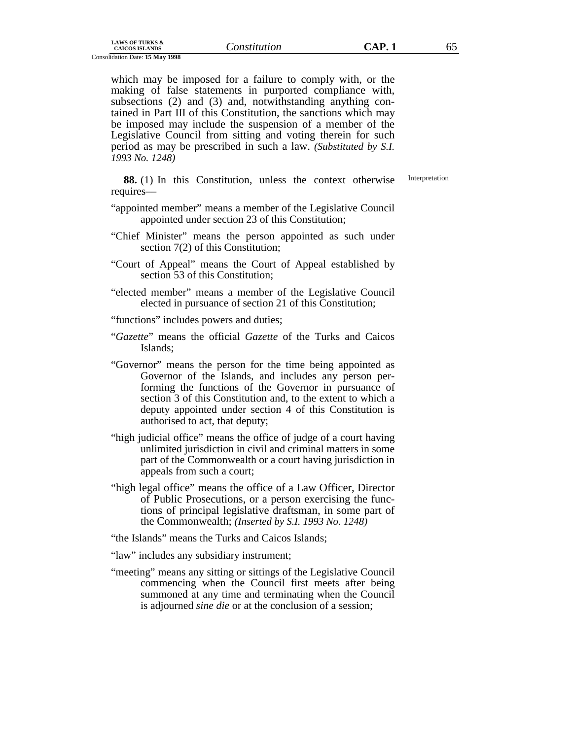which may be imposed for a failure to comply with, or the making of false statements in purported compliance with, subsections (2) and (3) and, notwithstanding anything contained in Part III of this Constitution, the sanctions which may be imposed may include the suspension of a member of the Legislative Council from sitting and voting therein for such period as may be prescribed in such a law. *(Substituted by S.I. 1993 No. 1248)*

Interpretation

**88.** (1) In this Constitution, unless the context otherwise requires—

"appointed member" means a member of the Legislative Council appointed under section 23 of this Constitution;

"Chief Minister" means the person appointed as such under section 7(2) of this Constitution;

"Court of Appeal" means the Court of Appeal established by section 53 of this Constitution;

"elected member" means a member of the Legislative Council elected in pursuance of section 21 of this Constitution;

"functions" includes powers and duties;

"*Gazette*" means the official *Gazette* of the Turks and Caicos Islands;

"Governor" means the person for the time being appointed as Governor of the Islands, and includes any person performing the functions of the Governor in pursuance of section 3 of this Constitution and, to the extent to which a deputy appointed under section 4 of this Constitution is authorised to act, that deputy;

"high judicial office" means the office of judge of a court having unlimited jurisdiction in civil and criminal matters in some part of the Commonwealth or a court having jurisdiction in appeals from such a court;

"high legal office" means the office of a Law Officer, Director of Public Prosecutions, or a person exercising the functions of principal legislative draftsman, in some part of the Commonwealth; *(Inserted by S.I. 1993 No. 1248)*

"the Islands" means the Turks and Caicos Islands;

"law" includes any subsidiary instrument;

"meeting" means any sitting or sittings of the Legislative Council commencing when the Council first meets after being summoned at any time and terminating when the Council is adjourned *sine die* or at the conclusion of a session;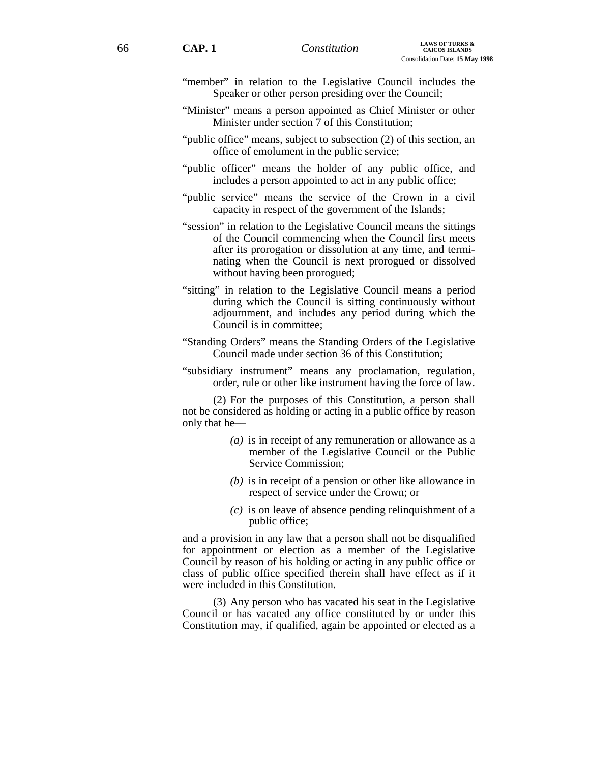"member" in relation to the Legislative Council includes the Speaker or other person presiding over the Council;

"Minister" means a person appointed as Chief Minister or other Minister under section 7 of this Constitution;

"public office" means, subject to subsection (2) of this section, an office of emolument in the public service;

"public officer" means the holder of any public office, and includes a person appointed to act in any public office;

"public service" means the service of the Crown in a civil capacity in respect of the government of the Islands;

"session" in relation to the Legislative Council means the sittings of the Council commencing when the Council first meets after its prorogation or dissolution at any time, and terminating when the Council is next prorogued or dissolved without having been prorogued;

"sitting" in relation to the Legislative Council means a period during which the Council is sitting continuously without adjournment, and includes any period during which the Council is in committee;

"Standing Orders" means the Standing Orders of the Legislative Council made under section 36 of this Constitution;

"subsidiary instrument" means any proclamation, regulation, order, rule or other like instrument having the force of law.

(2) For the purposes of this Constitution, a person shall not be considered as holding or acting in a public office by reason only that he—

*(a)* is in receipt of any remuneration or allowance as a member of the Legislative Council or the Public Service Commission;

*(b)* is in receipt of a pension or other like allowance in respect of service under the Crown; or

*(c)* is on leave of absence pending relinquishment of a public office;

and a provision in any law that a person shall not be disqualified for appointment or election as a member of the Legislative Council by reason of his holding or acting in any public office or class of public office specified therein shall have effect as if it were included in this Constitution.

(3) Any person who has vacated his seat in the Legislative Council or has vacated any office constituted by or under this Constitution may, if qualified, again be appointed or elected as a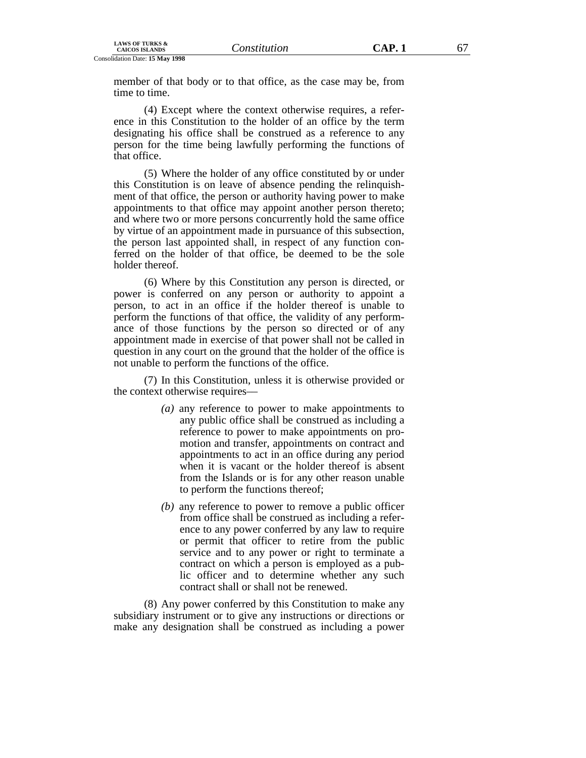member of that body or to that office, as the case may be, from time to time.

(4) Except where the context otherwise requires, a reference in this Constitution to the holder of an office by the term designating his office shall be construed as a reference to any person for the time being lawfully performing the functions of that office.

(5) Where the holder of any office constituted by or under this Constitution is on leave of absence pending the relinquishment of that office, the person or authority having power to make appointments to that office may appoint another person thereto; and where two or more persons concurrently hold the same office by virtue of an appointment made in pursuance of this subsection, the person last appointed shall, in respect of any function conferred on the holder of that office, be deemed to be the sole holder thereof.

(6) Where by this Constitution any person is directed, or power is conferred on any person or authority to appoint a person, to act in an office if the holder thereof is unable to perform the functions of that office, the validity of any performance of those functions by the person so directed or of any appointment made in exercise of that power shall not be called in question in any court on the ground that the holder of the office is not unable to perform the functions of the office.

(7) In this Constitution, unless it is otherwise provided or the context otherwise requires—

*(a)* any reference to power to make appointments to any public office shall be construed as including a reference to power to make appointments on promotion and transfer, appointments on contract and appointments to act in an office during any period when it is vacant or the holder thereof is absent from the Islands or is for any other reason unable to perform the functions thereof;

*(b)* any reference to power to remove a public officer from office shall be construed as including a reference to any power conferred by any law to require or permit that officer to retire from the public service and to any power or right to terminate a contract on which a person is employed as a public officer and to determine whether any such contract shall or shall not be renewed.

(8) Any power conferred by this Constitution to make any subsidiary instrument or to give any instructions or directions or make any designation shall be construed as including a power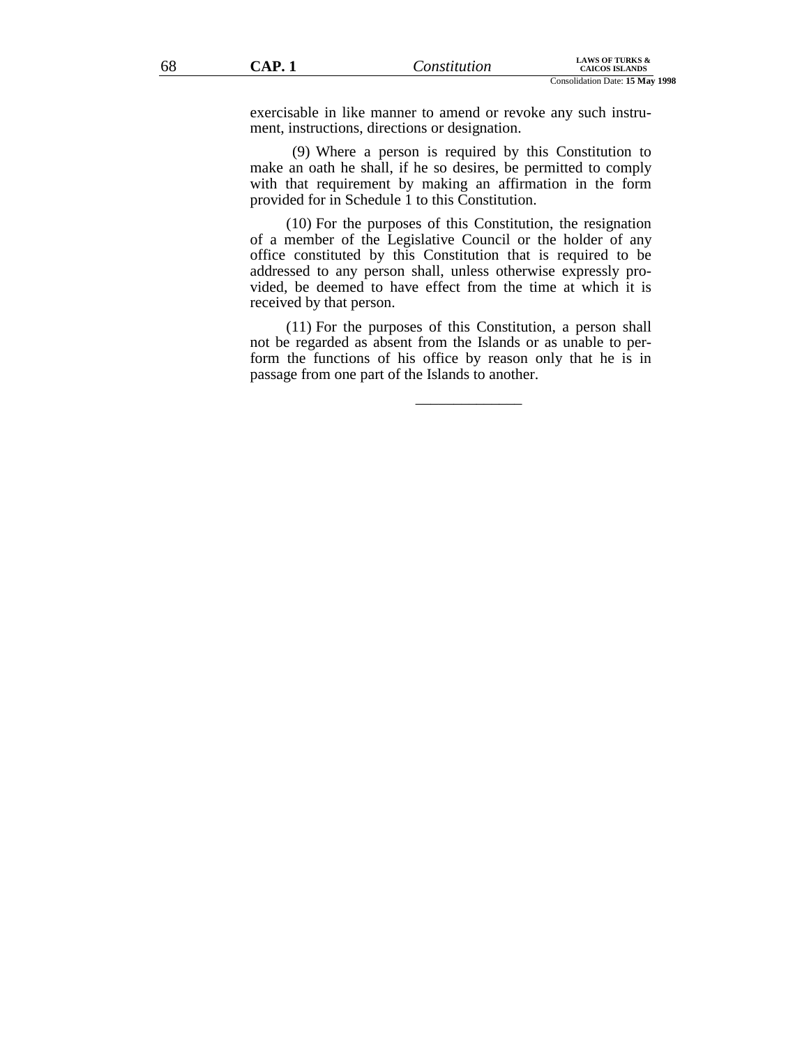exercisable in like manner to amend or revoke any such instrument, instructions, directions or designation.

(9) Where a person is required by this Constitution to make an oath he shall, if he so desires, be permitted to comply with that requirement by making an affirmation in the form provided for in Schedule 1 to this Constitution.

(10) For the purposes of this Constitution, the resignation of a member of the Legislative Council or the holder of any office constituted by this Constitution that is required to be addressed to any person shall, unless otherwise expressly provided, be deemed to have effect from the time at which it is received by that person.

(11) For the purposes of this Constitution, a person shall not be regarded as absent from the Islands or as unable to perform the functions of his office by reason only that he is in passage from one part of the Islands to another.

______________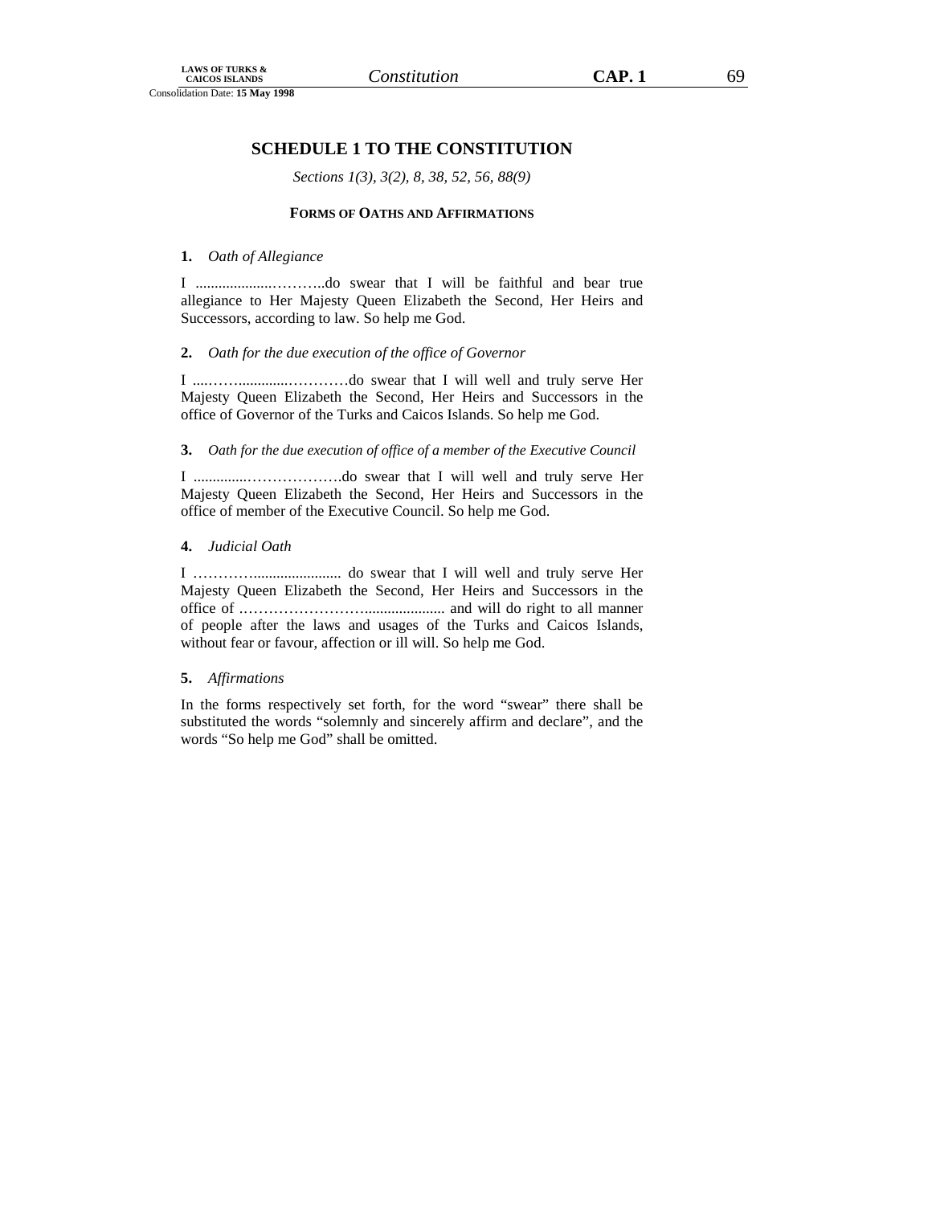# SCHEDULE 1 TO THE CONSTITUTION

*Sections 1(3), 3(2), 8, 38, 52, 56, 88(9)*

## FORMS OF OATHS AND AFFIRMATIONS

**1.** *Oath of Allegiance*

I ....................………..do swear that I will be faithful and bear true allegiance to Her Majesty Queen Elizabeth the Second, Her Heirs and Successors, according to law. So help me God.

**2.** *Oath for the due execution of the office of Governor*

I ....……..............…………do swear that I will well and truly serve Her Majesty Queen Elizabeth the Second, Her Heirs and Successors in the office of Governor of the Turks and Caicos Islands. So help me God.

**3.** *Oath for the due execution of office of a member of the Executive Council*

I ..............……………….do swear that I will well and truly serve Her Majesty Queen Elizabeth the Second, Her Heirs and Successors in the office of member of the Executive Council. So help me God.

**4.** *Judicial Oath*

I ………….................... do swear that I will well and truly serve Her Majesty Queen Elizabeth the Second, Her Heirs and Successors in the office of ……………………..................... and will do right to all manner of people after the laws and usages of the Turks and Caicos Islands, without fear or favour, affection or ill will. So help me God.

**5.** *Affirmations*

In the forms respectively set forth, for the word "swear" there shall be substituted the words "solemnly and sincerely affirm and declare", and the words "So help me God" shall be omitted.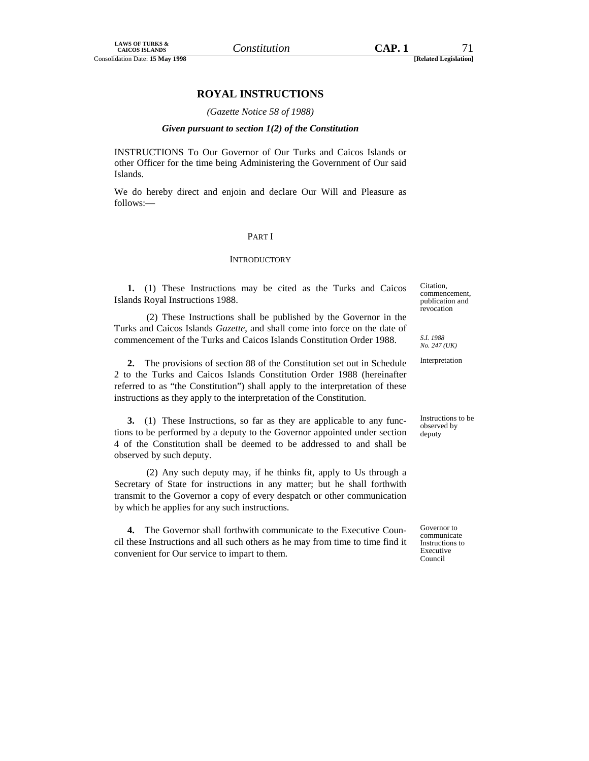# ROYAL INSTRUCTIONS

*(Gazette Notice 58 of 1988)*

***Given pursuant to section 1(2) of the Constitution***

INSTRUCTIONS To Our Governor of Our Turks and Caicos Islands or other Officer for the time being Administering the Government of Our said Islands.

We do hereby direct and enjoin and declare Our Will and Pleasure as follows:—

## PART I

### INTRODUCTORY

Citation, commencement, publication and revocation

**1.** (1) These Instructions may be cited as the Turks and Caicos Islands Royal Instructions 1988.

(2) These Instructions shall be published by the Governor in the Turks and Caicos Islands *Gazette*, and shall come into force on the date of commencement of the Turks and Caicos Islands Constitution Order 1988.

*S.I. 1988 No. 247 (UK)*

Interpretation

**2.** The provisions of section 88 of the Constitution set out in Schedule 2 to the Turks and Caicos Islands Constitution Order 1988 (hereinafter referred to as "the Constitution") shall apply to the interpretation of these instructions as they apply to the interpretation of the Constitution.

Instructions to be observed by deputy

**3.** (1) These Instructions, so far as they are applicable to any functions to be performed by a deputy to the Governor appointed under section 4 of the Constitution shall be deemed to be addressed to and shall be observed by such deputy.

(2) Any such deputy may, if he thinks fit, apply to Us through a Secretary of State for instructions in any matter; but he shall forthwith transmit to the Governor a copy of every despatch or other communication by which he applies for any such instructions.

Governor to communicate Instructions to Executive Council

**4.** The Governor shall forthwith communicate to the Executive Council these Instructions and all such others as he may from time to time find it convenient for Our service to impart to them.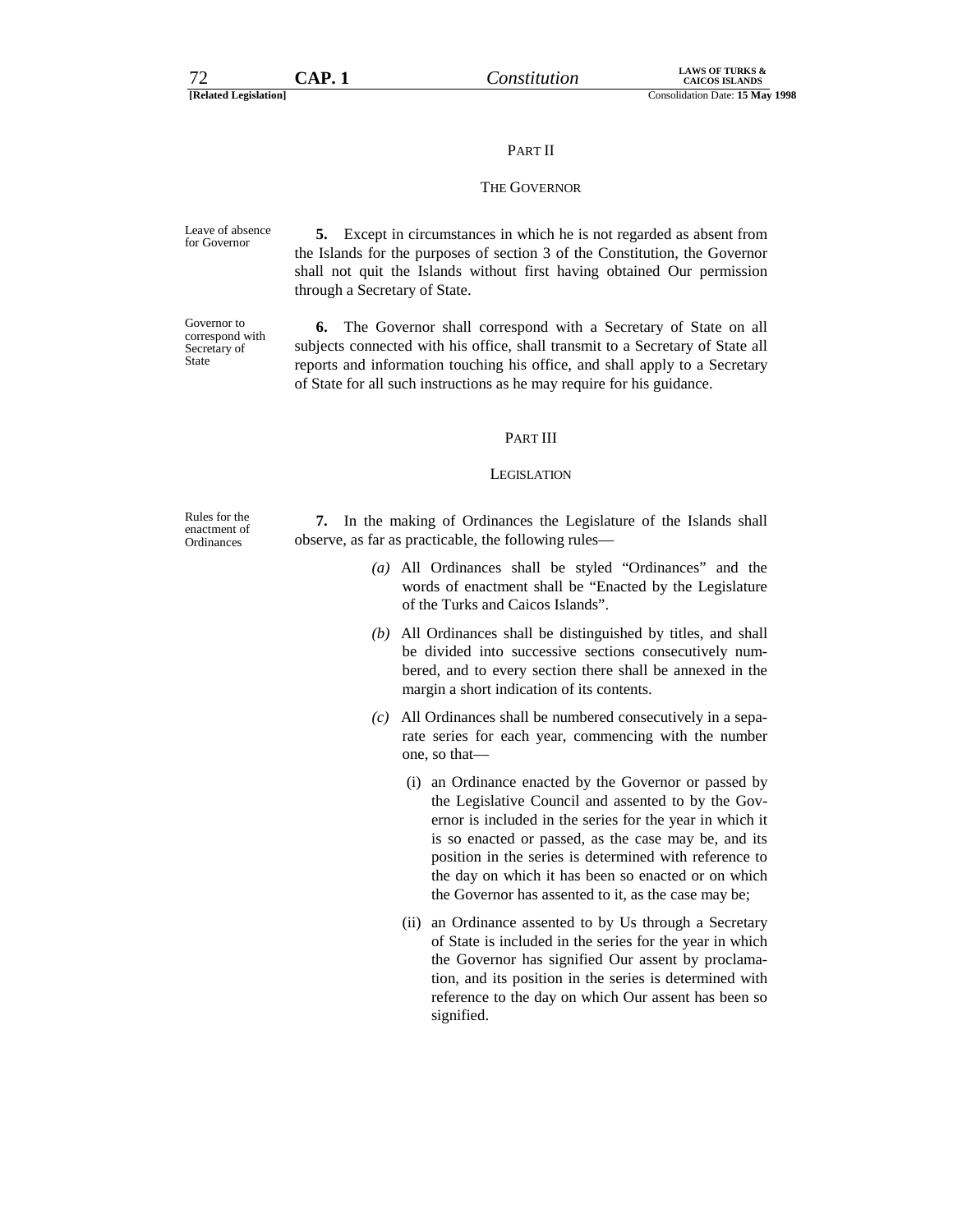## PART II

## THE GOVERNOR

Leave of absence for Governor

**5.** Except in circumstances in which he is not regarded as absent from the Islands for the purposes of section 3 of the Constitution, the Governor shall not quit the Islands without first having obtained Our permission through a Secretary of State.

Governor to correspond with Secretary of State

**6.** The Governor shall correspond with a Secretary of State on all subjects connected with his office, shall transmit to a Secretary of State all reports and information touching his office, and shall apply to a Secretary of State for all such instructions as he may require for his guidance.

## PART III

## LEGISLATION

Rules for the enactment of Ordinances

**7.** In the making of Ordinances the Legislature of the Islands shall observe, as far as practicable, the following rules—

*(a)* All Ordinances shall be styled "Ordinances" and the words of enactment shall be "Enacted by the Legislature of the Turks and Caicos Islands".

*(b)* All Ordinances shall be distinguished by titles, and shall be divided into successive sections consecutively numbered, and to every section there shall be annexed in the margin a short indication of its contents.

*(c)* All Ordinances shall be numbered consecutively in a separate series for each year, commencing with the number one, so that—

(i) an Ordinance enacted by the Governor or passed by the Legislative Council and assented to by the Governor is included in the series for the year in which it is so enacted or passed, as the case may be, and its position in the series is determined with reference to the day on which it has been so enacted or on which the Governor has assented to it, as the case may be;

(ii) an Ordinance assented to by Us through a Secretary of State is included in the series for the year in which the Governor has signified Our assent by proclamation, and its position in the series is determined with reference to the day on which Our assent has been so signified.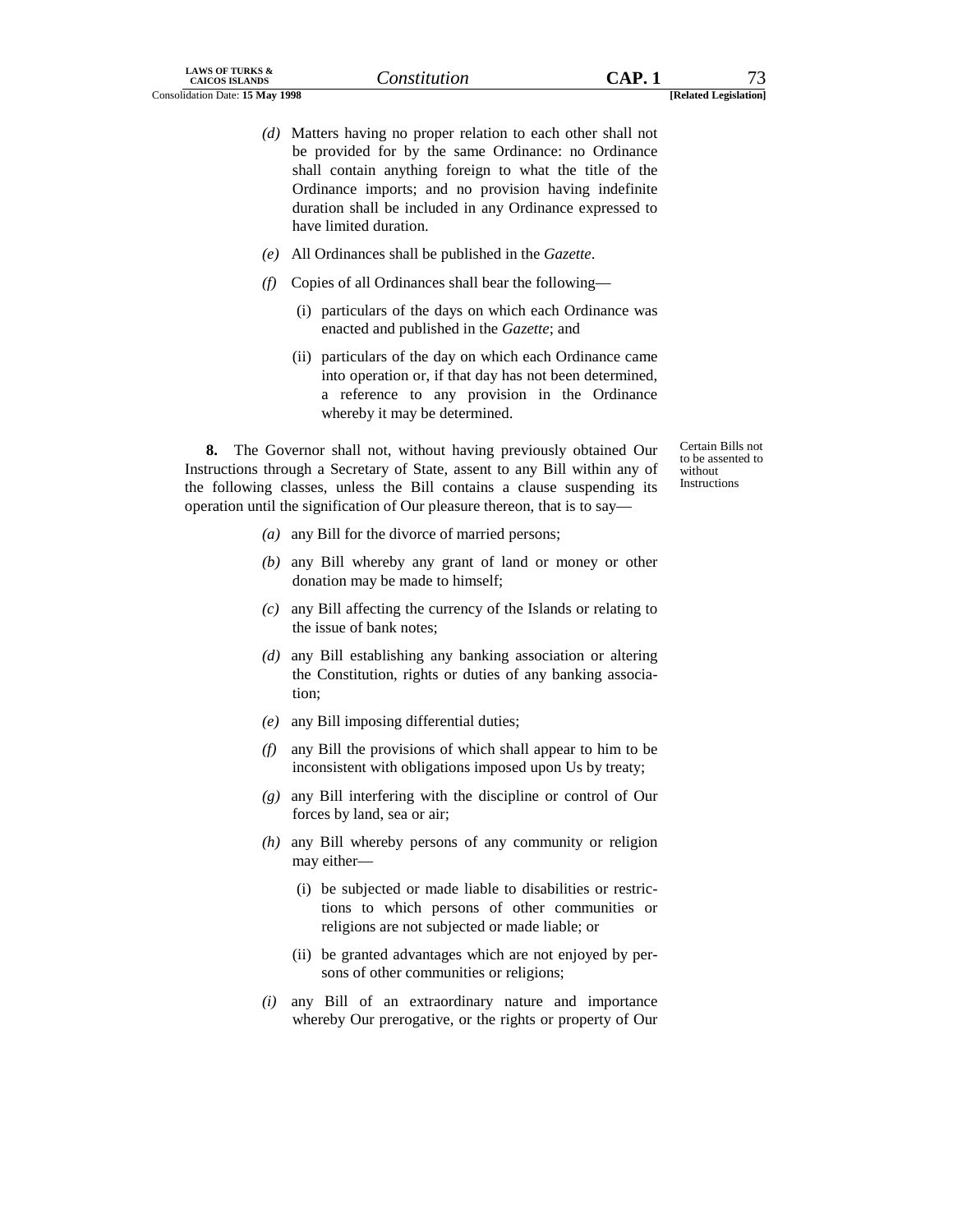*(d)* Matters having no proper relation to each other shall not be provided for by the same Ordinance: no Ordinance shall contain anything foreign to what the title of the Ordinance imports; and no provision having indefinite duration shall be included in any Ordinance expressed to have limited duration.

*(e)* All Ordinances shall be published in the *Gazette*.

*(f)* Copies of all Ordinances shall bear the following—

(i) particulars of the days on which each Ordinance was enacted and published in the *Gazette*; and

(ii) particulars of the day on which each Ordinance came into operation or, if that day has not been determined, a reference to any provision in the Ordinance whereby it may be determined.

Certain Bills not to be assented to without Instructions

**8.** The Governor shall not, without having previously obtained Our Instructions through a Secretary of State, assent to any Bill within any of the following classes, unless the Bill contains a clause suspending its operation until the signification of Our pleasure thereon, that is to say—

*(a)* any Bill for the divorce of married persons;

*(b)* any Bill whereby any grant of land or money or other donation may be made to himself;

*(c)* any Bill affecting the currency of the Islands or relating to the issue of bank notes;

*(d)* any Bill establishing any banking association or altering the Constitution, rights or duties of any banking association;

*(e)* any Bill imposing differential duties;

*(f)* any Bill the provisions of which shall appear to him to be inconsistent with obligations imposed upon Us by treaty;

*(g)* any Bill interfering with the discipline or control of Our forces by land, sea or air;

*(h)* any Bill whereby persons of any community or religion may either—

(i) be subjected or made liable to disabilities or restrictions to which persons of other communities or religions are not subjected or made liable; or

(ii) be granted advantages which are not enjoyed by persons of other communities or religions;

*(i)* any Bill of an extraordinary nature and importance whereby Our prerogative, or the rights or property of Our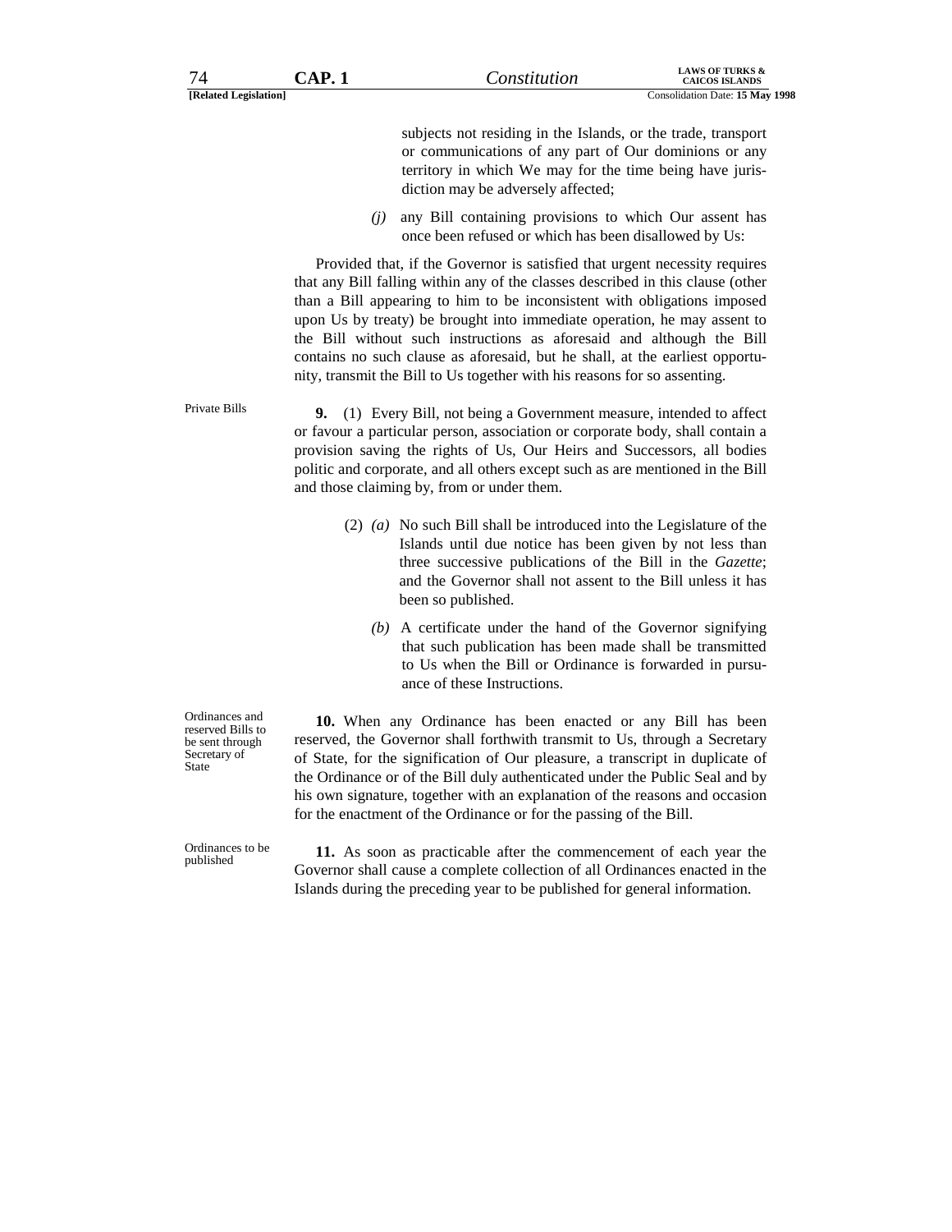subjects not residing in the Islands, or the trade, transport or communications of any part of Our dominions or any territory in which We may for the time being have jurisdiction may be adversely affected;

*(j)* any Bill containing provisions to which Our assent has once been refused or which has been disallowed by Us:

Provided that, if the Governor is satisfied that urgent necessity requires that any Bill falling within any of the classes described in this clause (other than a Bill appearing to him to be inconsistent with obligations imposed upon Us by treaty) be brought into immediate operation, he may assent to the Bill without such instructions as aforesaid and although the Bill contains no such clause as aforesaid, but he shall, at the earliest opportunity, transmit the Bill to Us together with his reasons for so assenting.

Private Bills

**9.** (1) Every Bill, not being a Government measure, intended to affect or favour a particular person, association or corporate body, shall contain a provision saving the rights of Us, Our Heirs and Successors, all bodies politic and corporate, and all others except such as are mentioned in the Bill and those claiming by, from or under them.

(2) *(a)* No such Bill shall be introduced into the Legislature of the Islands until due notice has been given by not less than three successive publications of the Bill in the *Gazette*; and the Governor shall not assent to the Bill unless it has been so published.

*(b)* A certificate under the hand of the Governor signifying that such publication has been made shall be transmitted to Us when the Bill or Ordinance is forwarded in pursuance of these Instructions.

Ordinances and reserved Bills to be sent through Secretary of State

**10.** When any Ordinance has been enacted or any Bill has been reserved, the Governor shall forthwith transmit to Us, through a Secretary of State, for the signification of Our pleasure, a transcript in duplicate of the Ordinance or of the Bill duly authenticated under the Public Seal and by his own signature, together with an explanation of the reasons and occasion for the enactment of the Ordinance or for the passing of the Bill.

Ordinances to be published

**11.** As soon as practicable after the commencement of each year the Governor shall cause a complete collection of all Ordinances enacted in the Islands during the preceding year to be published for general information.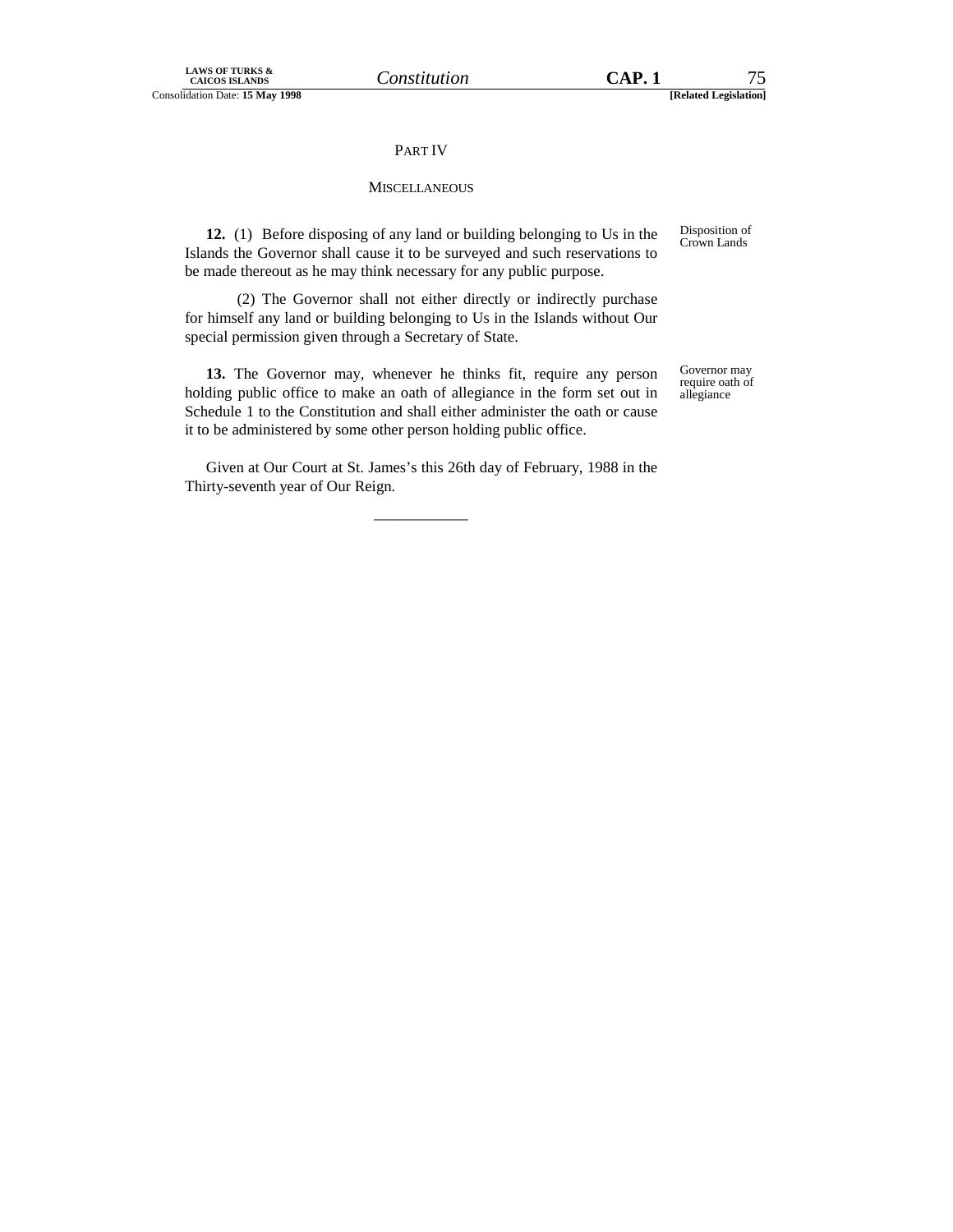## PART IV

## MISCELLANEOUS

**12.** (1) Before disposing of any land or building belonging to Us in the Islands the Governor shall cause it to be surveyed and such reservations to be made thereout as he may think necessary for any public purpose.

Disposition of Crown Lands

(2) The Governor shall not either directly or indirectly purchase for himself any land or building belonging to Us in the Islands without Our special permission given through a Secretary of State.

**13.** The Governor may, whenever he thinks fit, require any person holding public office to make an oath of allegiance in the form set out in Schedule 1 to the Constitution and shall either administer the oath or cause it to be administered by some other person holding public office.

Governor may require oath of allegiance

Given at Our Court at St. James's this 26th day of February, 1988 in the Thirty-seventh year of Our Reign.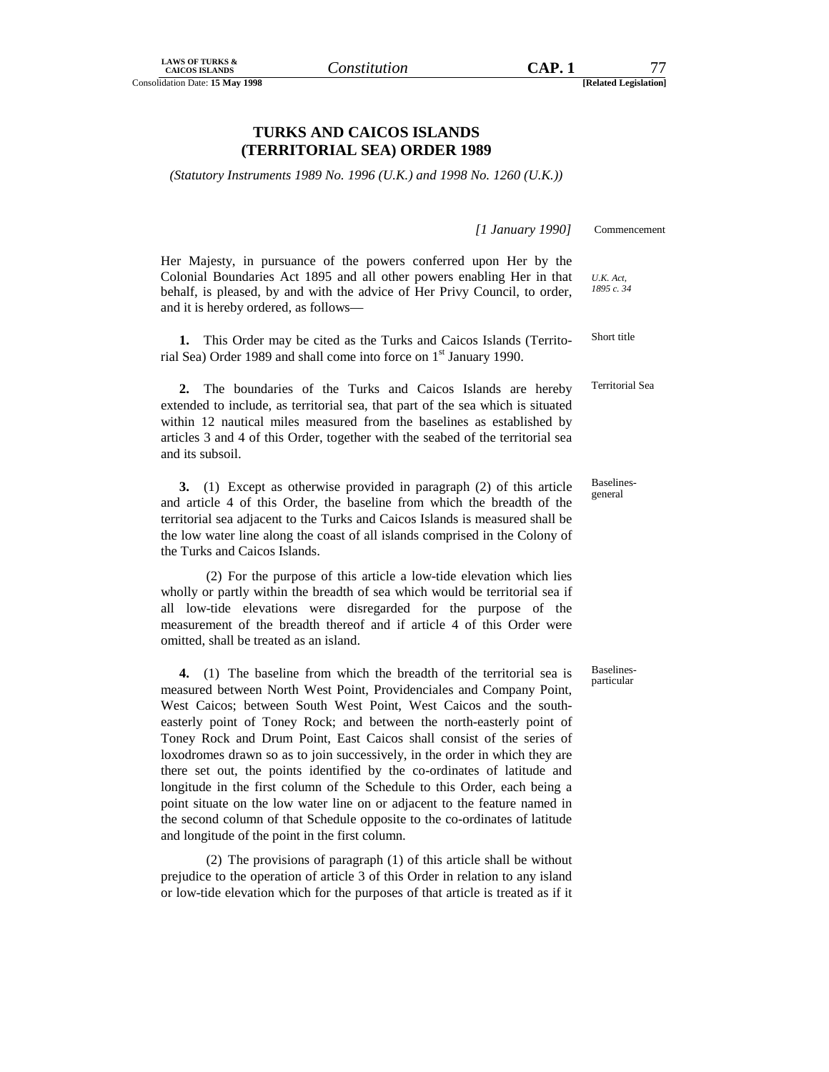# TURKS AND CAICOS ISLANDS (TERRITORIAL SEA) ORDER 1989

*(Statutory Instruments 1989 No. 1996 (U.K.) and 1998 No. 1260 (U.K.))*

*[1 January 1990]* Commencement

Her Majesty, in pursuance of the powers conferred upon Her by the Colonial Boundaries Act 1895 and all other powers enabling Her in that behalf, is pleased, by and with the advice of Her Privy Council, to order, and it is hereby ordered, as follows—

*U.K. Act, 1895 c. 34*

Short title

**1.** This Order may be cited as the Turks and Caicos Islands (Territorial Sea) Order 1989 and shall come into force on 1st January 1990.

Territorial Sea

**2.** The boundaries of the Turks and Caicos Islands are hereby extended to include, as territorial sea, that part of the sea which is situated within 12 nautical miles measured from the baselines as established by articles 3 and 4 of this Order, together with the seabed of the territorial sea and its subsoil.

Baselines-general

**3.** (1) Except as otherwise provided in paragraph (2) of this article and article 4 of this Order, the baseline from which the breadth of the territorial sea adjacent to the Turks and Caicos Islands is measured shall be the low water line along the coast of all islands comprised in the Colony of the Turks and Caicos Islands.

(2) For the purpose of this article a low-tide elevation which lies wholly or partly within the breadth of sea which would be territorial sea if all low-tide elevations were disregarded for the purpose of the measurement of the breadth thereof and if article 4 of this Order were omitted, shall be treated as an island.

Baselines-particular

**4.** (1) The baseline from which the breadth of the territorial sea is measured between North West Point, Providenciales and Company Point, West Caicos; between South West Point, West Caicos and the south-easterly point of Toney Rock; and between the north-easterly point of Toney Rock and Drum Point, East Caicos shall consist of the series of loxodromes drawn so as to join successively, in the order in which they are there set out, the points identified by the co-ordinates of latitude and longitude in the first column of the Schedule to this Order, each being a point situate on the low water line on or adjacent to the feature named in the second column of that Schedule opposite to the co-ordinates of latitude and longitude of the point in the first column.

(2) The provisions of paragraph (1) of this article shall be without prejudice to the operation of article 3 of this Order in relation to any island or low-tide elevation which for the purposes of that article is treated as if it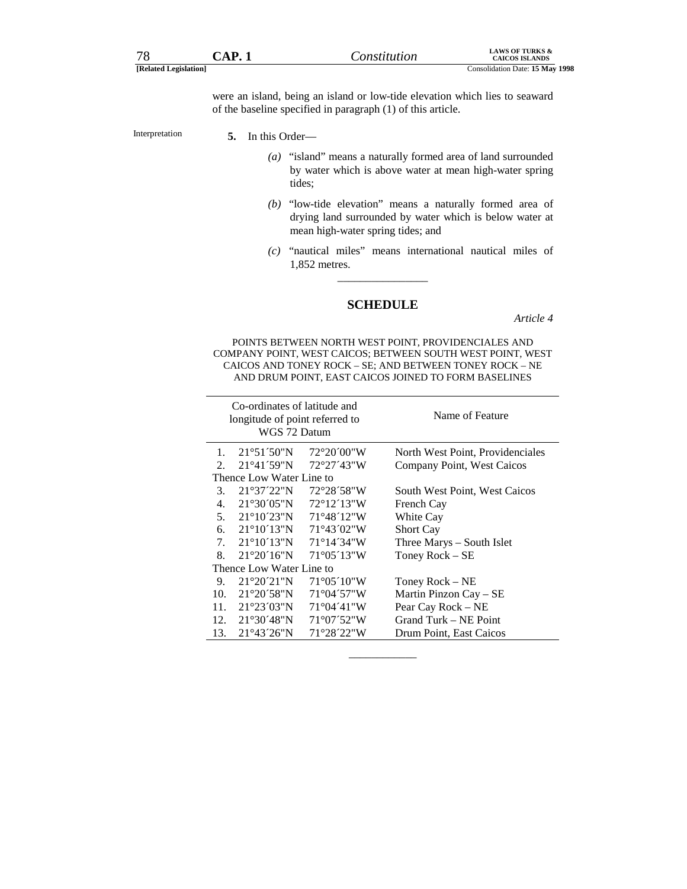were an island, being an island or low-tide elevation which lies to seaward of the baseline specified in paragraph (1) of this article.

Interpretation

**5.** In this Order—

*(a)* "island" means a naturally formed area of land surrounded by water which is above water at mean high-water spring tides;

*(b)* "low-tide elevation" means a naturally formed area of drying land surrounded by water which is below water at mean high-water spring tides; and

*(c)* "nautical miles" means international nautical miles of 1,852 metres.

---

## SCHEDULE

*Article 4*

POINTS BETWEEN NORTH WEST POINT, PROVIDENCIALES AND COMPANY POINT, WEST CAICOS; BETWEEN SOUTH WEST POINT, WEST CAICOS AND TONEY ROCK – SE; AND BETWEEN TONEY ROCK – NE AND DRUM POINT, EAST CAICOS JOINED TO FORM BASELINES

| | Co-ordinates of latitude and longitude of point referred to WGS 72 Datum | | Name of Feature |
|---|---|---|---|
| 1. | 21°51´50"N | 72°20´00"W | North West Point, Providenciales |
| 2. | 21°41´59"N | 72°27´43"W | Company Point, West Caicos |
| Thence Low Water Line to | | | |
| 3. | 21°37´22"N | 72°28´58"W | South West Point, West Caicos |
| 4. | 21°30´05"N | 72°12´13"W | French Cay |
| 5. | 21°10´23"N | 71°48´12"W | White Cay |
| 6. | 21°10´13"N | 71°43´02"W | Short Cay |
| 7. | 21°10´13"N | 71°14´34"W | Three Marys – South Islet |
| 8. | 21°20´16"N | 71°05´13"W | Toney Rock – SE |
| Thence Low Water Line to | | | |
| 9. | 21°20´21"N | 71°05´10"W | Toney Rock – NE |
| 10. | 21°20´58"N | 71°04´57"W | Martin Pinzon Cay – SE |
| 11. | 21°23´03"N | 71°04´41"W | Pear Cay Rock – NE |
| 12. | 21°30´48"N | 71°07´52"W | Grand Turk – NE Point |
| 13. | 21°43´26"N | 71°28´22"W | Drum Point, East Caicos |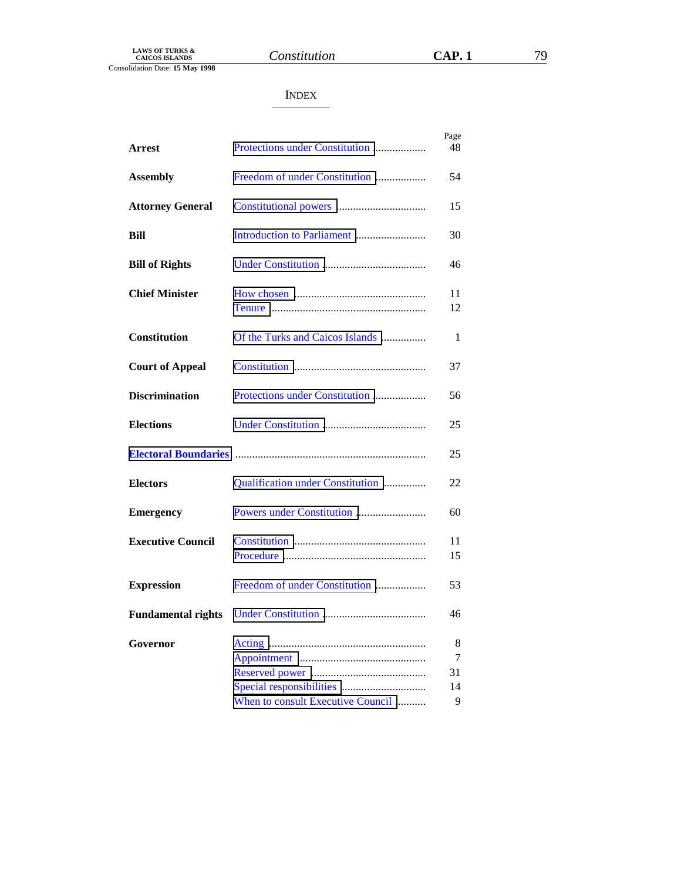# INDEX

| | | Page |
|---|---|---|
| **Arrest** | Protections under Constitution | 48 |
| **Assembly** | Freedom of under Constitution | 54 |
| **Attorney General** | Constitutional powers | 15 |
| **Bill** | Introduction to Parliament | 30 |
| **Bill of Rights** | Under Constitution | 46 |
| **Chief Minister** | How chosen | 11 |
| | Tenure | 12 |
| **Constitution** | Of the Turks and Caicos Islands | 1 |
| **Court of Appeal** | Constitution | 37 |
| **Discrimination** | Protections under Constitution | 56 |
| **Elections** | Under Constitution | 25 |
| **Electoral Boundaries** | | 25 |
| **Electors** | Qualification under Constitution | 22 |
| **Emergency** | Powers under Constitution | 60 |
| **Executive Council** | Constitution | 11 |
| | Procedure | 15 |
| **Expression** | Freedom of under Constitution | 53 |
| **Fundamental rights** | Under Constitution | 46 |
| **Governor** | Acting | 8 |
| | Appointment | 7 |
| | Reserved power | 31 |
| | Special responsibilities | 14 |
| | When to consult Executive Council | 9 |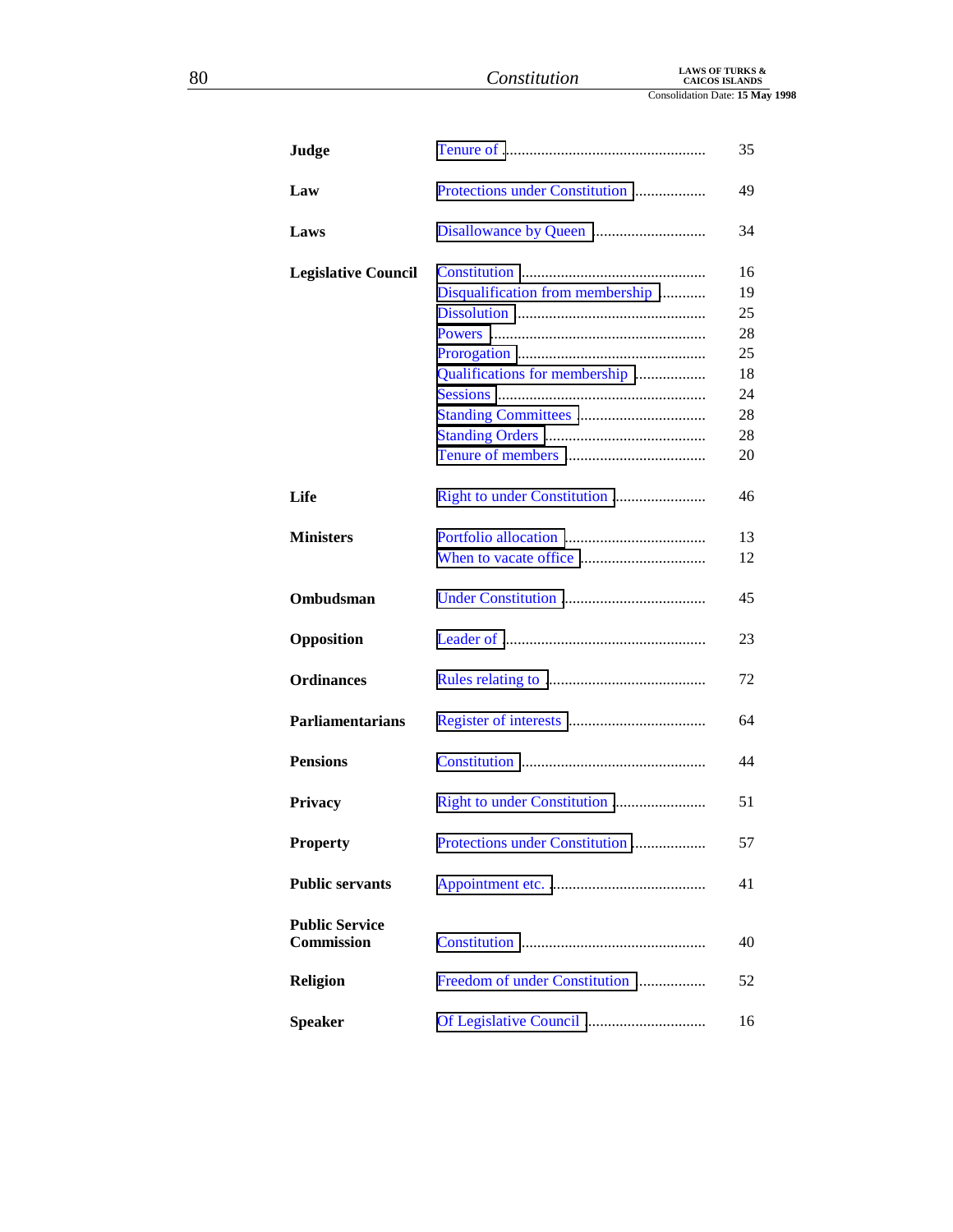| | | |
|---|---|---|
| **Judge** | Tenure of | 35 |
| **Law** | Protections under Constitution | 49 |
| **Laws** | Disallowance by Queen | 34 |
| **Legislative Council** | Constitution | 16 |
| | Disqualification from membership | 19 |
| | Dissolution | 25 |
| | Powers | 28 |
| | Prorogation | 25 |
| | Qualifications for membership | 18 |
| | Sessions | 24 |
| | Standing Committees | 28 |
| | Standing Orders | 28 |
| | Tenure of members | 20 |
| **Life** | Right to under Constitution | 46 |
| **Ministers** | Portfolio allocation | 13 |
| | When to vacate office | 12 |
| **Ombudsman** | Under Constitution | 45 |
| **Opposition** | Leader of | 23 |
| **Ordinances** | Rules relating to | 72 |
| **Parliamentarians** | Register of interests | 64 |
| **Pensions** | Constitution | 44 |
| **Privacy** | Right to under Constitution | 51 |
| **Property** | Protections under Constitution | 57 |
| **Public servants** | Appointment etc. | 41 |
| **Public Service Commission** | Constitution | 40 |
| **Religion** | Freedom of under Constitution | 52 |
| **Speaker** | Of Legislative Council | 16 |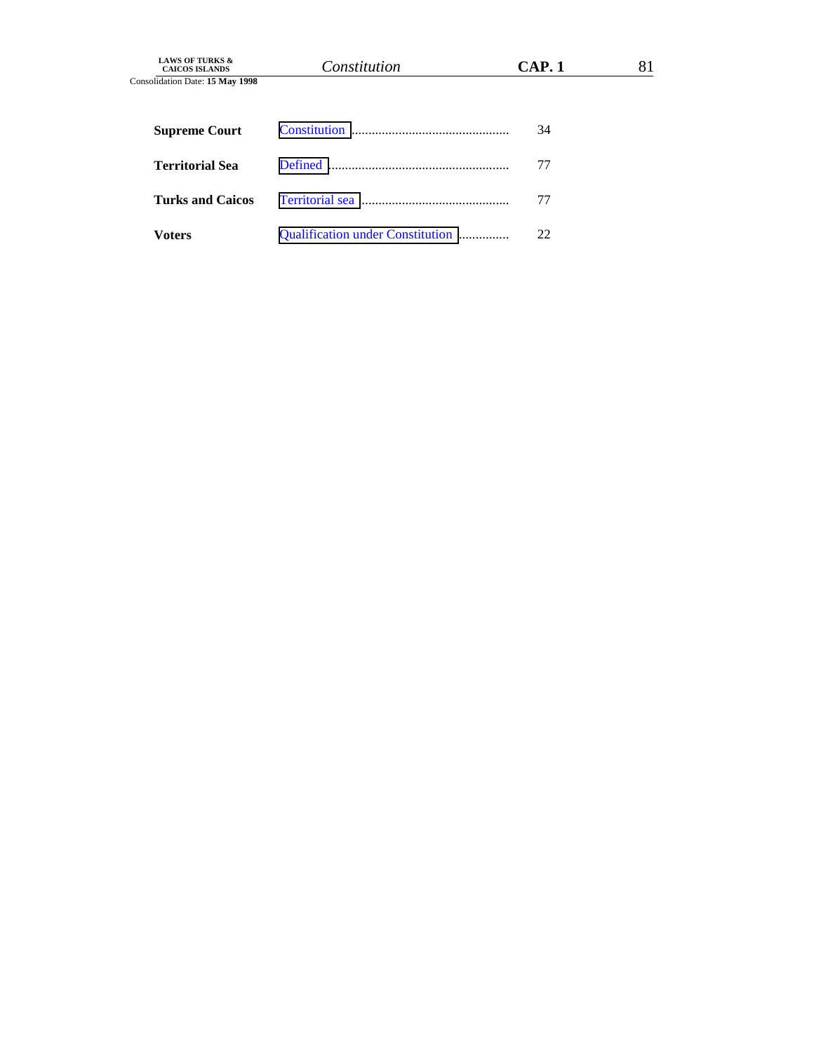| | | |
|---|---|---|
| **Supreme Court** | Constitution ............................................... | 34 |
| **Territorial Sea** | Defined ..................................................... | 77 |
| **Turks and Caicos** | Territorial sea ............................................ | 77 |
| **Voters** | Qualification under Constitution .............. | 22 |